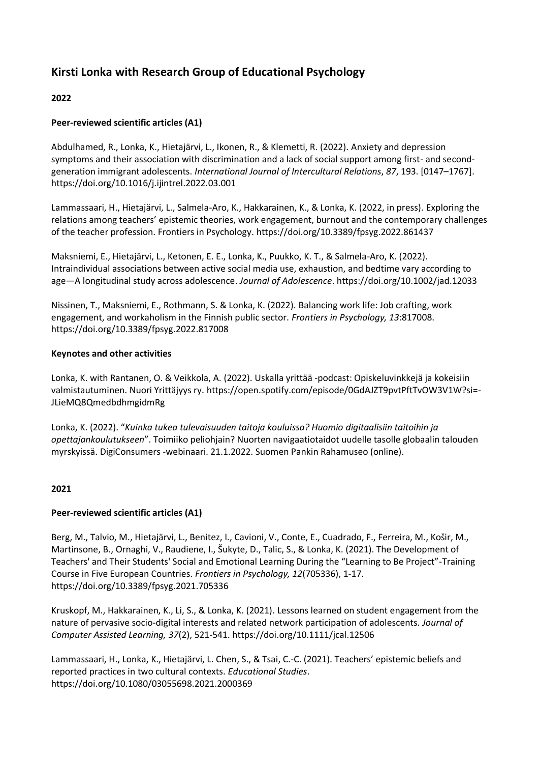# Kirsti Lonka with Research Group of Educational Psychology

## 2022

### Peer-reviewed scientific articles (A1)

Abdulhamed, R., Lonka, K., Hietajärvi, L., Ikonen, R., & Klemetti, R. (2022). Anxiety and depression symptoms and their association with discrimination and a lack of social support among first- and second-generation immigrant adolescents. *International Journal of Intercultural Relations*, *87*, 193. [0147–1767]. https://doi.org/10.1016/j.ijintrel.2022.03.001

Lammassaari, H., Hietajärvi, L., Salmela-Aro, K., Hakkarainen, K., & Lonka, K. (2022, in press). Exploring the relations among teachers' epistemic theories, work engagement, burnout and the contemporary challenges of the teacher profession. Frontiers in Psychology. https://doi.org/10.3389/fpsyg.2022.861437

Maksniemi, E., Hietajärvi, L., Ketonen, E. E., Lonka, K., Puukko, K. T., & Salmela-Aro, K. (2022). Intraindividual associations between active social media use, exhaustion, and bedtime vary according to age—A longitudinal study across adolescence. *Journal of Adolescence*. https://doi.org/10.1002/jad.12033

Nissinen, T., Maksniemi, E., Rothmann, S. & Lonka, K. (2022). Balancing work life: Job crafting, work engagement, and workaholism in the Finnish public sector. *Frontiers in Psychology, 13*:817008. https://doi.org/10.3389/fpsyg.2022.817008

### Keynotes and other activities

Lonka, K. with Rantanen, O. & Veikkola, A. (2022). Uskalla yrittää -podcast: Opiskeluvinkkejä ja kokeisiin valmistautuminen. Nuori Yrittäjyys ry. https://open.spotify.com/episode/0GdAJZT9pvtPftTvOW3V1W?si=-JLieMQ8QmedbdhmgidmRg

Lonka, K. (2022). "*Kuinka tukea tulevaisuuden taitoja kouluissa? Huomio digitaalisiin taitoihin ja opettajankoulutukseen*". Toimiiko peliohjain? Nuorten navigaatiotaidot uudelle tasolle globaalin talouden myrskyissä. DigiConsumers -webinaari. 21.1.2022. Suomen Pankin Rahamuseo (online).

## 2021

### Peer-reviewed scientific articles (A1)

Berg, M., Talvio, M., Hietajärvi, L., Benitez, I., Cavioni, V., Conte, E., Cuadrado, F., Ferreira, M., Košir, M., Martinsone, B., Ornaghi, V., Raudiene, I., Šukyte, D., Talic, S., & Lonka, K. (2021). The Development of Teachers' and Their Students' Social and Emotional Learning During the "Learning to Be Project"-Training Course in Five European Countries. *Frontiers in Psychology, 12*(705336), 1-17. https://doi.org/10.3389/fpsyg.2021.705336

Kruskopf, M., Hakkarainen, K., Li, S., & Lonka, K. (2021). Lessons learned on student engagement from the nature of pervasive socio-digital interests and related network participation of adolescents. *Journal of Computer Assisted Learning, 37*(2), 521-541. https://doi.org/10.1111/jcal.12506

Lammassaari, H., Lonka, K., Hietajärvi, L. Chen, S., & Tsai, C.-C. (2021). Teachers' epistemic beliefs and reported practices in two cultural contexts. *Educational Studies*. https://doi.org/10.1080/03055698.2021.2000369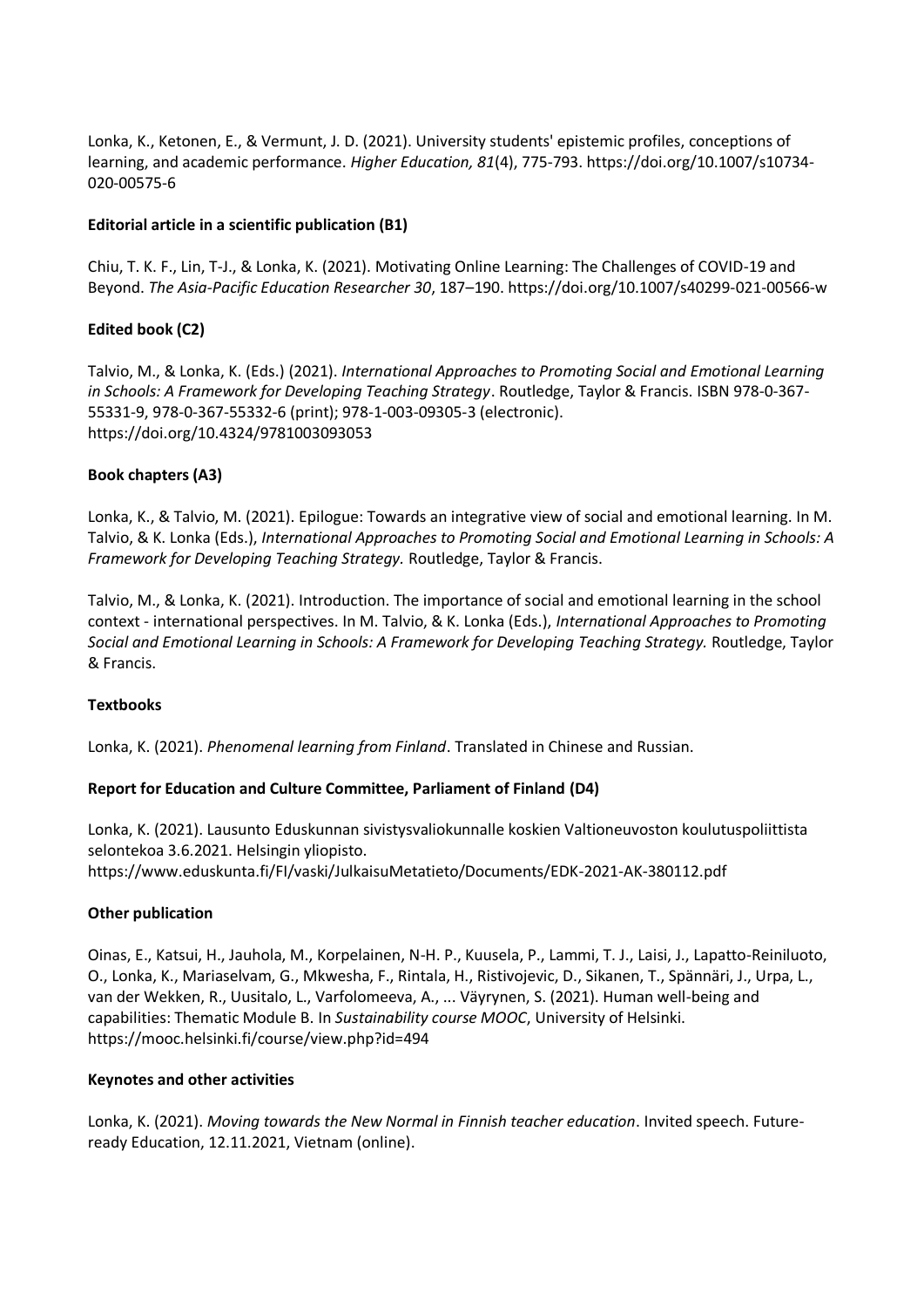Lonka, K., Ketonen, E., & Vermunt, J. D. (2021). University students' epistemic profiles, conceptions of learning, and academic performance. *Higher Education, 81*(4), 775-793. https://doi.org/10.1007/s10734-020-00575-6

**Editorial article in a scientific publication (B1)**

Chiu, T. K. F., Lin, T-J., & Lonka, K. (2021). Motivating Online Learning: The Challenges of COVID-19 and Beyond. *The Asia-Pacific Education Researcher 30*, 187–190. https://doi.org/10.1007/s40299-021-00566-w

**Edited book (C2)**

Talvio, M., & Lonka, K. (Eds.) (2021). *International Approaches to Promoting Social and Emotional Learning in Schools: A Framework for Developing Teaching Strategy*. Routledge, Taylor & Francis. ISBN 978-0-367-55331-9, 978-0-367-55332-6 (print); 978-1-003-09305-3 (electronic). https://doi.org/10.4324/9781003093053

**Book chapters (A3)**

Lonka, K., & Talvio, M. (2021). Epilogue: Towards an integrative view of social and emotional learning. In M. Talvio, & K. Lonka (Eds.), *International Approaches to Promoting Social and Emotional Learning in Schools: A Framework for Developing Teaching Strategy.* Routledge, Taylor & Francis.

Talvio, M., & Lonka, K. (2021). Introduction. The importance of social and emotional learning in the school context - international perspectives. In M. Talvio, & K. Lonka (Eds.), *International Approaches to Promoting Social and Emotional Learning in Schools: A Framework for Developing Teaching Strategy.* Routledge, Taylor & Francis.

**Textbooks**

Lonka, K. (2021). *Phenomenal learning from Finland*. Translated in Chinese and Russian.

**Report for Education and Culture Committee, Parliament of Finland (D4)**

Lonka, K. (2021). Lausunto Eduskunnan sivistysvaliokunnalle koskien Valtioneuvoston koulutuspoliittista selontekoa 3.6.2021. Helsingin yliopisto. https://www.eduskunta.fi/FI/vaski/JulkaisuMetatieto/Documents/EDK-2021-AK-380112.pdf

**Other publication**

Oinas, E., Katsui, H., Jauhola, M., Korpelainen, N-H. P., Kuusela, P., Lammi, T. J., Laisi, J., Lapatto-Reiniluoto, O., Lonka, K., Mariaselvam, G., Mkwesha, F., Rintala, H., Ristivojevic, D., Sikanen, T., Spännäri, J., Urpa, L., van der Wekken, R., Uusitalo, L., Varfolomeeva, A., ... Väyrynen, S. (2021). Human well-being and capabilities: Thematic Module B. In *Sustainability course MOOC*, University of Helsinki. https://mooc.helsinki.fi/course/view.php?id=494

**Keynotes and other activities**

Lonka, K. (2021). *Moving towards the New Normal in Finnish teacher education*. Invited speech. Future-ready Education, 12.11.2021, Vietnam (online).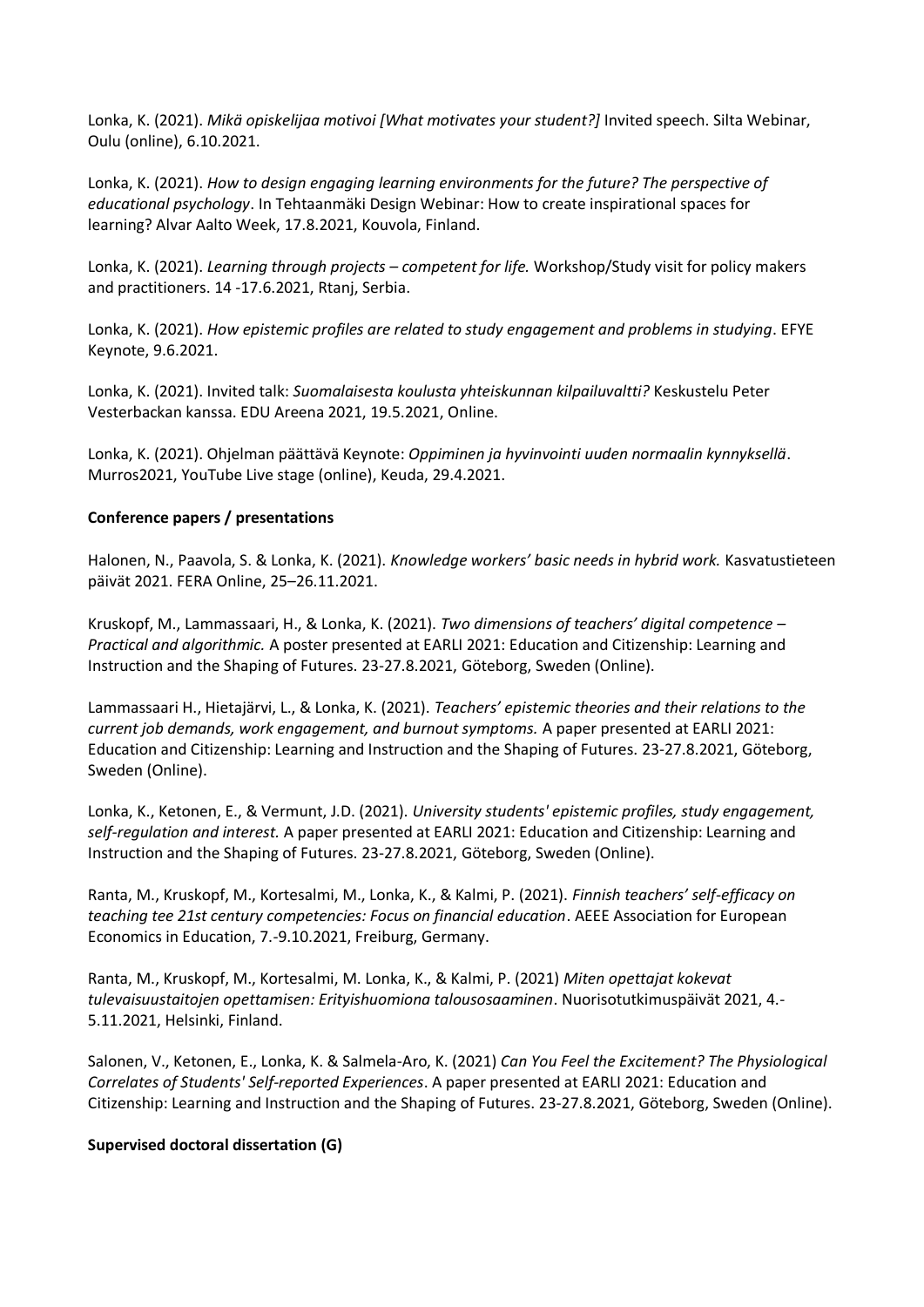Lonka, K. (2021). *Mikä opiskelijaa motivoi [What motivates your student?]* Invited speech. Silta Webinar, Oulu (online), 6.10.2021.

Lonka, K. (2021). *How to design engaging learning environments for the future? The perspective of educational psychology*. In Tehtaanmäki Design Webinar: How to create inspirational spaces for learning? Alvar Aalto Week, 17.8.2021, Kouvola, Finland.

Lonka, K. (2021). *Learning through projects – competent for life.* Workshop/Study visit for policy makers and practitioners. 14 -17.6.2021, Rtanj, Serbia.

Lonka, K. (2021). *How epistemic profiles are related to study engagement and problems in studying*. EFYE Keynote, 9.6.2021.

Lonka, K. (2021). Invited talk: *Suomalaisesta koulusta yhteiskunnan kilpailuvaltti?* Keskustelu Peter Vesterbackan kanssa. EDU Areena 2021, 19.5.2021, Online.

Lonka, K. (2021). Ohjelman päättävä Keynote: *Oppiminen ja hyvinvointi uuden normaalin kynnyksellä*. Murros2021, YouTube Live stage (online), Keuda, 29.4.2021.

**Conference papers / presentations**

Halonen, N., Paavola, S. & Lonka, K. (2021). *Knowledge workers' basic needs in hybrid work.* Kasvatustieteen päivät 2021. FERA Online, 25–26.11.2021.

Kruskopf, M., Lammassaari, H., & Lonka, K. (2021). *Two dimensions of teachers' digital competence – Practical and algorithmic.* A poster presented at EARLI 2021: Education and Citizenship: Learning and Instruction and the Shaping of Futures. 23-27.8.2021, Göteborg, Sweden (Online).

Lammassaari H., Hietajärvi, L., & Lonka, K. (2021). *Teachers' epistemic theories and their relations to the current job demands, work engagement, and burnout symptoms.* A paper presented at EARLI 2021: Education and Citizenship: Learning and Instruction and the Shaping of Futures. 23-27.8.2021, Göteborg, Sweden (Online).

Lonka, K., Ketonen, E., & Vermunt, J.D. (2021). *University students' epistemic profiles, study engagement, self-regulation and interest.* A paper presented at EARLI 2021: Education and Citizenship: Learning and Instruction and the Shaping of Futures. 23-27.8.2021, Göteborg, Sweden (Online).

Ranta, M., Kruskopf, M., Kortesalmi, M., Lonka, K., & Kalmi, P. (2021). *Finnish teachers' self-efficacy on teaching tee 21st century competencies: Focus on financial education*. AEEE Association for European Economics in Education, 7.-9.10.2021, Freiburg, Germany.

Ranta, M., Kruskopf, M., Kortesalmi, M. Lonka, K., & Kalmi, P. (2021) *Miten opettajat kokevat tulevaisuustaitojen opettamisen: Erityishuomiona talousosaaminen*. Nuorisotutkimuspäivät 2021, 4.-5.11.2021, Helsinki, Finland.

Salonen, V., Ketonen, E., Lonka, K. & Salmela-Aro, K. (2021) *Can You Feel the Excitement? The Physiological Correlates of Students' Self-reported Experiences*. A paper presented at EARLI 2021: Education and Citizenship: Learning and Instruction and the Shaping of Futures. 23-27.8.2021, Göteborg, Sweden (Online).

**Supervised doctoral dissertation (G)**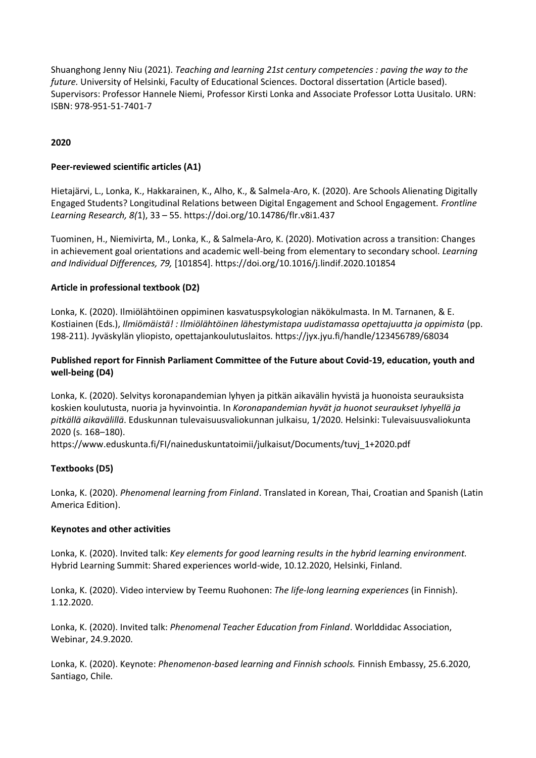Shuanghong Jenny Niu (2021). *Teaching and learning 21st century competencies : paving the way to the future.* University of Helsinki, Faculty of Educational Sciences. Doctoral dissertation (Article based). Supervisors: Professor Hannele Niemi, Professor Kirsti Lonka and Associate Professor Lotta Uusitalo. URN: ISBN: 978-951-51-7401-7

**2020**

**Peer-reviewed scientific articles (A1)**

Hietajärvi, L., Lonka, K., Hakkarainen, K., Alho, K., & Salmela-Aro, K. (2020). Are Schools Alienating Digitally Engaged Students? Longitudinal Relations between Digital Engagement and School Engagement. *Frontline Learning Research, 8(*1), 33 – 55. https://doi.org/10.14786/flr.v8i1.437

Tuominen, H., Niemivirta, M., Lonka, K., & Salmela-Aro, K. (2020). Motivation across a transition: Changes in achievement goal orientations and academic well-being from elementary to secondary school. *Learning and Individual Differences, 79,* [101854]. https://doi.org/10.1016/j.lindif.2020.101854

**Article in professional textbook (D2)**

Lonka, K. (2020). Ilmiölähtöinen oppiminen kasvatuspsykologian näkökulmasta. In M. Tarnanen, & E. Kostiainen (Eds.), *Ilmiömäistä! : Ilmiölähtöinen lähestymistapa uudistamassa opettajuutta ja oppimista* (pp. 198-211). Jyväskylän yliopisto, opettajankoulutuslaitos. https://jyx.jyu.fi/handle/123456789/68034

**Published report for Finnish Parliament Committee of the Future about Covid-19, education, youth and well-being (D4)**

Lonka, K. (2020). Selvitys koronapandemian lyhyen ja pitkän aikavälin hyvistä ja huonoista seurauksista koskien koulutusta, nuoria ja hyvinvointia. In *Koronapandemian hyvät ja huonot seuraukset lyhyellä ja pitkällä aikavälillä*. Eduskunnan tulevaisuusvaliokunnan julkaisu, 1/2020. Helsinki: Tulevaisuusvaliokunta 2020 (s. 168–180).
https://www.eduskunta.fi/FI/naineduskuntatoimii/julkaisut/Documents/tuvj_1+2020.pdf

**Textbooks (D5)**

Lonka, K. (2020). *Phenomenal learning from Finland*. Translated in Korean, Thai, Croatian and Spanish (Latin America Edition).

**Keynotes and other activities**

Lonka, K. (2020). Invited talk: *Key elements for good learning results in the hybrid learning environment.* Hybrid Learning Summit: Shared experiences world-wide, 10.12.2020, Helsinki, Finland.

Lonka, K. (2020). Video interview by Teemu Ruohonen: *The life-long learning experiences* (in Finnish). 1.12.2020.

Lonka, K. (2020). Invited talk: *Phenomenal Teacher Education from Finland*. Worlddidac Association, Webinar, 24.9.2020.

Lonka, K. (2020). Keynote: *Phenomenon-based learning and Finnish schools.* Finnish Embassy, 25.6.2020, Santiago, Chile.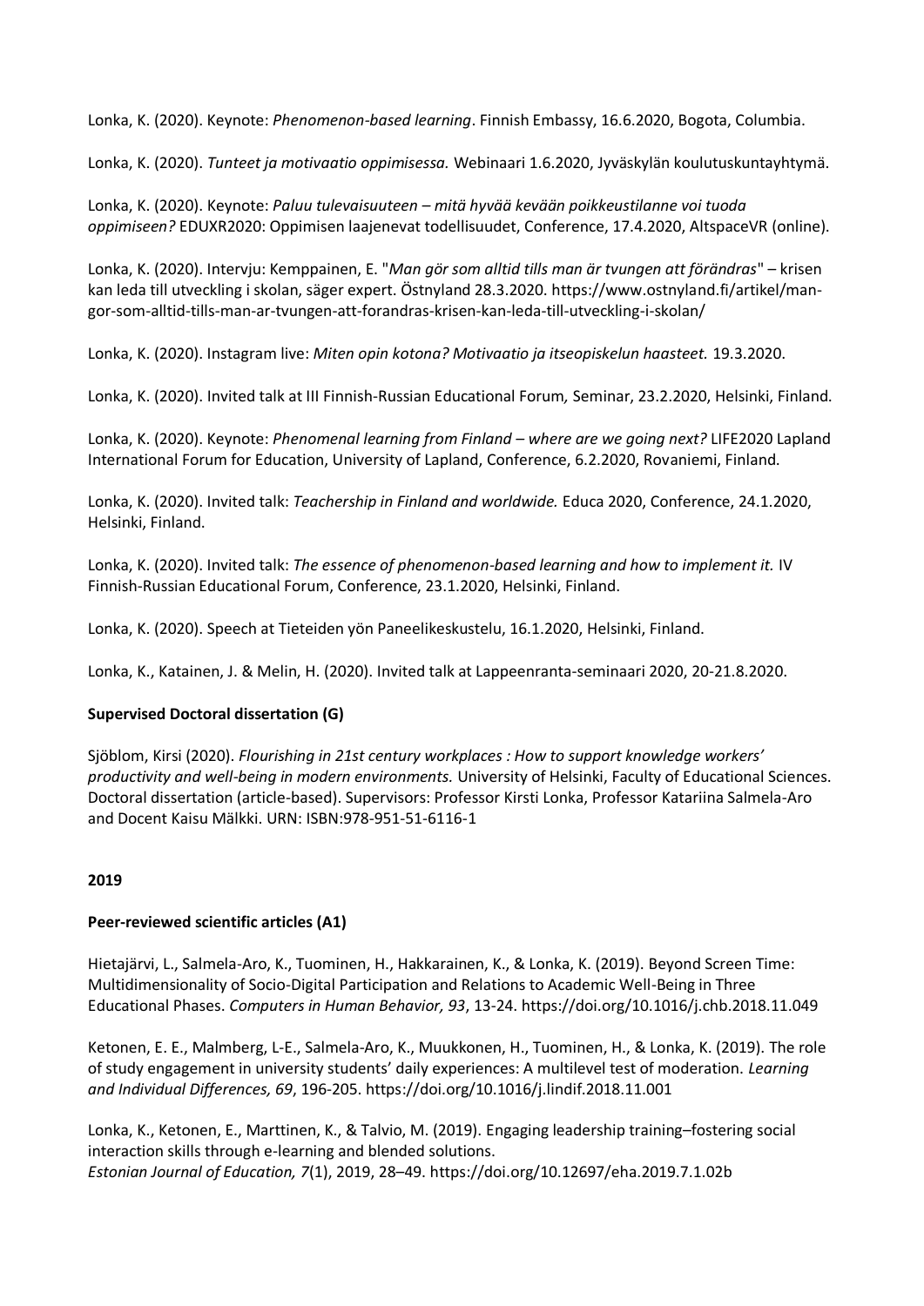Lonka, K. (2020). Keynote: *Phenomenon-based learning*. Finnish Embassy, 16.6.2020, Bogota, Columbia.

Lonka, K. (2020). *Tunteet ja motivaatio oppimisessa.* Webinaari 1.6.2020, Jyväskylän koulutuskuntayhtymä.

Lonka, K. (2020). Keynote: *Paluu tulevaisuuteen – mitä hyvää kevään poikkeustilanne voi tuoda oppimiseen?* EDUXR2020: Oppimisen laajenevat todellisuudet, Conference, 17.4.2020, AltspaceVR (online).

Lonka, K. (2020). Intervju: Kemppainen, E. "*Man gör som alltid tills man är tvungen att förändras*" – krisen kan leda till utveckling i skolan, säger expert. Östnyland 28.3.2020. https://www.ostnyland.fi/artikel/man-gor-som-alltid-tills-man-ar-tvungen-att-forandras-krisen-kan-leda-till-utveckling-i-skolan/

Lonka, K. (2020). Instagram live: *Miten opin kotona? Motivaatio ja itseopiskelun haasteet.* 19.3.2020.

Lonka, K. (2020). Invited talk at III Finnish-Russian Educational Forum*,* Seminar, 23.2.2020, Helsinki, Finland.

Lonka, K. (2020). Keynote: *Phenomenal learning from Finland – where are we going next?* LIFE2020 Lapland International Forum for Education, University of Lapland, Conference, 6.2.2020, Rovaniemi, Finland.

Lonka, K. (2020). Invited talk: *Teachership in Finland and worldwide.* Educa 2020, Conference, 24.1.2020, Helsinki, Finland.

Lonka, K. (2020). Invited talk: *The essence of phenomenon-based learning and how to implement it.* IV Finnish-Russian Educational Forum, Conference, 23.1.2020, Helsinki, Finland.

Lonka, K. (2020). Speech at Tieteiden yön Paneelikeskustelu, 16.1.2020, Helsinki, Finland.

Lonka, K., Katainen, J. & Melin, H. (2020). Invited talk at Lappeenranta-seminaari 2020, 20-21.8.2020.

**Supervised Doctoral dissertation (G)**

Sjöblom, Kirsi (2020). *Flourishing in 21st century workplaces : How to support knowledge workers' productivity and well-being in modern environments.* University of Helsinki, Faculty of Educational Sciences. Doctoral dissertation (article-based). Supervisors: Professor Kirsti Lonka, Professor Katariina Salmela-Aro and Docent Kaisu Mälkki. URN: ISBN:978-951-51-6116-1

**2019**

**Peer-reviewed scientific articles (A1)**

Hietajärvi, L., Salmela-Aro, K., Tuominen, H., Hakkarainen, K., & Lonka, K. (2019). Beyond Screen Time: Multidimensionality of Socio-Digital Participation and Relations to Academic Well-Being in Three Educational Phases. *Computers in Human Behavior, 93*, 13-24. https://doi.org/10.1016/j.chb.2018.11.049

Ketonen, E. E., Malmberg, L-E., Salmela-Aro, K., Muukkonen, H., Tuominen, H., & Lonka, K. (2019). The role of study engagement in university students' daily experiences: A multilevel test of moderation. *Learning and Individual Differences, 69*, 196-205. https://doi.org/10.1016/j.lindif.2018.11.001

Lonka, K., Ketonen, E., Marttinen, K., & Talvio, M. (2019). Engaging leadership training–fostering social interaction skills through e-learning and blended solutions.
*Estonian Journal of Education, 7*(1), 2019, 28–49. https://doi.org/10.12697/eha.2019.7.1.02b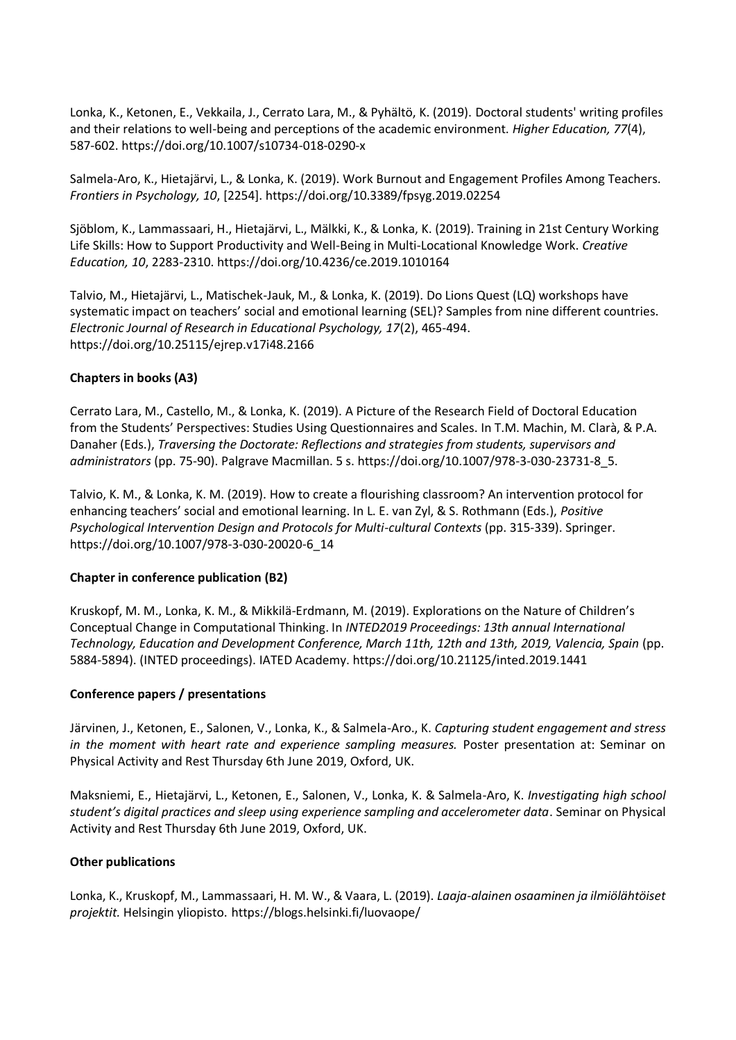Lonka, K., Ketonen, E., Vekkaila, J., Cerrato Lara, M., & Pyhältö, K. (2019). Doctoral students' writing profiles and their relations to well-being and perceptions of the academic environment. *Higher Education, 77*(4), 587-602. https://doi.org/10.1007/s10734-018-0290-x

Salmela-Aro, K., Hietajärvi, L., & Lonka, K. (2019). Work Burnout and Engagement Profiles Among Teachers. *Frontiers in Psychology, 10*, [2254]. https://doi.org/10.3389/fpsyg.2019.02254

Sjöblom, K., Lammassaari, H., Hietajärvi, L., Mälkki, K., & Lonka, K. (2019). Training in 21st Century Working Life Skills: How to Support Productivity and Well-Being in Multi-Locational Knowledge Work. *Creative Education, 10*, 2283-2310. https://doi.org/10.4236/ce.2019.1010164

Talvio, M., Hietajärvi, L., Matischek-Jauk, M., & Lonka, K. (2019). Do Lions Quest (LQ) workshops have systematic impact on teachers' social and emotional learning (SEL)? Samples from nine different countries. *Electronic Journal of Research in Educational Psychology, 17*(2), 465-494. https://doi.org/10.25115/ejrep.v17i48.2166

**Chapters in books (A3)**

Cerrato Lara, M., Castello, M., & Lonka, K. (2019). A Picture of the Research Field of Doctoral Education from the Students' Perspectives: Studies Using Questionnaires and Scales. In T.M. Machin, M. Clarà, & P.A. Danaher (Eds.), *Traversing the Doctorate: Reflections and strategies from students, supervisors and administrators* (pp. 75-90). Palgrave Macmillan. 5 s. https://doi.org/10.1007/978-3-030-23731-8_5.

Talvio, K. M., & Lonka, K. M. (2019). How to create a flourishing classroom? An intervention protocol for enhancing teachers' social and emotional learning. In L. E. van Zyl, & S. Rothmann (Eds.), *Positive Psychological Intervention Design and Protocols for Multi-cultural Contexts* (pp. 315-339). Springer. https://doi.org/10.1007/978-3-030-20020-6_14

**Chapter in conference publication (B2)**

Kruskopf, M. M., Lonka, K. M., & Mikkilä-Erdmann, M. (2019). Explorations on the Nature of Children's Conceptual Change in Computational Thinking. In *INTED2019 Proceedings: 13th annual International Technology, Education and Development Conference, March 11th, 12th and 13th, 2019, Valencia, Spain* (pp. 5884-5894). (INTED proceedings). IATED Academy. https://doi.org/10.21125/inted.2019.1441

**Conference papers / presentations**

Järvinen, J., Ketonen, E., Salonen, V., Lonka, K., & Salmela-Aro., K. *Capturing student engagement and stress in the moment with heart rate and experience sampling measures.* Poster presentation at: Seminar on Physical Activity and Rest Thursday 6th June 2019, Oxford, UK.

Maksniemi, E., Hietajärvi, L., Ketonen, E., Salonen, V., Lonka, K. & Salmela-Aro, K. *Investigating high school student's digital practices and sleep using experience sampling and accelerometer data*. Seminar on Physical Activity and Rest Thursday 6th June 2019, Oxford, UK.

**Other publications**

Lonka, K., Kruskopf, M., Lammassaari, H. M. W., & Vaara, L. (2019). *Laaja-alainen osaaminen ja ilmiölähtöiset projektit.* Helsingin yliopisto. https://blogs.helsinki.fi/luovaope/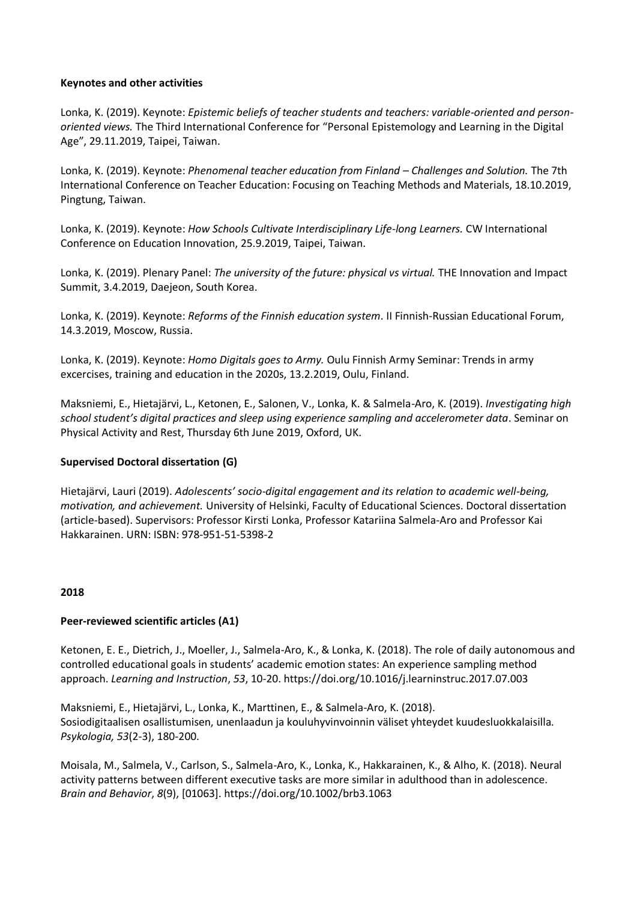**Keynotes and other activities**

Lonka, K. (2019). Keynote: *Epistemic beliefs of teacher students and teachers: variable-oriented and person-oriented views.* The Third International Conference for "Personal Epistemology and Learning in the Digital Age", 29.11.2019, Taipei, Taiwan.

Lonka, K. (2019). Keynote: *Phenomenal teacher education from Finland – Challenges and Solution.* The 7th International Conference on Teacher Education: Focusing on Teaching Methods and Materials, 18.10.2019, Pingtung, Taiwan.

Lonka, K. (2019). Keynote: *How Schools Cultivate Interdisciplinary Life-long Learners.* CW International Conference on Education Innovation, 25.9.2019, Taipei, Taiwan.

Lonka, K. (2019). Plenary Panel: *The university of the future: physical vs virtual.* THE Innovation and Impact Summit, 3.4.2019, Daejeon, South Korea.

Lonka, K. (2019). Keynote: *Reforms of the Finnish education system*. II Finnish-Russian Educational Forum, 14.3.2019, Moscow, Russia.

Lonka, K. (2019). Keynote: *Homo Digitals goes to Army.* Oulu Finnish Army Seminar: Trends in army excercises, training and education in the 2020s, 13.2.2019, Oulu, Finland.

Maksniemi, E., Hietajärvi, L., Ketonen, E., Salonen, V., Lonka, K. & Salmela-Aro, K. (2019). *Investigating high school student's digital practices and sleep using experience sampling and accelerometer data*. Seminar on Physical Activity and Rest, Thursday 6th June 2019, Oxford, UK.

**Supervised Doctoral dissertation (G)**

Hietajärvi, Lauri (2019). *Adolescents' socio-digital engagement and its relation to academic well-being, motivation, and achievement.* University of Helsinki, Faculty of Educational Sciences. Doctoral dissertation (article-based). Supervisors: Professor Kirsti Lonka, Professor Katariina Salmela-Aro and Professor Kai Hakkarainen. URN: ISBN: 978-951-51-5398-2

**2018**

**Peer-reviewed scientific articles (A1)**

Ketonen, E. E., Dietrich, J., Moeller, J., Salmela-Aro, K., & Lonka, K. (2018). The role of daily autonomous and controlled educational goals in students' academic emotion states: An experience sampling method approach. *Learning and Instruction*, *53*, 10-20. https://doi.org/10.1016/j.learninstruc.2017.07.003

Maksniemi, E., Hietajärvi, L., Lonka, K., Marttinen, E., & Salmela-Aro, K. (2018). Sosiodigitaalisen osallistumisen, unenlaadun ja kouluhyvinvoinnin väliset yhteydet kuudesluokkalaisilla. *Psykologia, 53*(2-3), 180-200.

Moisala, M., Salmela, V., Carlson, S., Salmela-Aro, K., Lonka, K., Hakkarainen, K., & Alho, K. (2018). Neural activity patterns between different executive tasks are more similar in adulthood than in adolescence. *Brain and Behavior*, *8*(9), [01063]. https://doi.org/10.1002/brb3.1063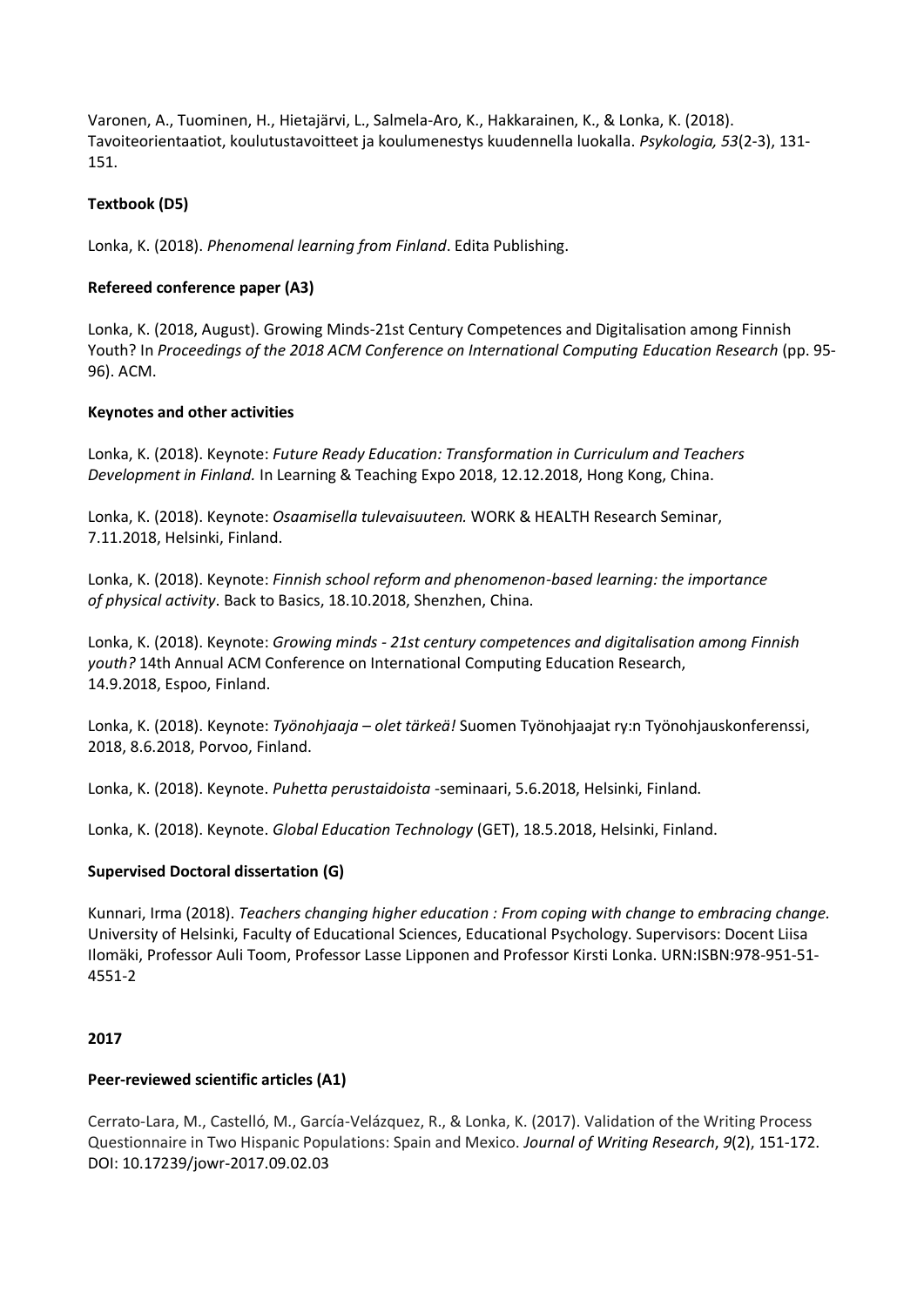Varonen, A., Tuominen, H., Hietajärvi, L., Salmela-Aro, K., Hakkarainen, K., & Lonka, K. (2018). Tavoiteorientaatiot, koulutustavoitteet ja koulumenestys kuudennella luokalla. *Psykologia, 53*(2-3), 131-151.

**Textbook (D5)**

Lonka, K. (2018). *Phenomenal learning from Finland*. Edita Publishing.

**Refereed conference paper (A3)**

Lonka, K. (2018, August). Growing Minds-21st Century Competences and Digitalisation among Finnish Youth? In *Proceedings of the 2018 ACM Conference on International Computing Education Research* (pp. 95-96). ACM.

**Keynotes and other activities**

Lonka, K. (2018). Keynote: *Future Ready Education: Transformation in Curriculum and Teachers Development in Finland.* In Learning & Teaching Expo 2018, 12.12.2018, Hong Kong, China.

Lonka, K. (2018). Keynote: *Osaamisella tulevaisuuteen.* WORK & HEALTH Research Seminar, 7.11.2018, Helsinki, Finland.

Lonka, K. (2018). Keynote: *Finnish school reform and phenomenon-based learning: the importance of physical activity*. Back to Basics, 18.10.2018, Shenzhen, China.

Lonka, K. (2018). Keynote: *Growing minds - 21st century competences and digitalisation among Finnish youth?* 14th Annual ACM Conference on International Computing Education Research, 14.9.2018, Espoo, Finland.

Lonka, K. (2018). Keynote: *Työnohjaaja – olet tärkeä!* Suomen Työnohjaajat ry:n Työnohjauskonferenssi, 2018, 8.6.2018, Porvoo, Finland.

Lonka, K. (2018). Keynote. *Puhetta perustaidoista* -seminaari, 5.6.2018, Helsinki, Finland.

Lonka, K. (2018). Keynote. *Global Education Technology* (GET), 18.5.2018, Helsinki, Finland.

**Supervised Doctoral dissertation (G)**

Kunnari, Irma (2018). *Teachers changing higher education : From coping with change to embracing change.* University of Helsinki, Faculty of Educational Sciences, Educational Psychology. Supervisors: Docent Liisa Ilomäki, Professor Auli Toom, Professor Lasse Lipponen and Professor Kirsti Lonka. URN:ISBN:978-951-51-4551-2

**2017**

**Peer-reviewed scientific articles (A1)**

Cerrato-Lara, M., Castelló, M., García-Velázquez, R., & Lonka, K. (2017). Validation of the Writing Process Questionnaire in Two Hispanic Populations: Spain and Mexico. *Journal of Writing Research*, *9*(2), 151-172. DOI: 10.17239/jowr-2017.09.02.03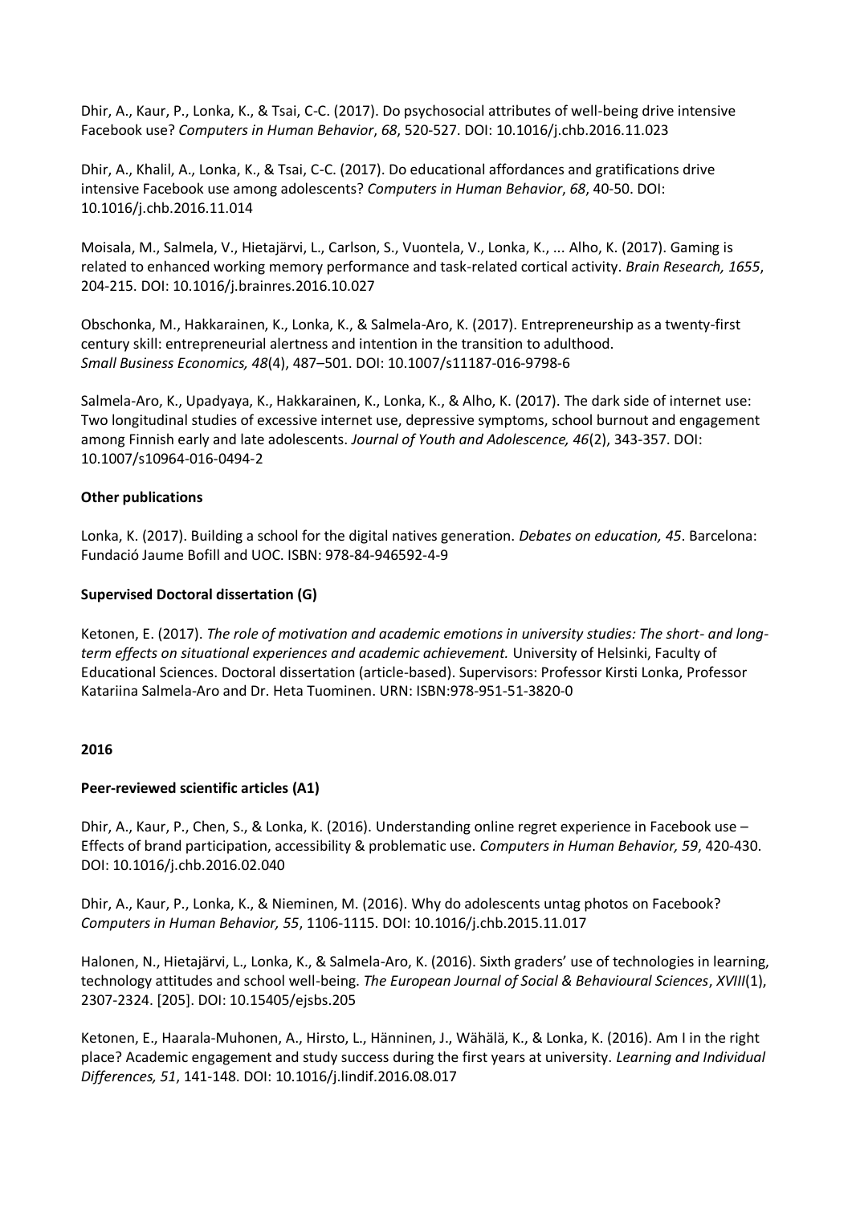Dhir, A., Kaur, P., Lonka, K., & Tsai, C-C. (2017). Do psychosocial attributes of well-being drive intensive Facebook use? *Computers in Human Behavior*, *68*, 520-527. DOI: 10.1016/j.chb.2016.11.023

Dhir, A., Khalil, A., Lonka, K., & Tsai, C-C. (2017). Do educational affordances and gratifications drive intensive Facebook use among adolescents? *Computers in Human Behavior*, *68*, 40-50. DOI: 10.1016/j.chb.2016.11.014

Moisala, M., Salmela, V., Hietajärvi, L., Carlson, S., Vuontela, V., Lonka, K., ... Alho, K. (2017). Gaming is related to enhanced working memory performance and task-related cortical activity. *Brain Research, 1655*, 204-215. DOI: 10.1016/j.brainres.2016.10.027

Obschonka, M., Hakkarainen, K., Lonka, K., & Salmela-Aro, K. (2017). Entrepreneurship as a twenty-first century skill: entrepreneurial alertness and intention in the transition to adulthood. *Small Business Economics, 48*(4), 487–501. DOI: 10.1007/s11187-016-9798-6

Salmela-Aro, K., Upadyaya, K., Hakkarainen, K., Lonka, K., & Alho, K. (2017). The dark side of internet use: Two longitudinal studies of excessive internet use, depressive symptoms, school burnout and engagement among Finnish early and late adolescents. *Journal of Youth and Adolescence, 46*(2), 343-357. DOI: 10.1007/s10964-016-0494-2

**Other publications**

Lonka, K. (2017). Building a school for the digital natives generation. *Debates on education, 45*. Barcelona: Fundació Jaume Bofill and UOC. ISBN: 978-84-946592-4-9

**Supervised Doctoral dissertation (G)**

Ketonen, E. (2017). *The role of motivation and academic emotions in university studies: The short- and long-term effects on situational experiences and academic achievement.* University of Helsinki, Faculty of Educational Sciences. Doctoral dissertation (article-based). Supervisors: Professor Kirsti Lonka, Professor Katariina Salmela-Aro and Dr. Heta Tuominen. URN: ISBN:978-951-51-3820-0

**2016**

**Peer-reviewed scientific articles (A1)**

Dhir, A., Kaur, P., Chen, S., & Lonka, K. (2016). Understanding online regret experience in Facebook use – Effects of brand participation, accessibility & problematic use. *Computers in Human Behavior, 59*, 420-430. DOI: 10.1016/j.chb.2016.02.040

Dhir, A., Kaur, P., Lonka, K., & Nieminen, M. (2016). Why do adolescents untag photos on Facebook? *Computers in Human Behavior, 55*, 1106-1115. DOI: 10.1016/j.chb.2015.11.017

Halonen, N., Hietajärvi, L., Lonka, K., & Salmela-Aro, K. (2016). Sixth graders' use of technologies in learning, technology attitudes and school well-being. *The European Journal of Social & Behavioural Sciences*, *XVIII*(1), 2307-2324. [205]. DOI: 10.15405/ejsbs.205

Ketonen, E., Haarala-Muhonen, A., Hirsto, L., Hänninen, J., Wähälä, K., & Lonka, K. (2016). Am I in the right place? Academic engagement and study success during the first years at university. *Learning and Individual Differences, 51*, 141-148. DOI: 10.1016/j.lindif.2016.08.017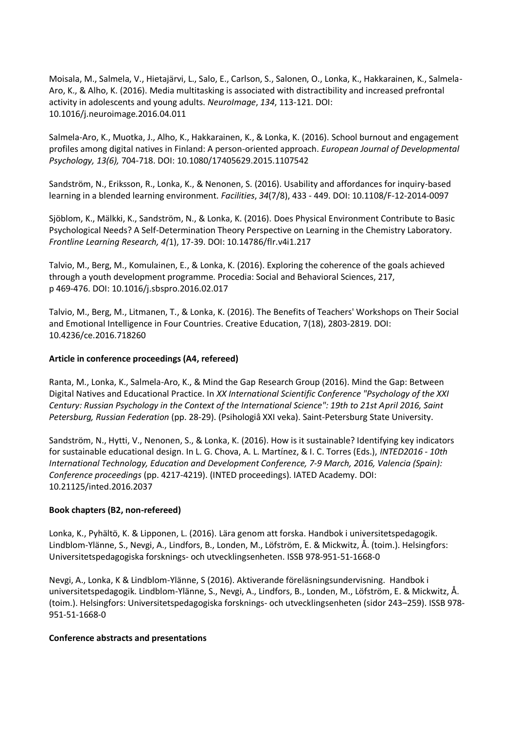Moisala, M., Salmela, V., Hietajärvi, L., Salo, E., Carlson, S., Salonen, O., Lonka, K., Hakkarainen, K., Salmela-Aro, K., & Alho, K. (2016). Media multitasking is associated with distractibility and increased prefrontal activity in adolescents and young adults. *NeuroImage*, *134*, 113-121. DOI: 10.1016/j.neuroimage.2016.04.011

Salmela-Aro, K., Muotka, J., Alho, K., Hakkarainen, K., & Lonka, K. (2016). School burnout and engagement profiles among digital natives in Finland: A person-oriented approach. *European Journal of Developmental Psychology, 13(6),* 704-718. DOI: 10.1080/17405629.2015.1107542

Sandström, N., Eriksson, R., Lonka, K., & Nenonen, S. (2016). Usability and affordances for inquiry-based learning in a blended learning environment. *Facilities*, *34*(7/8), 433 - 449. DOI: 10.1108/F-12-2014-0097

Sjöblom, K., Mälkki, K., Sandström, N., & Lonka, K. (2016). Does Physical Environment Contribute to Basic Psychological Needs? A Self-Determination Theory Perspective on Learning in the Chemistry Laboratory. *Frontline Learning Research, 4(*1), 17-39. DOI: 10.14786/flr.v4i1.217

Talvio, M., Berg, M., Komulainen, E., & Lonka, K. (2016). Exploring the coherence of the goals achieved through a youth development programme. Procedia: Social and Behavioral Sciences, 217, p 469-476. DOI: 10.1016/j.sbspro.2016.02.017

Talvio, M., Berg, M., Litmanen, T., & Lonka, K. (2016). The Benefits of Teachers' Workshops on Their Social and Emotional Intelligence in Four Countries. Creative Education, 7(18), 2803-2819. DOI: 10.4236/ce.2016.718260

**Article in conference proceedings (A4, refereed)**

Ranta, M., Lonka, K., Salmela-Aro, K., & Mind the Gap Research Group (2016). Mind the Gap: Between Digital Natives and Educational Practice. In *XX International Scientific Conference "Psychology of the XXI Century: Russian Psychology in the Context of the International Science": 19th to 21st April 2016, Saint Petersburg, Russian Federation* (pp. 28-29). (Psihologiâ XXI veka). Saint-Petersburg State University.

Sandström, N., Hytti, V., Nenonen, S., & Lonka, K. (2016). How is it sustainable? Identifying key indicators for sustainable educational design. In L. G. Chova, A. L. Martínez, & I. C. Torres (Eds.), *INTED2016 - 10th International Technology, Education and Development Conference, 7-9 March, 2016, Valencia (Spain): Conference proceedings* (pp. 4217-4219). (INTED proceedings). IATED Academy. DOI: 10.21125/inted.2016.2037

**Book chapters (B2, non-refereed)**

Lonka, K., Pyhältö, K. & Lipponen, L. (2016). Lära genom att forska. Handbok i universitetspedagogik. Lindblom-Ylänne, S., Nevgi, A., Lindfors, B., Londen, M., Löfström, E. & Mickwitz, Å. (toim.). Helsingfors: Universitetspedagogiska forsknings- och utvecklingsenheten. ISSB 978-951-51-1668-0

Nevgi, A., Lonka, K & Lindblom-Ylänne, S (2016). Aktiverande föreläsningsundervisning. Handbok i universitetspedagogik. Lindblom-Ylänne, S., Nevgi, A., Lindfors, B., Londen, M., Löfström, E. & Mickwitz, Å. (toim.). Helsingfors: Universitetspedagogiska forsknings- och utvecklingsenheten (sidor 243–259). ISSB 978-951-51-1668-0

**Conference abstracts and presentations**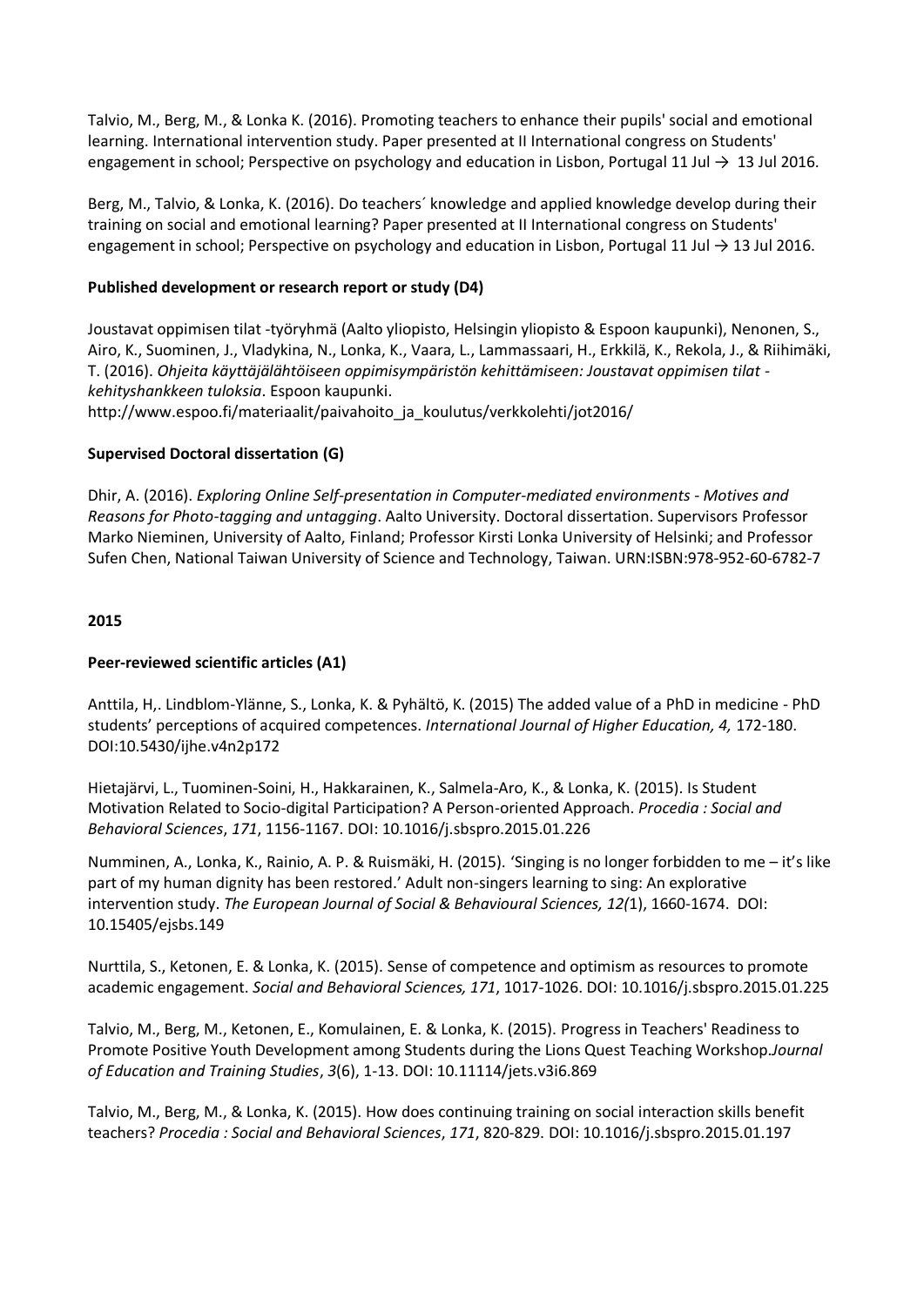Talvio, M., Berg, M., & Lonka K. (2016). Promoting teachers to enhance their pupils' social and emotional learning. International intervention study. Paper presented at II International congress on Students' engagement in school; Perspective on psychology and education in Lisbon, Portugal 11 Jul → 13 Jul 2016.

Berg, M., Talvio, & Lonka, K. (2016). Do teachers´ knowledge and applied knowledge develop during their training on social and emotional learning? Paper presented at II International congress on Students' engagement in school; Perspective on psychology and education in Lisbon, Portugal 11 Jul → 13 Jul 2016.

**Published development or research report or study (D4)**

Joustavat oppimisen tilat -työryhmä (Aalto yliopisto, Helsingin yliopisto & Espoon kaupunki), Nenonen, S., Airo, K., Suominen, J., Vladykina, N., Lonka, K., Vaara, L., Lammassaari, H., Erkkilä, K., Rekola, J., & Riihimäki, T. (2016). *Ohjeita käyttäjälähtöiseen oppimisympäristön kehittämiseen: Joustavat oppimisen tilat -kehityshankkeen tuloksia*. Espoon kaupunki.
http://www.espoo.fi/materiaalit/paivahoito_ja_koulutus/verkkolehti/jot2016/

**Supervised Doctoral dissertation (G)**

Dhir, A. (2016). *Exploring Online Self-presentation in Computer-mediated environments - Motives and Reasons for Photo-tagging and untagging*. Aalto University. Doctoral dissertation. Supervisors Professor Marko Nieminen, University of Aalto, Finland; Professor Kirsti Lonka University of Helsinki; and Professor Sufen Chen, National Taiwan University of Science and Technology, Taiwan. URN:ISBN:978-952-60-6782-7

**2015**

**Peer-reviewed scientific articles (A1)**

Anttila, H,. Lindblom-Ylänne, S., Lonka, K. & Pyhältö, K. (2015) The added value of a PhD in medicine - PhD students' perceptions of acquired competences. *International Journal of Higher Education, 4,* 172-180. DOI:10.5430/ijhe.v4n2p172

Hietajärvi, L., Tuominen-Soini, H., Hakkarainen, K., Salmela-Aro, K., & Lonka, K. (2015). Is Student Motivation Related to Socio-digital Participation? A Person-oriented Approach. *Procedia : Social and Behavioral Sciences*, *171*, 1156-1167. DOI: 10.1016/j.sbspro.2015.01.226

Numminen, A., Lonka, K., Rainio, A. P. & Ruismäki, H. (2015). 'Singing is no longer forbidden to me – it's like part of my human dignity has been restored.' Adult non-singers learning to sing: An explorative intervention study. *The European Journal of Social & Behavioural Sciences, 12(*1), 1660-1674. DOI: 10.15405/ejsbs.149

Nurttila, S., Ketonen, E. & Lonka, K. (2015). Sense of competence and optimism as resources to promote academic engagement. *Social and Behavioral Sciences, 171*, 1017-1026. DOI: 10.1016/j.sbspro.2015.01.225

Talvio, M., Berg, M., Ketonen, E., Komulainen, E. & Lonka, K. (2015). Progress in Teachers' Readiness to Promote Positive Youth Development among Students during the Lions Quest Teaching Workshop.*Journal of Education and Training Studies*, *3*(6), 1-13. DOI: 10.11114/jets.v3i6.869

Talvio, M., Berg, M., & Lonka, K. (2015). How does continuing training on social interaction skills benefit teachers? *Procedia : Social and Behavioral Sciences*, *171*, 820-829. DOI: 10.1016/j.sbspro.2015.01.197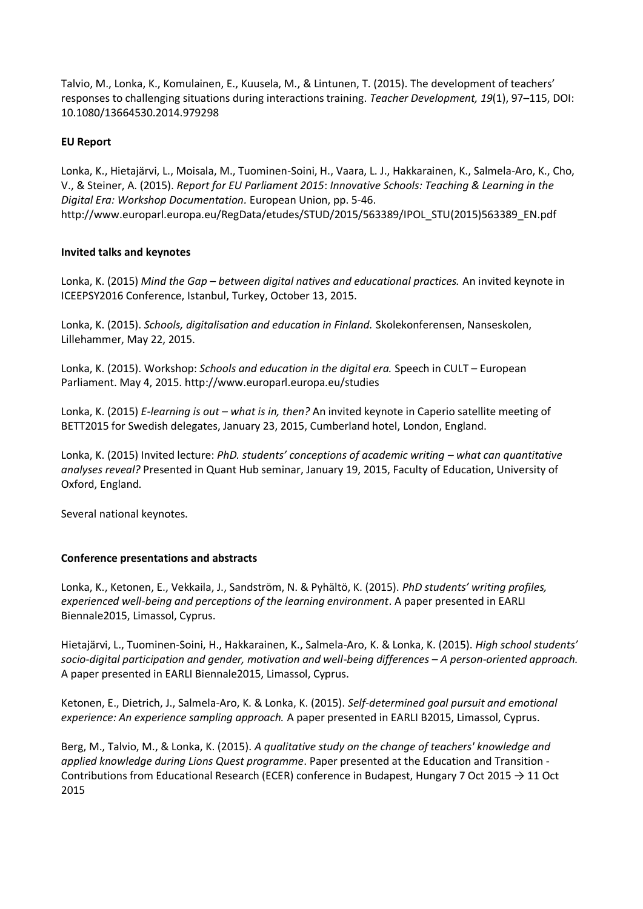Talvio, M., Lonka, K., Komulainen, E., Kuusela, M., & Lintunen, T. (2015). The development of teachers' responses to challenging situations during interactions training. *Teacher Development, 19*(1), 97–115, DOI: 10.1080/13664530.2014.979298

**EU Report**

Lonka, K., Hietajärvi, L., Moisala, M., Tuominen-Soini, H., Vaara, L. J., Hakkarainen, K., Salmela-Aro, K., Cho, V., & Steiner, A. (2015). *Report for EU Parliament 2015*: *Innovative Schools: Teaching & Learning in the Digital Era: Workshop Documentation.* European Union, pp. 5-46. http://www.europarl.europa.eu/RegData/etudes/STUD/2015/563389/IPOL_STU(2015)563389_EN.pdf

**Invited talks and keynotes**

Lonka, K. (2015) *Mind the Gap – between digital natives and educational practices.* An invited keynote in ICEEPSY2016 Conference, Istanbul, Turkey, October 13, 2015.

Lonka, K. (2015). *Schools, digitalisation and education in Finland.* Skolekonferensen, Nanseskolen, Lillehammer, May 22, 2015.

Lonka, K. (2015). Workshop: *Schools and education in the digital era.* Speech in CULT – European Parliament. May 4, 2015. http://www.europarl.europa.eu/studies

Lonka, K. (2015) *E-learning is out – what is in, then?* An invited keynote in Caperio satellite meeting of BETT2015 for Swedish delegates, January 23, 2015, Cumberland hotel, London, England.

Lonka, K. (2015) Invited lecture: *PhD. students' conceptions of academic writing – what can quantitative analyses reveal?* Presented in Quant Hub seminar, January 19, 2015, Faculty of Education, University of Oxford, England.

Several national keynotes.

**Conference presentations and abstracts**

Lonka, K., Ketonen, E., Vekkaila, J., Sandström, N. & Pyhältö, K. (2015). *PhD students' writing profiles, experienced well-being and perceptions of the learning environment*. A paper presented in EARLI Biennale2015, Limassol, Cyprus.

Hietajärvi, L., Tuominen-Soini, H., Hakkarainen, K., Salmela-Aro, K. & Lonka, K. (2015). *High school students' socio-digital participation and gender, motivation and well-being differences – A person-oriented approach.* A paper presented in EARLI Biennale2015, Limassol, Cyprus.

Ketonen, E., Dietrich, J., Salmela-Aro, K. & Lonka, K. (2015). *Self-determined goal pursuit and emotional experience: An experience sampling approach.* A paper presented in EARLI B2015, Limassol, Cyprus.

Berg, M., Talvio, M., & Lonka, K. (2015). *A qualitative study on the change of teachers' knowledge and applied knowledge during Lions Quest programme*. Paper presented at the Education and Transition - Contributions from Educational Research (ECER) conference in Budapest, Hungary 7 Oct 2015 → 11 Oct 2015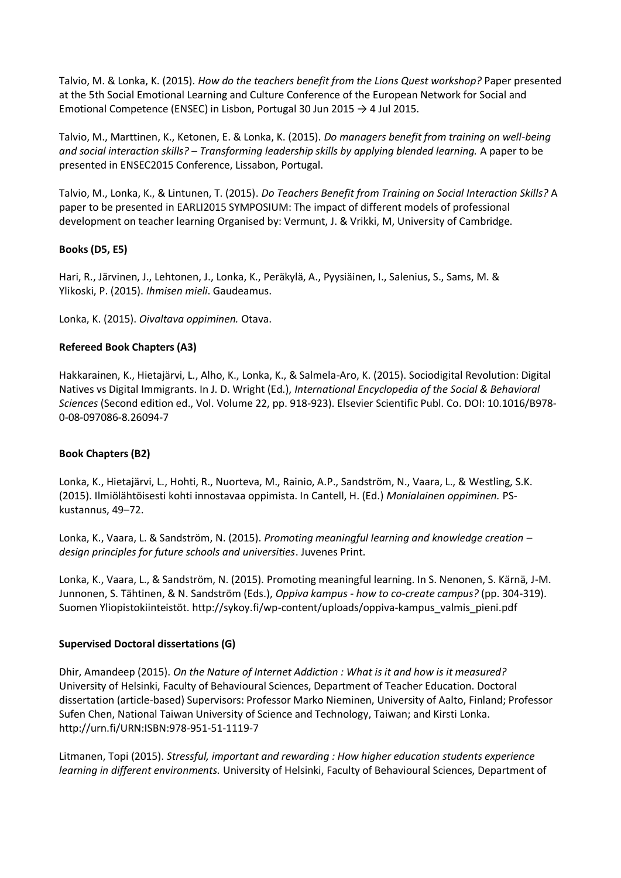Talvio, M. & Lonka, K. (2015). *How do the teachers benefit from the Lions Quest workshop?* Paper presented at the 5th Social Emotional Learning and Culture Conference of the European Network for Social and Emotional Competence (ENSEC) in Lisbon, Portugal 30 Jun 2015 → 4 Jul 2015.

Talvio, M., Marttinen, K., Ketonen, E. & Lonka, K. (2015). *Do managers benefit from training on well-being and social interaction skills? – Transforming leadership skills by applying blended learning.* A paper to be presented in ENSEC2015 Conference, Lissabon, Portugal.

Talvio, M., Lonka, K., & Lintunen, T. (2015). *Do Teachers Benefit from Training on Social Interaction Skills?* A paper to be presented in EARLI2015 SYMPOSIUM: The impact of different models of professional development on teacher learning Organised by: Vermunt, J. & Vrikki, M, University of Cambridge.

**Books (D5, E5)**

Hari, R., Järvinen, J., Lehtonen, J., Lonka, K., Peräkylä, A., Pyysiäinen, I., Salenius, S., Sams, M. & Ylikoski, P. (2015). *Ihmisen mieli*. Gaudeamus.

Lonka, K. (2015). *Oivaltava oppiminen.* Otava.

**Refereed Book Chapters (A3)**

Hakkarainen, K., Hietajärvi, L., Alho, K., Lonka, K., & Salmela-Aro, K. (2015). Sociodigital Revolution: Digital Natives vs Digital Immigrants. In J. D. Wright (Ed.), *International Encyclopedia of the Social & Behavioral Sciences* (Second edition ed., Vol. Volume 22, pp. 918-923). Elsevier Scientific Publ. Co. DOI: 10.1016/B978-0-08-097086-8.26094-7

**Book Chapters (B2)**

Lonka, K., Hietajärvi, L., Hohti, R., Nuorteva, M., Rainio, A.P., Sandström, N., Vaara, L., & Westling, S.K. (2015). Ilmiölähtöisesti kohti innostavaa oppimista. In Cantell, H. (Ed.) *Monialainen oppiminen.* PS-kustannus, 49–72.

Lonka, K., Vaara, L. & Sandström, N. (2015). *Promoting meaningful learning and knowledge creation – design principles for future schools and universities*. Juvenes Print.

Lonka, K., Vaara, L., & Sandström, N. (2015). Promoting meaningful learning. In S. Nenonen, S. Kärnä, J-M. Junnonen, S. Tähtinen, & N. Sandström (Eds.), *Oppiva kampus - how to co-create campus?* (pp. 304-319). Suomen Yliopistokiinteistöt. http://sykoy.fi/wp-content/uploads/oppiva-kampus_valmis_pieni.pdf

**Supervised Doctoral dissertations (G)**

Dhir, Amandeep (2015). *On the Nature of Internet Addiction : What is it and how is it measured?* University of Helsinki, Faculty of Behavioural Sciences, Department of Teacher Education. Doctoral dissertation (article-based) Supervisors: Professor Marko Nieminen, University of Aalto, Finland; Professor Sufen Chen, National Taiwan University of Science and Technology, Taiwan; and Kirsti Lonka. http://urn.fi/URN:ISBN:978-951-51-1119-7

Litmanen, Topi (2015). *Stressful, important and rewarding : How higher education students experience learning in different environments.* University of Helsinki, Faculty of Behavioural Sciences, Department of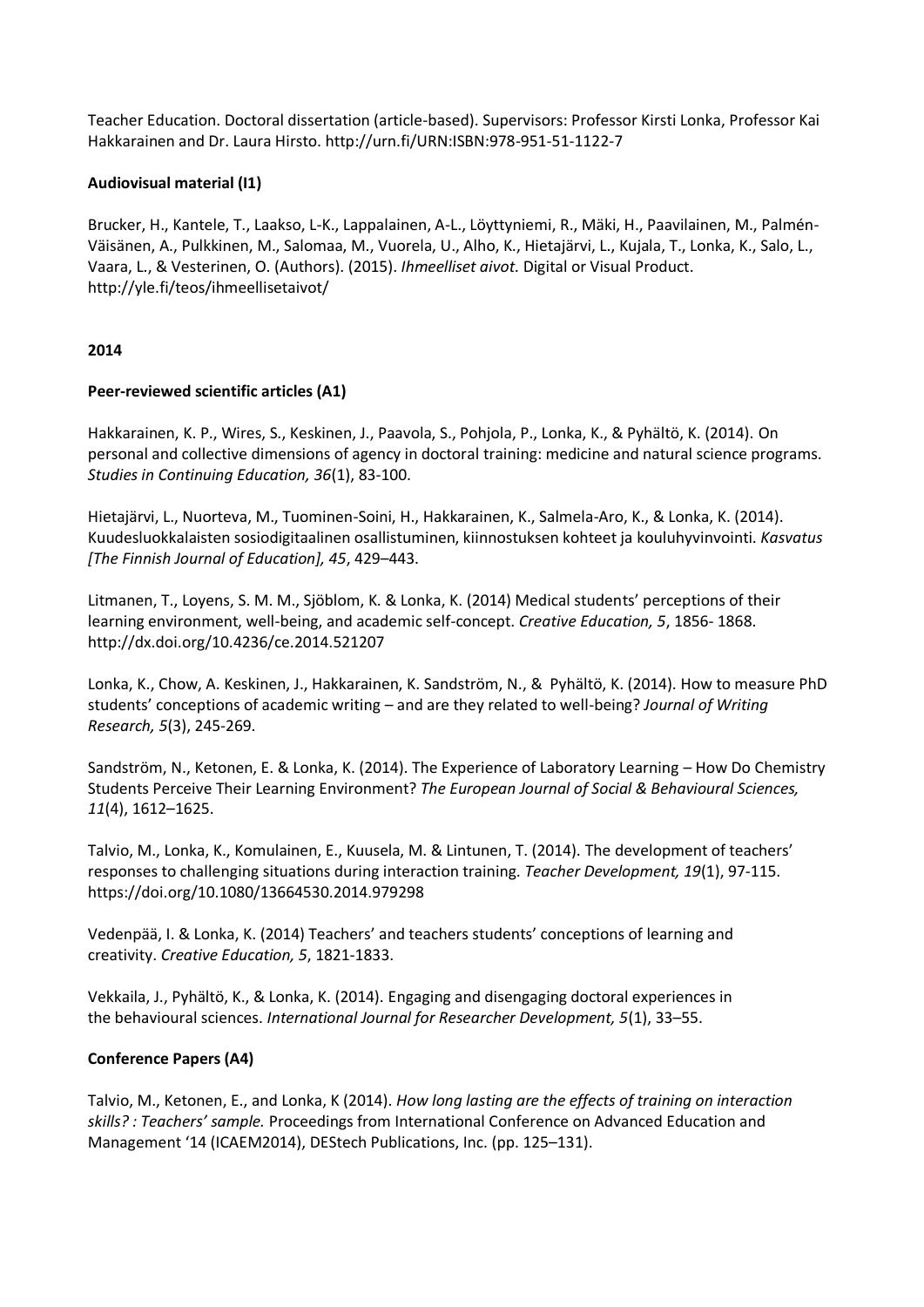Teacher Education. Doctoral dissertation (article-based). Supervisors: Professor Kirsti Lonka, Professor Kai Hakkarainen and Dr. Laura Hirsto. http://urn.fi/URN:ISBN:978-951-51-1122-7

**Audiovisual material (I1)**

Brucker, H., Kantele, T., Laakso, L-K., Lappalainen, A-L., Löyttyniemi, R., Mäki, H., Paavilainen, M., Palmén-Väisänen, A., Pulkkinen, M., Salomaa, M., Vuorela, U., Alho, K., Hietajärvi, L., Kujala, T., Lonka, K., Salo, L., Vaara, L., & Vesterinen, O. (Authors). (2015). *Ihmeelliset aivot.* Digital or Visual Product. http://yle.fi/teos/ihmeellisetaivot/

**2014**

**Peer-reviewed scientific articles (A1)**

Hakkarainen, K. P., Wires, S., Keskinen, J., Paavola, S., Pohjola, P., Lonka, K., & Pyhältö, K. (2014). On personal and collective dimensions of agency in doctoral training: medicine and natural science programs. *Studies in Continuing Education, 36*(1), 83-100.

Hietajärvi, L., Nuorteva, M., Tuominen-Soini, H., Hakkarainen, K., Salmela-Aro, K., & Lonka, K. (2014). Kuudesluokkalaisten sosiodigitaalinen osallistuminen, kiinnostuksen kohteet ja kouluhyvinvointi. *Kasvatus [The Finnish Journal of Education], 45*, 429–443.

Litmanen, T., Loyens, S. M. M., Sjöblom, K. & Lonka, K. (2014) Medical students' perceptions of their learning environment, well-being, and academic self-concept. *Creative Education, 5*, 1856- 1868. http://dx.doi.org/10.4236/ce.2014.521207

Lonka, K., Chow, A. Keskinen, J., Hakkarainen, K. Sandström, N., & Pyhältö, K. (2014). How to measure PhD students' conceptions of academic writing – and are they related to well-being? *Journal of Writing Research, 5*(3), 245-269.

Sandström, N., Ketonen, E. & Lonka, K. (2014). The Experience of Laboratory Learning – How Do Chemistry Students Perceive Their Learning Environment? *The European Journal of Social & Behavioural Sciences, 11*(4), 1612–1625.

Talvio, M., Lonka, K., Komulainen, E., Kuusela, M. & Lintunen, T. (2014). The development of teachers' responses to challenging situations during interaction training. *Teacher Development, 19*(1), 97-115. https://doi.org/10.1080/13664530.2014.979298

Vedenpää, I. & Lonka, K. (2014) Teachers' and teachers students' conceptions of learning and creativity. *Creative Education, 5*, 1821-1833.

Vekkaila, J., Pyhältö, K., & Lonka, K. (2014). Engaging and disengaging doctoral experiences in the behavioural sciences. *International Journal for Researcher Development, 5*(1), 33–55.

**Conference Papers (A4)**

Talvio, M., Ketonen, E., and Lonka, K (2014). *How long lasting are the effects of training on interaction skills? : Teachers' sample.* Proceedings from International Conference on Advanced Education and Management '14 (ICAEM2014), DEStech Publications, Inc. (pp. 125–131).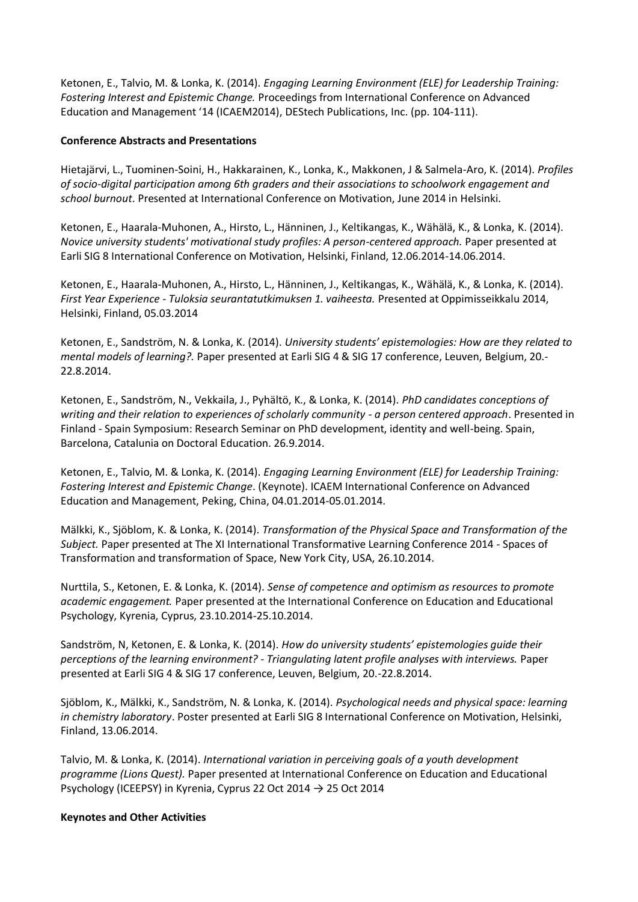Ketonen, E., Talvio, M. & Lonka, K. (2014). *Engaging Learning Environment (ELE) for Leadership Training: Fostering Interest and Epistemic Change.* Proceedings from International Conference on Advanced Education and Management '14 (ICAEM2014), DEStech Publications, Inc. (pp. 104-111).

**Conference Abstracts and Presentations**

Hietajärvi, L., Tuominen-Soini, H., Hakkarainen, K., Lonka, K., Makkonen, J & Salmela-Aro, K. (2014). *Profiles of socio-digital participation among 6th graders and their associations to schoolwork engagement and school burnout*. Presented at International Conference on Motivation, June 2014 in Helsinki.

Ketonen, E., Haarala-Muhonen, A., Hirsto, L., Hänninen, J., Keltikangas, K., Wähälä, K., & Lonka, K. (2014). *Novice university students' motivational study profiles: A person-centered approach.* Paper presented at Earli SIG 8 International Conference on Motivation, Helsinki, Finland, 12.06.2014-14.06.2014.

Ketonen, E., Haarala-Muhonen, A., Hirsto, L., Hänninen, J., Keltikangas, K., Wähälä, K., & Lonka, K. (2014). *First Year Experience - Tuloksia seurantatutkimuksen 1. vaiheesta.* Presented at Oppimisseikkalu 2014, Helsinki, Finland, 05.03.2014

Ketonen, E., Sandström, N. & Lonka, K. (2014). *University students' epistemologies: How are they related to mental models of learning?.* Paper presented at Earli SIG 4 & SIG 17 conference, Leuven, Belgium, 20.-22.8.2014.

Ketonen, E., Sandström, N., Vekkaila, J., Pyhältö, K., & Lonka, K. (2014). *PhD candidates conceptions of writing and their relation to experiences of scholarly community - a person centered approach*. Presented in Finland - Spain Symposium: Research Seminar on PhD development, identity and well-being. Spain, Barcelona, Catalunia on Doctoral Education. 26.9.2014.

Ketonen, E., Talvio, M. & Lonka, K. (2014). *Engaging Learning Environment (ELE) for Leadership Training: Fostering Interest and Epistemic Change*. (Keynote). ICAEM International Conference on Advanced Education and Management, Peking, China, 04.01.2014-05.01.2014.

Mälkki, K., Sjöblom, K. & Lonka, K. (2014). *Transformation of the Physical Space and Transformation of the Subject.* Paper presented at The XI International Transformative Learning Conference 2014 - Spaces of Transformation and transformation of Space, New York City, USA, 26.10.2014.

Nurttila, S., Ketonen, E. & Lonka, K. (2014). *Sense of competence and optimism as resources to promote academic engagement.* Paper presented at the International Conference on Education and Educational Psychology, Kyrenia, Cyprus, 23.10.2014-25.10.2014.

Sandström, N, Ketonen, E. & Lonka, K. (2014). *How do university students' epistemologies guide their perceptions of the learning environment? - Triangulating latent profile analyses with interviews.* Paper presented at Earli SIG 4 & SIG 17 conference, Leuven, Belgium, 20.-22.8.2014.

Sjöblom, K., Mälkki, K., Sandström, N. & Lonka, K. (2014). *Psychological needs and physical space: learning in chemistry laboratory*. Poster presented at Earli SIG 8 International Conference on Motivation, Helsinki, Finland, 13.06.2014.

Talvio, M. & Lonka, K. (2014). *International variation in perceiving goals of a youth development programme (Lions Quest).* Paper presented at International Conference on Education and Educational Psychology (ICEEPSY) in Kyrenia, Cyprus 22 Oct 2014 → 25 Oct 2014

**Keynotes and Other Activities**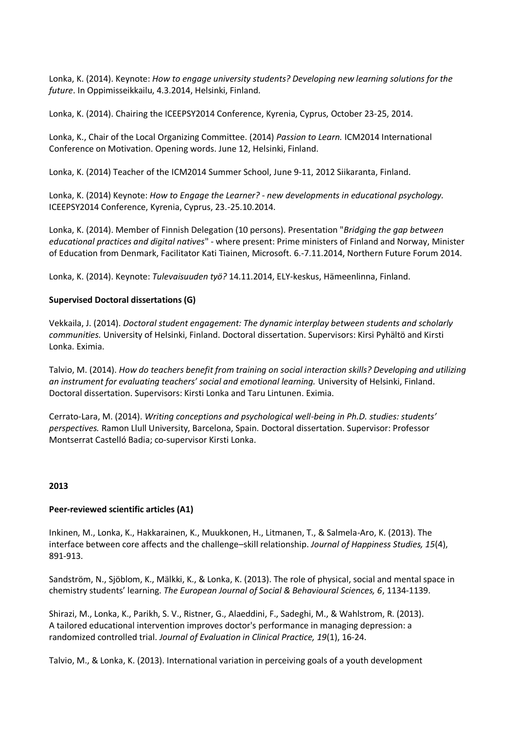Lonka, K. (2014). Keynote: *How to engage university students? Developing new learning solutions for the future*. In Oppimisseikkailu, 4.3.2014, Helsinki, Finland.

Lonka, K. (2014). Chairing the ICEEPSY2014 Conference, Kyrenia, Cyprus, October 23-25, 2014.

Lonka, K., Chair of the Local Organizing Committee. (2014) *Passion to Learn.* ICM2014 International Conference on Motivation. Opening words. June 12, Helsinki, Finland.

Lonka, K. (2014) Teacher of the ICM2014 Summer School, June 9-11, 2012 Siikaranta, Finland.

Lonka, K. (2014) Keynote: *How to Engage the Learner? - new developments in educational psychology.* ICEEPSY2014 Conference, Kyrenia, Cyprus, 23.-25.10.2014.

Lonka, K. (2014). Member of Finnish Delegation (10 persons). Presentation "*Bridging the gap between educational practices and digital natives*" - where present: Prime ministers of Finland and Norway, Minister of Education from Denmark, Facilitator Kati Tiainen, Microsoft. 6.-7.11.2014, Northern Future Forum 2014.

Lonka, K. (2014). Keynote: *Tulevaisuuden työ?* 14.11.2014, ELY-keskus, Hämeenlinna, Finland.

**Supervised Doctoral dissertations (G)**

Vekkaila, J. (2014). *Doctoral student engagement: The dynamic interplay between students and scholarly communities.* University of Helsinki, Finland. Doctoral dissertation. Supervisors: Kirsi Pyhältö and Kirsti Lonka. Eximia.

Talvio, M. (2014). *How do teachers benefit from training on social interaction skills? Developing and utilizing an instrument for evaluating teachers' social and emotional learning.* University of Helsinki, Finland. Doctoral dissertation. Supervisors: Kirsti Lonka and Taru Lintunen. Eximia.

Cerrato-Lara, M. (2014). *Writing conceptions and psychological well-being in Ph.D. studies: students' perspectives.* Ramon Llull University, Barcelona, Spain. Doctoral dissertation. Supervisor: Professor Montserrat Castelló Badia; co-supervisor Kirsti Lonka.

**2013**

**Peer-reviewed scientific articles (A1)**

Inkinen, M., Lonka, K., Hakkarainen, K., Muukkonen, H., Litmanen, T., & Salmela-Aro, K. (2013). The interface between core affects and the challenge–skill relationship. *Journal of Happiness Studies, 15*(4), 891-913.

Sandström, N., Sjöblom, K., Mälkki, K., & Lonka, K. (2013). The role of physical, social and mental space in chemistry students' learning. *The European Journal of Social & Behavioural Sciences, 6*, 1134-1139.

Shirazi, M., Lonka, K., Parikh, S. V., Ristner, G., Alaeddini, F., Sadeghi, M., & Wahlstrom, R. (2013). A tailored educational intervention improves doctor's performance in managing depression: a randomized controlled trial. *Journal of Evaluation in Clinical Practice, 19*(1), 16-24.

Talvio, M., & Lonka, K. (2013). International variation in perceiving goals of a youth development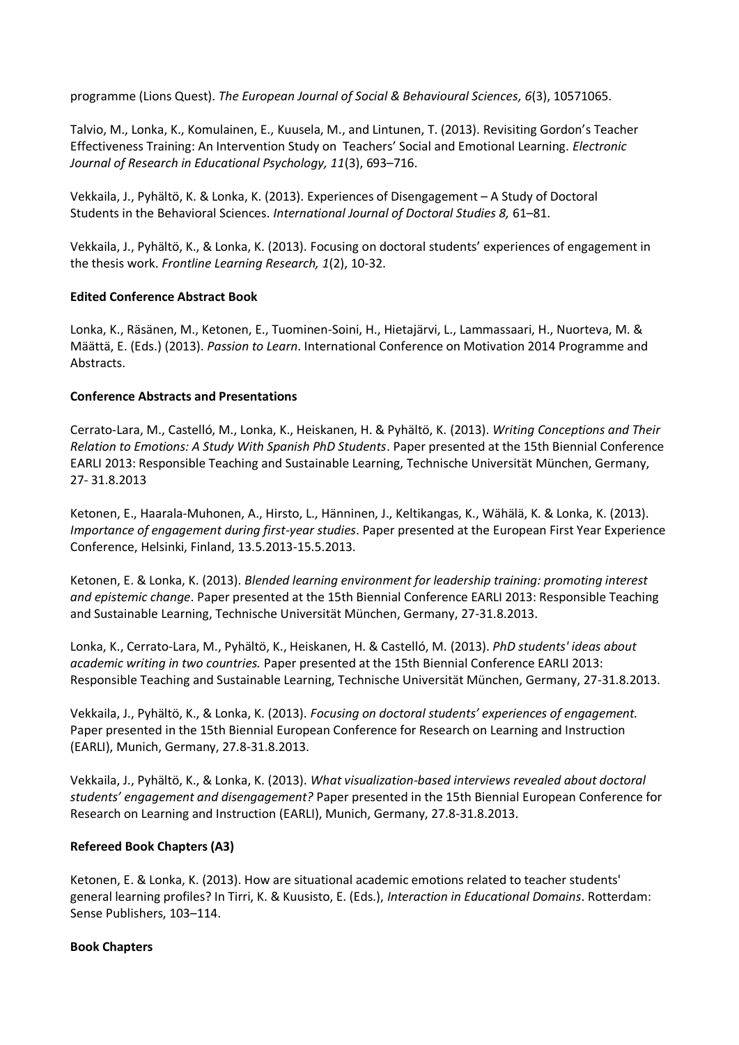programme (Lions Quest). *The European Journal of Social & Behavioural Sciences, 6*(3), 10571065.

Talvio, M., Lonka, K., Komulainen, E., Kuusela, M., and Lintunen, T. (2013). Revisiting Gordon's Teacher Effectiveness Training: An Intervention Study on Teachers' Social and Emotional Learning. *Electronic Journal of Research in Educational Psychology, 11*(3), 693–716.

Vekkaila, J., Pyhältö, K. & Lonka, K. (2013). Experiences of Disengagement – A Study of Doctoral Students in the Behavioral Sciences. *International Journal of Doctoral Studies 8,* 61–81.

Vekkaila, J., Pyhältö, K., & Lonka, K. (2013). Focusing on doctoral students' experiences of engagement in the thesis work. *Frontline Learning Research, 1*(2), 10-32.

**Edited Conference Abstract Book**

Lonka, K., Räsänen, M., Ketonen, E., Tuominen-Soini, H., Hietajärvi, L., Lammassaari, H., Nuorteva, M. & Määttä, E. (Eds.) (2013). *Passion to Learn*. International Conference on Motivation 2014 Programme and Abstracts.

**Conference Abstracts and Presentations**

Cerrato-Lara, M., Castelló, M., Lonka, K., Heiskanen, H. & Pyhältö, K. (2013). *Writing Conceptions and Their Relation to Emotions: A Study With Spanish PhD Students*. Paper presented at the 15th Biennial Conference EARLI 2013: Responsible Teaching and Sustainable Learning, Technische Universität München, Germany, 27- 31.8.2013

Ketonen, E., Haarala-Muhonen, A., Hirsto, L., Hänninen, J., Keltikangas, K., Wähälä, K. & Lonka, K. (2013). *Importance of engagement during first-year studies*. Paper presented at the European First Year Experience Conference, Helsinki, Finland, 13.5.2013-15.5.2013.

Ketonen, E. & Lonka, K. (2013). *Blended learning environment for leadership training: promoting interest and epistemic change*. Paper presented at the 15th Biennial Conference EARLI 2013: Responsible Teaching and Sustainable Learning, Technische Universität München, Germany, 27-31.8.2013.

Lonka, K., Cerrato-Lara, M., Pyhältö, K., Heiskanen, H. & Castelló, M. (2013). *PhD students' ideas about academic writing in two countries.* Paper presented at the 15th Biennial Conference EARLI 2013: Responsible Teaching and Sustainable Learning, Technische Universität München, Germany, 27-31.8.2013.

Vekkaila, J., Pyhältö, K., & Lonka, K. (2013). *Focusing on doctoral students' experiences of engagement.* Paper presented in the 15th Biennial European Conference for Research on Learning and Instruction (EARLI), Munich, Germany, 27.8-31.8.2013.

Vekkaila, J., Pyhältö, K., & Lonka, K. (2013). *What visualization-based interviews revealed about doctoral students' engagement and disengagement?* Paper presented in the 15th Biennial European Conference for Research on Learning and Instruction (EARLI), Munich, Germany, 27.8-31.8.2013.

**Refereed Book Chapters (A3)**

Ketonen, E. & Lonka, K. (2013). How are situational academic emotions related to teacher students' general learning profiles? In Tirri, K. & Kuusisto, E. (Eds.), *Interaction in Educational Domains*. Rotterdam: Sense Publishers, 103–114.

**Book Chapters**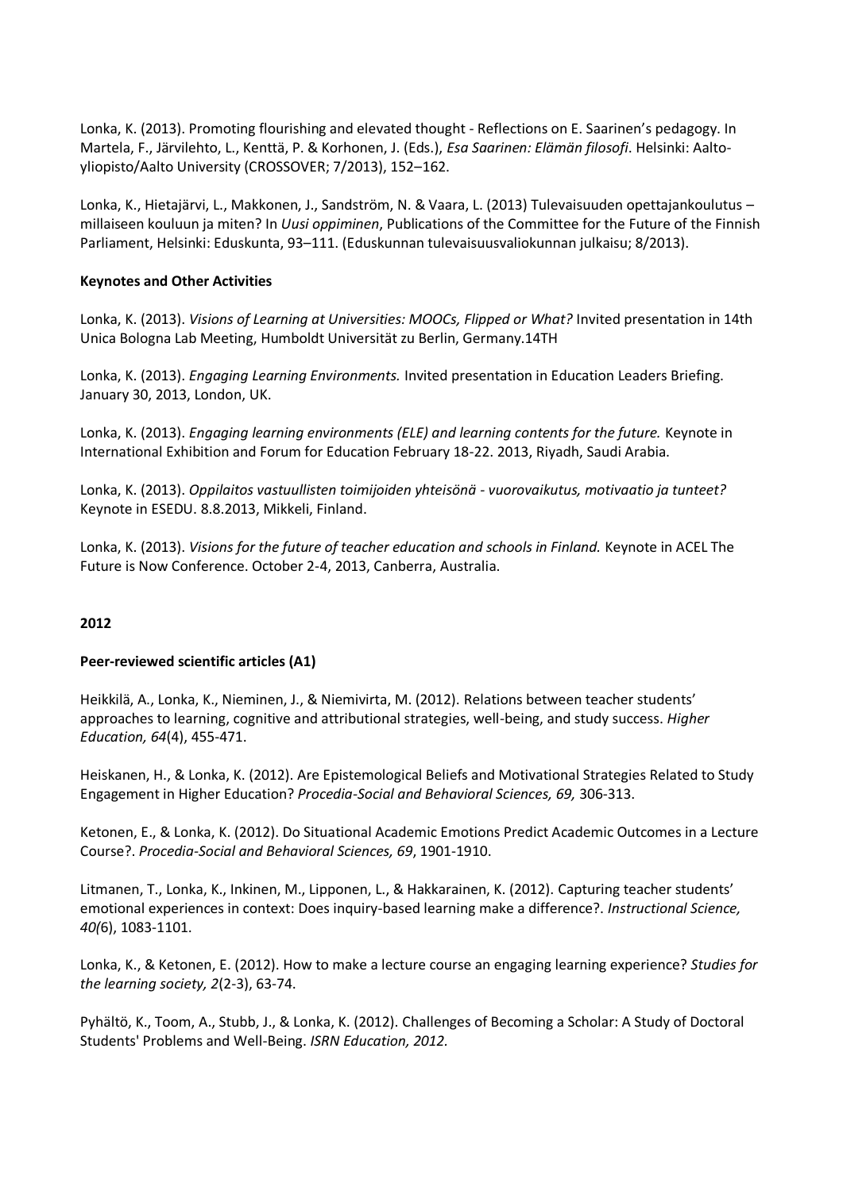Lonka, K. (2013). Promoting flourishing and elevated thought - Reflections on E. Saarinen's pedagogy. In Martela, F., Järvilehto, L., Kenttä, P. & Korhonen, J. (Eds.), *Esa Saarinen: Elämän filosofi*. Helsinki: Aalto-yliopisto/Aalto University (CROSSOVER; 7/2013), 152–162.

Lonka, K., Hietajärvi, L., Makkonen, J., Sandström, N. & Vaara, L. (2013) Tulevaisuuden opettajankoulutus – millaiseen kouluun ja miten? In *Uusi oppiminen*, Publications of the Committee for the Future of the Finnish Parliament, Helsinki: Eduskunta, 93–111. (Eduskunnan tulevaisuusvaliokunnan julkaisu; 8/2013).

**Keynotes and Other Activities**

Lonka, K. (2013). *Visions of Learning at Universities: MOOCs, Flipped or What?* Invited presentation in 14th Unica Bologna Lab Meeting, Humboldt Universität zu Berlin, Germany.14TH

Lonka, K. (2013). *Engaging Learning Environments.* Invited presentation in Education Leaders Briefing. January 30, 2013, London, UK.

Lonka, K. (2013). *Engaging learning environments (ELE) and learning contents for the future.* Keynote in International Exhibition and Forum for Education February 18-22. 2013, Riyadh, Saudi Arabia.

Lonka, K. (2013). *Oppilaitos vastuullisten toimijoiden yhteisönä - vuorovaikutus, motivaatio ja tunteet?* Keynote in ESEDU. 8.8.2013, Mikkeli, Finland.

Lonka, K. (2013). *Visions for the future of teacher education and schools in Finland.* Keynote in ACEL The Future is Now Conference. October 2-4, 2013, Canberra, Australia.

**2012**

**Peer-reviewed scientific articles (A1)**

Heikkilä, A., Lonka, K., Nieminen, J., & Niemivirta, M. (2012). Relations between teacher students' approaches to learning, cognitive and attributional strategies, well-being, and study success. *Higher Education, 64*(4), 455-471.

Heiskanen, H., & Lonka, K. (2012). Are Epistemological Beliefs and Motivational Strategies Related to Study Engagement in Higher Education? *Procedia-Social and Behavioral Sciences, 69,* 306-313.

Ketonen, E., & Lonka, K. (2012). Do Situational Academic Emotions Predict Academic Outcomes in a Lecture Course?. *Procedia-Social and Behavioral Sciences, 69*, 1901-1910.

Litmanen, T., Lonka, K., Inkinen, M., Lipponen, L., & Hakkarainen, K. (2012). Capturing teacher students' emotional experiences in context: Does inquiry-based learning make a difference?. *Instructional Science, 40(*6), 1083-1101.

Lonka, K., & Ketonen, E. (2012). How to make a lecture course an engaging learning experience? *Studies for the learning society, 2*(2-3), 63-74.

Pyhältö, K., Toom, A., Stubb, J., & Lonka, K. (2012). Challenges of Becoming a Scholar: A Study of Doctoral Students' Problems and Well-Being. *ISRN Education, 2012*.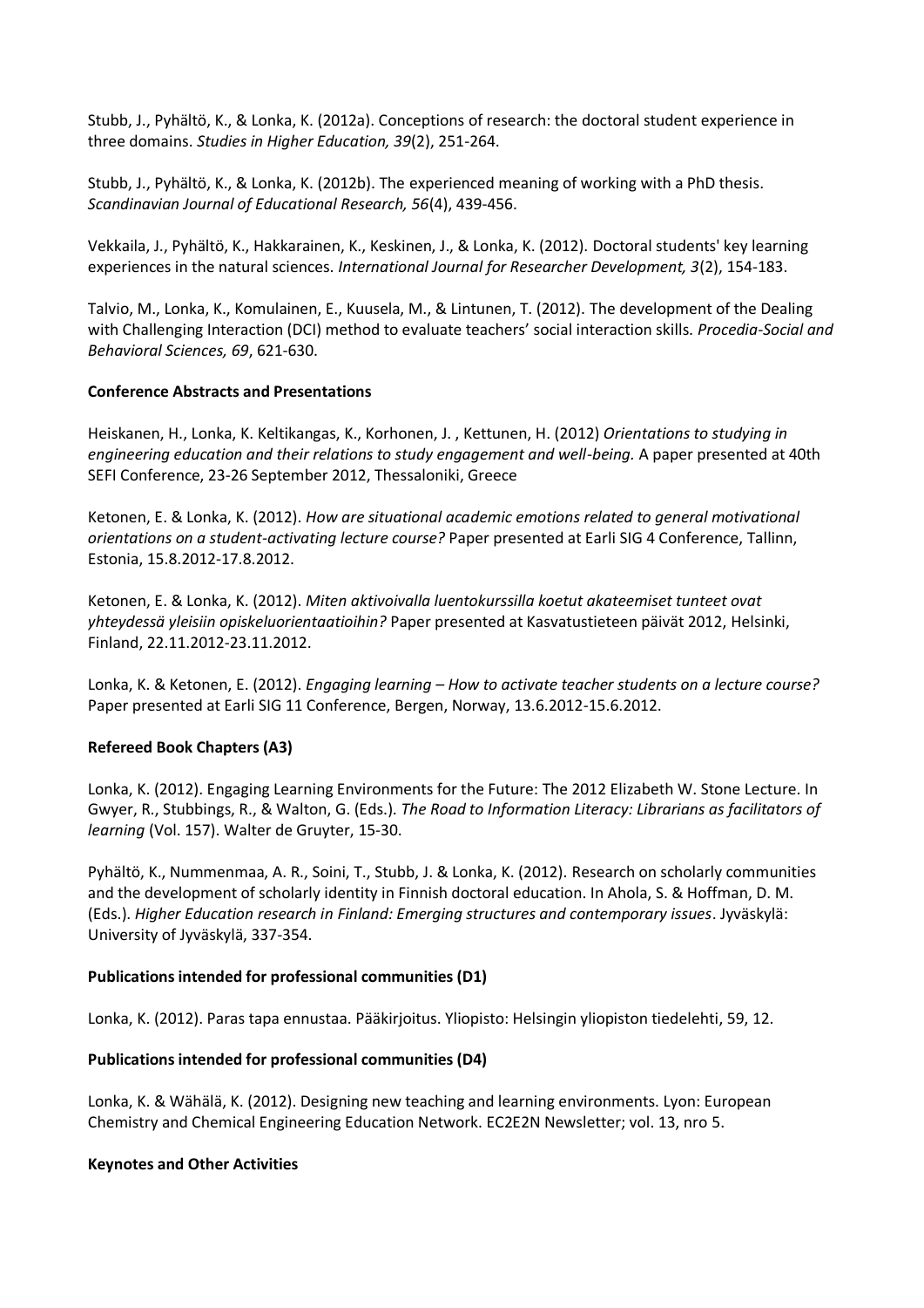Stubb, J., Pyhältö, K., & Lonka, K. (2012a). Conceptions of research: the doctoral student experience in three domains. *Studies in Higher Education, 39*(2), 251-264.

Stubb, J., Pyhältö, K., & Lonka, K. (2012b). The experienced meaning of working with a PhD thesis. *Scandinavian Journal of Educational Research, 56*(4), 439-456.

Vekkaila, J., Pyhältö, K., Hakkarainen, K., Keskinen, J., & Lonka, K. (2012). Doctoral students' key learning experiences in the natural sciences. *International Journal for Researcher Development, 3*(2), 154-183.

Talvio, M., Lonka, K., Komulainen, E., Kuusela, M., & Lintunen, T. (2012). The development of the Dealing with Challenging Interaction (DCI) method to evaluate teachers' social interaction skills. *Procedia-Social and Behavioral Sciences, 69*, 621-630.

**Conference Abstracts and Presentations**

Heiskanen, H., Lonka, K. Keltikangas, K., Korhonen, J. , Kettunen, H. (2012) *Orientations to studying in engineering education and their relations to study engagement and well-being.* A paper presented at 40th SEFI Conference, 23-26 September 2012, Thessaloniki, Greece

Ketonen, E. & Lonka, K. (2012). *How are situational academic emotions related to general motivational orientations on a student-activating lecture course?* Paper presented at Earli SIG 4 Conference, Tallinn, Estonia, 15.8.2012-17.8.2012.

Ketonen, E. & Lonka, K. (2012). *Miten aktivoivalla luentokurssilla koetut akateemiset tunteet ovat yhteydessä yleisiin opiskeluorientaatioihin?* Paper presented at Kasvatustieteen päivät 2012, Helsinki, Finland, 22.11.2012-23.11.2012.

Lonka, K. & Ketonen, E. (2012). *Engaging learning – How to activate teacher students on a lecture course?* Paper presented at Earli SIG 11 Conference, Bergen, Norway, 13.6.2012-15.6.2012.

**Refereed Book Chapters (A3)**

Lonka, K. (2012). Engaging Learning Environments for the Future: The 2012 Elizabeth W. Stone Lecture. In Gwyer, R., Stubbings, R., & Walton, G. (Eds.). *The Road to Information Literacy: Librarians as facilitators of learning* (Vol. 157). Walter de Gruyter, 15-30.

Pyhältö, K., Nummenmaa, A. R., Soini, T., Stubb, J. & Lonka, K. (2012). Research on scholarly communities and the development of scholarly identity in Finnish doctoral education. In Ahola, S. & Hoffman, D. M. (Eds.). *Higher Education research in Finland: Emerging structures and contemporary issues*. Jyväskylä: University of Jyväskylä, 337-354.

**Publications intended for professional communities (D1)**

Lonka, K. (2012). Paras tapa ennustaa. Pääkirjoitus. Yliopisto: Helsingin yliopiston tiedelehti, 59, 12.

**Publications intended for professional communities (D4)**

Lonka, K. & Wähälä, K. (2012). Designing new teaching and learning environments. Lyon: European Chemistry and Chemical Engineering Education Network. EC2E2N Newsletter; vol. 13, nro 5.

**Keynotes and Other Activities**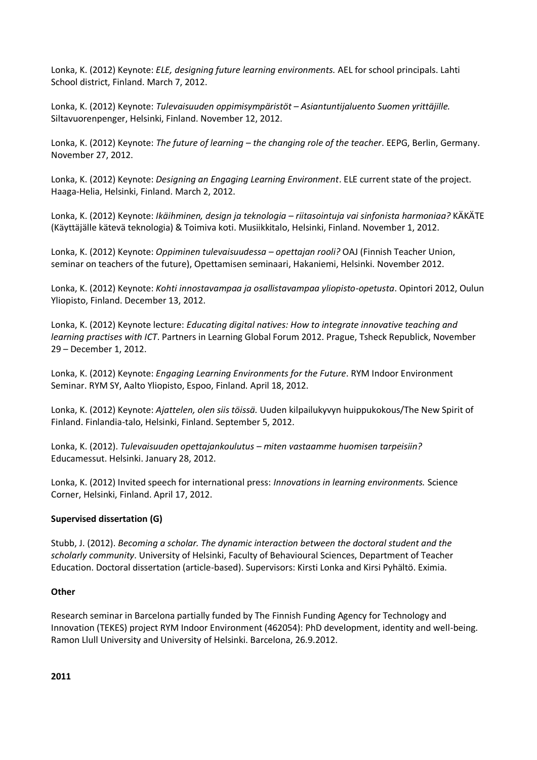Lonka, K. (2012) Keynote: *ELE, designing future learning environments.* AEL for school principals. Lahti School district, Finland. March 7, 2012.

Lonka, K. (2012) Keynote: *Tulevaisuuden oppimisympäristöt – Asiantuntijaluento Suomen yrittäjille.* Siltavuorenpenger, Helsinki, Finland. November 12, 2012.

Lonka, K. (2012) Keynote: *The future of learning – the changing role of the teacher*. EEPG, Berlin, Germany. November 27, 2012.

Lonka, K. (2012) Keynote: *Designing an Engaging Learning Environment*. ELE current state of the project. Haaga-Helia, Helsinki, Finland. March 2, 2012.

Lonka, K. (2012) Keynote: *Ikäihminen, design ja teknologia – riitasointuja vai sinfonista harmoniaa?* KÄKÄTE (Käyttäjälle kätevä teknologia) & Toimiva koti. Musiikkitalo, Helsinki, Finland. November 1, 2012.

Lonka, K. (2012) Keynote: *Oppiminen tulevaisuudessa – opettajan rooli?* OAJ (Finnish Teacher Union, seminar on teachers of the future), Opettamisen seminaari, Hakaniemi, Helsinki. November 2012.

Lonka, K. (2012) Keynote: *Kohti innostavampaa ja osallistavampaa yliopisto-opetusta*. Opintori 2012, Oulun Yliopisto, Finland. December 13, 2012.

Lonka, K. (2012) Keynote lecture: *Educating digital natives: How to integrate innovative teaching and learning practises with ICT*. Partners in Learning Global Forum 2012. Prague, Tsheck Republick, November 29 – December 1, 2012.

Lonka, K. (2012) Keynote: *Engaging Learning Environments for the Future*. RYM Indoor Environment Seminar. RYM SY, Aalto Yliopisto, Espoo, Finland. April 18, 2012.

Lonka, K. (2012) Keynote: *Ajattelen, olen siis töissä.* Uuden kilpailukyvyn huippukokous/The New Spirit of Finland. Finlandia-talo, Helsinki, Finland. September 5, 2012.

Lonka, K. (2012). *Tulevaisuuden opettajankoulutus – miten vastaamme huomisen tarpeisiin?* Educamessut. Helsinki. January 28, 2012.

Lonka, K. (2012) Invited speech for international press: *Innovations in learning environments.* Science Corner, Helsinki, Finland. April 17, 2012.

**Supervised dissertation (G)**

Stubb, J. (2012). *Becoming a scholar. The dynamic interaction between the doctoral student and the scholarly community*. University of Helsinki, Faculty of Behavioural Sciences, Department of Teacher Education. Doctoral dissertation (article-based). Supervisors: Kirsti Lonka and Kirsi Pyhältö. Eximia.

**Other**

Research seminar in Barcelona partially funded by The Finnish Funding Agency for Technology and Innovation (TEKES) project RYM Indoor Environment (462054): PhD development, identity and well-being. Ramon Llull University and University of Helsinki. Barcelona, 26.9.2012.

**2011**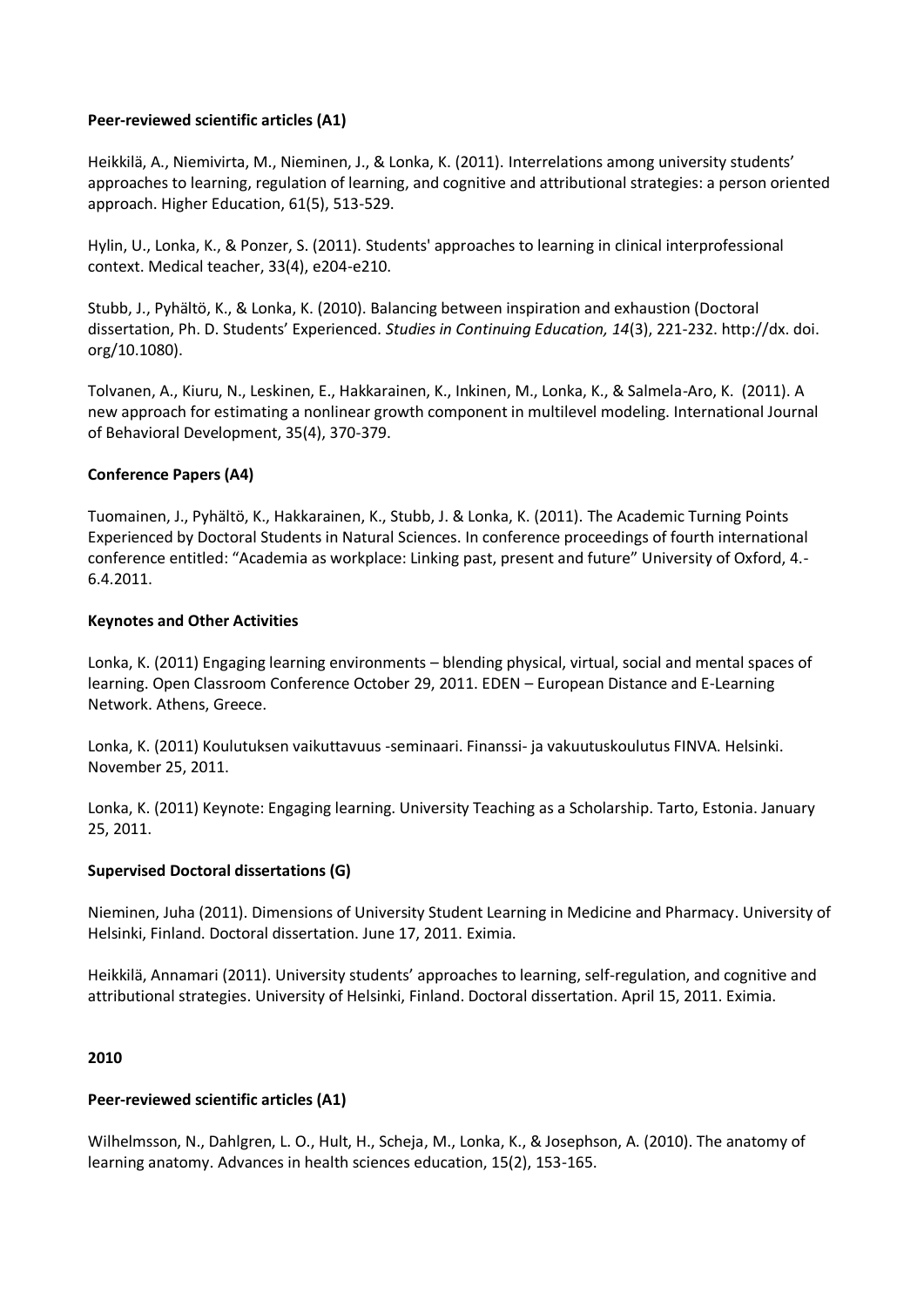**Peer-reviewed scientific articles (A1)**

Heikkilä, A., Niemivirta, M., Nieminen, J., & Lonka, K. (2011). Interrelations among university students' approaches to learning, regulation of learning, and cognitive and attributional strategies: a person oriented approach. Higher Education, 61(5), 513-529.

Hylin, U., Lonka, K., & Ponzer, S. (2011). Students' approaches to learning in clinical interprofessional context. Medical teacher, 33(4), e204-e210.

Stubb, J., Pyhältö, K., & Lonka, K. (2010). Balancing between inspiration and exhaustion (Doctoral dissertation, Ph. D. Students' Experienced. *Studies in Continuing Education, 14*(3), 221-232. http://dx. doi. org/10.1080).

Tolvanen, A., Kiuru, N., Leskinen, E., Hakkarainen, K., Inkinen, M., Lonka, K., & Salmela-Aro, K. (2011). A new approach for estimating a nonlinear growth component in multilevel modeling. International Journal of Behavioral Development, 35(4), 370-379.

**Conference Papers (A4)**

Tuomainen, J., Pyhältö, K., Hakkarainen, K., Stubb, J. & Lonka, K. (2011). The Academic Turning Points Experienced by Doctoral Students in Natural Sciences. In conference proceedings of fourth international conference entitled: "Academia as workplace: Linking past, present and future" University of Oxford, 4.-6.4.2011.

**Keynotes and Other Activities**

Lonka, K. (2011) Engaging learning environments – blending physical, virtual, social and mental spaces of learning. Open Classroom Conference October 29, 2011. EDEN – European Distance and E-Learning Network. Athens, Greece.

Lonka, K. (2011) Koulutuksen vaikuttavuus -seminaari. Finanssi- ja vakuutuskoulutus FINVA. Helsinki. November 25, 2011.

Lonka, K. (2011) Keynote: Engaging learning. University Teaching as a Scholarship. Tarto, Estonia. January 25, 2011.

**Supervised Doctoral dissertations (G)**

Nieminen, Juha (2011). Dimensions of University Student Learning in Medicine and Pharmacy. University of Helsinki, Finland. Doctoral dissertation. June 17, 2011. Eximia.

Heikkilä, Annamari (2011). University students' approaches to learning, self-regulation, and cognitive and attributional strategies. University of Helsinki, Finland. Doctoral dissertation. April 15, 2011. Eximia.

**2010**

**Peer-reviewed scientific articles (A1)**

Wilhelmsson, N., Dahlgren, L. O., Hult, H., Scheja, M., Lonka, K., & Josephson, A. (2010). The anatomy of learning anatomy. Advances in health sciences education, 15(2), 153-165.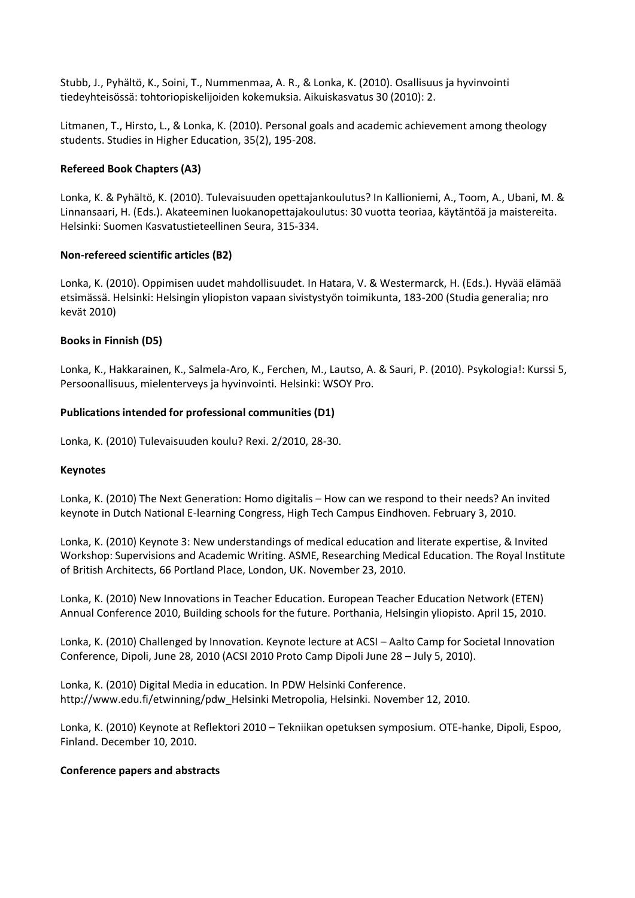Stubb, J., Pyhältö, K., Soini, T., Nummenmaa, A. R., & Lonka, K. (2010). Osallisuus ja hyvinvointi tiedeyhteisössä: tohtoriopiskelijoiden kokemuksia. Aikuiskasvatus 30 (2010): 2.

Litmanen, T., Hirsto, L., & Lonka, K. (2010). Personal goals and academic achievement among theology students. Studies in Higher Education, 35(2), 195-208.

**Refereed Book Chapters (A3)**

Lonka, K. & Pyhältö, K. (2010). Tulevaisuuden opettajankoulutus? In Kallioniemi, A., Toom, A., Ubani, M. & Linnansaari, H. (Eds.). Akateeminen luokanopettajakoulutus: 30 vuotta teoriaa, käytäntöä ja maistereita. Helsinki: Suomen Kasvatustieteellinen Seura, 315-334.

**Non-refereed scientific articles (B2)**

Lonka, K. (2010). Oppimisen uudet mahdollisuudet. In Hatara, V. & Westermarck, H. (Eds.). Hyvää elämää etsimässä. Helsinki: Helsingin yliopiston vapaan sivistystyön toimikunta, 183-200 (Studia generalia; nro kevät 2010)

**Books in Finnish (D5)**

Lonka, K., Hakkarainen, K., Salmela-Aro, K., Ferchen, M., Lautso, A. & Sauri, P. (2010). Psykologia!: Kurssi 5, Persoonallisuus, mielenterveys ja hyvinvointi. Helsinki: WSOY Pro.

**Publications intended for professional communities (D1)**

Lonka, K. (2010) Tulevaisuuden koulu? Rexi. 2/2010, 28-30.

**Keynotes**

Lonka, K. (2010) The Next Generation: Homo digitalis – How can we respond to their needs? An invited keynote in Dutch National E-learning Congress, High Tech Campus Eindhoven. February 3, 2010.

Lonka, K. (2010) Keynote 3: New understandings of medical education and literate expertise, & Invited Workshop: Supervisions and Academic Writing. ASME, Researching Medical Education. The Royal Institute of British Architects, 66 Portland Place, London, UK. November 23, 2010.

Lonka, K. (2010) New Innovations in Teacher Education. European Teacher Education Network (ETEN) Annual Conference 2010, Building schools for the future. Porthania, Helsingin yliopisto. April 15, 2010.

Lonka, K. (2010) Challenged by Innovation. Keynote lecture at ACSI – Aalto Camp for Societal Innovation Conference, Dipoli, June 28, 2010 (ACSI 2010 Proto Camp Dipoli June 28 – July 5, 2010).

Lonka, K. (2010) Digital Media in education. In PDW Helsinki Conference. http://www.edu.fi/etwinning/pdw_Helsinki Metropolia, Helsinki. November 12, 2010.

Lonka, K. (2010) Keynote at Reflektori 2010 – Tekniikan opetuksen symposium. OTE-hanke, Dipoli, Espoo, Finland. December 10, 2010.

**Conference papers and abstracts**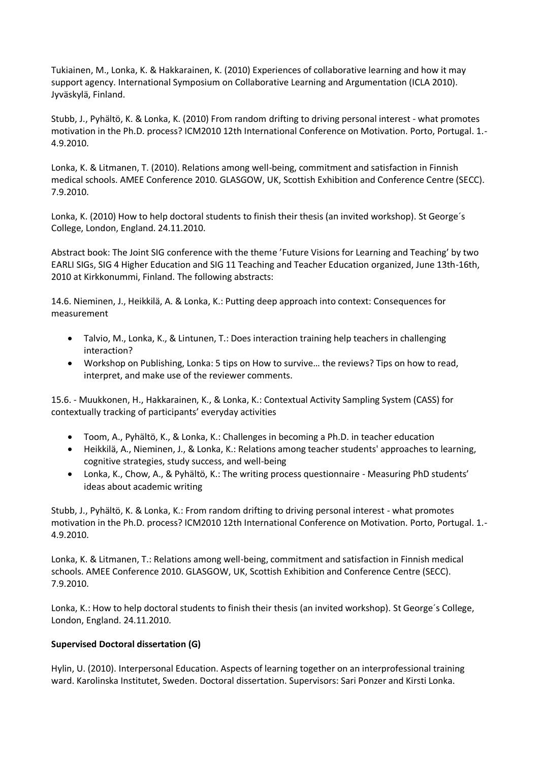Tukiainen, M., Lonka, K. & Hakkarainen, K. (2010) Experiences of collaborative learning and how it may support agency. International Symposium on Collaborative Learning and Argumentation (ICLA 2010). Jyväskylä, Finland.

Stubb, J., Pyhältö, K. & Lonka, K. (2010) From random drifting to driving personal interest - what promotes motivation in the Ph.D. process? ICM2010 12th International Conference on Motivation. Porto, Portugal. 1.-4.9.2010.

Lonka, K. & Litmanen, T. (2010). Relations among well-being, commitment and satisfaction in Finnish medical schools. AMEE Conference 2010. GLASGOW, UK, Scottish Exhibition and Conference Centre (SECC). 7.9.2010.

Lonka, K. (2010) How to help doctoral students to finish their thesis (an invited workshop). St George´s College, London, England. 24.11.2010.

Abstract book: The Joint SIG conference with the theme 'Future Visions for Learning and Teaching' by two EARLI SIGs, SIG 4 Higher Education and SIG 11 Teaching and Teacher Education organized, June 13th-16th, 2010 at Kirkkonummi, Finland. The following abstracts:

14.6. Nieminen, J., Heikkilä, A. & Lonka, K.: Putting deep approach into context: Consequences for measurement

- Talvio, M., Lonka, K., & Lintunen, T.: Does interaction training help teachers in challenging interaction?
- Workshop on Publishing, Lonka: 5 tips on How to survive… the reviews? Tips on how to read, interpret, and make use of the reviewer comments.

15.6. - Muukkonen, H., Hakkarainen, K., & Lonka, K.: Contextual Activity Sampling System (CASS) for contextually tracking of participants' everyday activities

- Toom, A., Pyhältö, K., & Lonka, K.: Challenges in becoming a Ph.D. in teacher education
- Heikkilä, A., Nieminen, J., & Lonka, K.: Relations among teacher students' approaches to learning, cognitive strategies, study success, and well-being
- Lonka, K., Chow, A., & Pyhältö, K.: The writing process questionnaire - Measuring PhD students' ideas about academic writing

Stubb, J., Pyhältö, K. & Lonka, K.: From random drifting to driving personal interest - what promotes motivation in the Ph.D. process? ICM2010 12th International Conference on Motivation. Porto, Portugal. 1.-4.9.2010.

Lonka, K. & Litmanen, T.: Relations among well-being, commitment and satisfaction in Finnish medical schools. AMEE Conference 2010. GLASGOW, UK, Scottish Exhibition and Conference Centre (SECC). 7.9.2010.

Lonka, K.: How to help doctoral students to finish their thesis (an invited workshop). St George´s College, London, England. 24.11.2010.

**Supervised Doctoral dissertation (G)**

Hylin, U. (2010). Interpersonal Education. Aspects of learning together on an interprofessional training ward. Karolinska Institutet, Sweden. Doctoral dissertation. Supervisors: Sari Ponzer and Kirsti Lonka.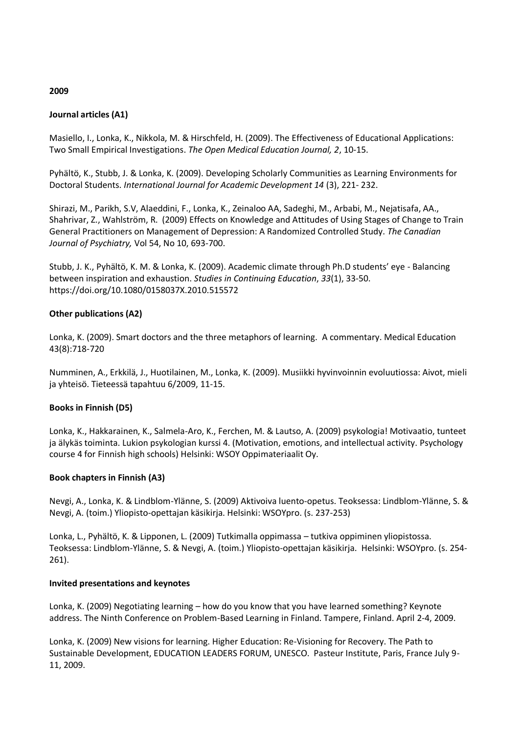**2009**

**Journal articles (A1)**

Masiello, I., Lonka, K., Nikkola, M. & Hirschfeld, H. (2009). The Effectiveness of Educational Applications: Two Small Empirical Investigations. *The Open Medical Education Journal, 2*, 10-15.

Pyhältö, K., Stubb, J. & Lonka, K. (2009). Developing Scholarly Communities as Learning Environments for Doctoral Students. *International Journal for Academic Development 14* (3), 221- 232.

Shirazi, M., Parikh, S.V, Alaeddini, F., Lonka, K., Zeinaloo AA, Sadeghi, M., Arbabi, M., Nejatisafa, AA., Shahrivar, Z., Wahlström, R. (2009) Effects on Knowledge and Attitudes of Using Stages of Change to Train General Practitioners on Management of Depression: A Randomized Controlled Study. *The Canadian Journal of Psychiatry,* Vol 54, No 10, 693-700.

Stubb, J. K., Pyhältö, K. M. & Lonka, K. (2009). Academic climate through Ph.D students' eye - Balancing between inspiration and exhaustion. *Studies in Continuing Education*, *33*(1), 33-50. https://doi.org/10.1080/0158037X.2010.515572

**Other publications (A2)**

Lonka, K. (2009). Smart doctors and the three metaphors of learning. A commentary. Medical Education 43(8):718-720

Numminen, A., Erkkilä, J., Huotilainen, M., Lonka, K. (2009). Musiikki hyvinvoinnin evoluutiossa: Aivot, mieli ja yhteisö. Tieteessä tapahtuu 6/2009, 11-15.

**Books in Finnish (D5)**

Lonka, K., Hakkarainen, K., Salmela-Aro, K., Ferchen, M. & Lautso, A. (2009) psykologia! Motivaatio, tunteet ja älykäs toiminta. Lukion psykologian kurssi 4. (Motivation, emotions, and intellectual activity. Psychology course 4 for Finnish high schools) Helsinki: WSOY Oppimateriaalit Oy.

**Book chapters in Finnish (A3)**

Nevgi, A., Lonka, K. & Lindblom-Ylänne, S. (2009) Aktivoiva luento-opetus. Teoksessa: Lindblom-Ylänne, S. & Nevgi, A. (toim.) Yliopisto-opettajan käsikirja. Helsinki: WSOYpro. (s. 237-253)

Lonka, L., Pyhältö, K. & Lipponen, L. (2009) Tutkimalla oppimassa – tutkiva oppiminen yliopistossa. Teoksessa: Lindblom-Ylänne, S. & Nevgi, A. (toim.) Yliopisto-opettajan käsikirja. Helsinki: WSOYpro. (s. 254-261).

**Invited presentations and keynotes**

Lonka, K. (2009) Negotiating learning – how do you know that you have learned something? Keynote address. The Ninth Conference on Problem-Based Learning in Finland. Tampere, Finland. April 2-4, 2009.

Lonka, K. (2009) New visions for learning. Higher Education: Re-Visioning for Recovery. The Path to Sustainable Development, EDUCATION LEADERS FORUM, UNESCO. Pasteur Institute, Paris, France July 9-11, 2009.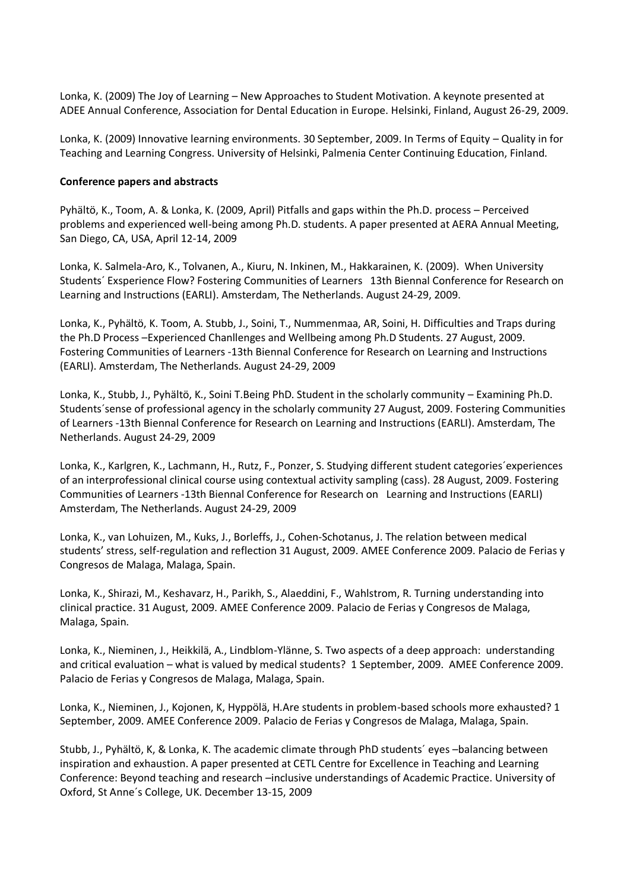Lonka, K. (2009) The Joy of Learning – New Approaches to Student Motivation. A keynote presented at ADEE Annual Conference, Association for Dental Education in Europe. Helsinki, Finland, August 26-29, 2009.

Lonka, K. (2009) Innovative learning environments. 30 September, 2009. In Terms of Equity – Quality in for Teaching and Learning Congress. University of Helsinki, Palmenia Center Continuing Education, Finland.

**Conference papers and abstracts**

Pyhältö, K., Toom, A. & Lonka, K. (2009, April) Pitfalls and gaps within the Ph.D. process – Perceived problems and experienced well-being among Ph.D. students. A paper presented at AERA Annual Meeting, San Diego, CA, USA, April 12-14, 2009

Lonka, K. Salmela-Aro, K., Tolvanen, A., Kiuru, N. Inkinen, M., Hakkarainen, K. (2009). When University Students´ Exsperience Flow? Fostering Communities of Learners 13th Biennal Conference for Research on Learning and Instructions (EARLI). Amsterdam, The Netherlands. August 24-29, 2009.

Lonka, K., Pyhältö, K. Toom, A. Stubb, J., Soini, T., Nummenmaa, AR, Soini, H. Difficulties and Traps during the Ph.D Process –Experienced Chanllenges and Wellbeing among Ph.D Students. 27 August, 2009. Fostering Communities of Learners -13th Biennal Conference for Research on Learning and Instructions (EARLI). Amsterdam, The Netherlands. August 24-29, 2009

Lonka, K., Stubb, J., Pyhältö, K., Soini T.Being PhD. Student in the scholarly community – Examining Ph.D. Students´sense of professional agency in the scholarly community 27 August, 2009. Fostering Communities of Learners -13th Biennal Conference for Research on Learning and Instructions (EARLI). Amsterdam, The Netherlands. August 24-29, 2009

Lonka, K., Karlgren, K., Lachmann, H., Rutz, F., Ponzer, S. Studying different student categories´experiences of an interprofessional clinical course using contextual activity sampling (cass). 28 August, 2009. Fostering Communities of Learners -13th Biennal Conference for Research on Learning and Instructions (EARLI) Amsterdam, The Netherlands. August 24-29, 2009

Lonka, K., van Lohuizen, M., Kuks, J., Borleffs, J., Cohen-Schotanus, J. The relation between medical students' stress, self-regulation and reflection 31 August, 2009. AMEE Conference 2009. Palacio de Ferias y Congresos de Malaga, Malaga, Spain.

Lonka, K., Shirazi, M., Keshavarz, H., Parikh, S., Alaeddini, F., Wahlstrom, R. Turning understanding into clinical practice. 31 August, 2009. AMEE Conference 2009. Palacio de Ferias y Congresos de Malaga, Malaga, Spain.

Lonka, K., Nieminen, J., Heikkilä, A., Lindblom-Ylänne, S. Two aspects of a deep approach: understanding and critical evaluation – what is valued by medical students? 1 September, 2009. AMEE Conference 2009. Palacio de Ferias y Congresos de Malaga, Malaga, Spain.

Lonka, K., Nieminen, J., Kojonen, K, Hyppölä, H.Are students in problem-based schools more exhausted? 1 September, 2009. AMEE Conference 2009. Palacio de Ferias y Congresos de Malaga, Malaga, Spain.

Stubb, J., Pyhältö, K, & Lonka, K. The academic climate through PhD students´ eyes –balancing between inspiration and exhaustion. A paper presented at CETL Centre for Excellence in Teaching and Learning Conference: Beyond teaching and research –inclusive understandings of Academic Practice. University of Oxford, St Anne´s College, UK. December 13-15, 2009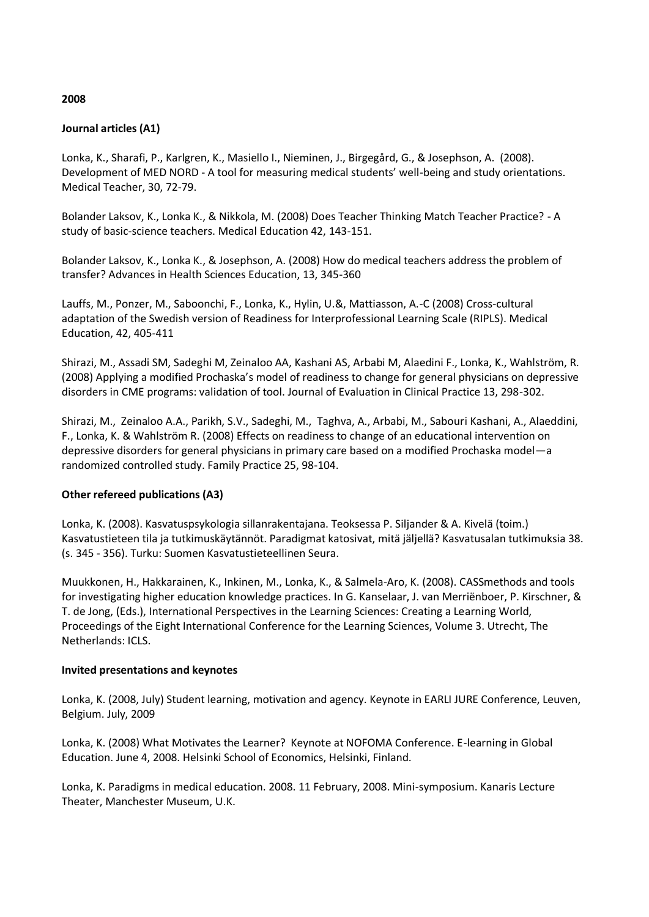**2008**

**Journal articles (A1)**

Lonka, K., Sharafi, P., Karlgren, K., Masiello I., Nieminen, J., Birgegård, G., & Josephson, A. (2008). Development of MED NORD - A tool for measuring medical students' well-being and study orientations. Medical Teacher, 30, 72-79.

Bolander Laksov, K., Lonka K., & Nikkola, M. (2008) Does Teacher Thinking Match Teacher Practice? - A study of basic-science teachers. Medical Education 42, 143-151.

Bolander Laksov, K., Lonka K., & Josephson, A. (2008) How do medical teachers address the problem of transfer? Advances in Health Sciences Education, 13, 345-360

Lauffs, M., Ponzer, M., Saboonchi, F., Lonka, K., Hylin, U.&, Mattiasson, A.-C (2008) Cross-cultural adaptation of the Swedish version of Readiness for Interprofessional Learning Scale (RIPLS). Medical Education, 42, 405-411

Shirazi, M., Assadi SM, Sadeghi M, Zeinaloo AA, Kashani AS, Arbabi M, Alaedini F., Lonka, K., Wahlström, R. (2008) Applying a modified Prochaska's model of readiness to change for general physicians on depressive disorders in CME programs: validation of tool. Journal of Evaluation in Clinical Practice 13, 298-302.

Shirazi, M., Zeinaloo A.A., Parikh, S.V., Sadeghi, M., Taghva, A., Arbabi, M., Sabouri Kashani, A., Alaeddini, F., Lonka, K. & Wahlström R. (2008) Effects on readiness to change of an educational intervention on depressive disorders for general physicians in primary care based on a modified Prochaska model—a randomized controlled study. Family Practice 25, 98-104.

**Other refereed publications (A3)**

Lonka, K. (2008). Kasvatuspsykologia sillanrakentajana. Teoksessa P. Siljander & A. Kivelä (toim.) Kasvatustieteen tila ja tutkimuskäytännöt. Paradigmat katosivat, mitä jäljellä? Kasvatusalan tutkimuksia 38. (s. 345 - 356). Turku: Suomen Kasvatustieteellinen Seura.

Muukkonen, H., Hakkarainen, K., Inkinen, M., Lonka, K., & Salmela-Aro, K. (2008). CASSmethods and tools for investigating higher education knowledge practices. In G. Kanselaar, J. van Merriënboer, P. Kirschner, & T. de Jong, (Eds.), International Perspectives in the Learning Sciences: Creating a Learning World, Proceedings of the Eight International Conference for the Learning Sciences, Volume 3. Utrecht, The Netherlands: ICLS.

**Invited presentations and keynotes**

Lonka, K. (2008, July) Student learning, motivation and agency. Keynote in EARLI JURE Conference, Leuven, Belgium. July, 2009

Lonka, K. (2008) What Motivates the Learner? Keynote at NOFOMA Conference. E-learning in Global Education. June 4, 2008. Helsinki School of Economics, Helsinki, Finland.

Lonka, K. Paradigms in medical education. 2008. 11 February, 2008. Mini-symposium. Kanaris Lecture Theater, Manchester Museum, U.K.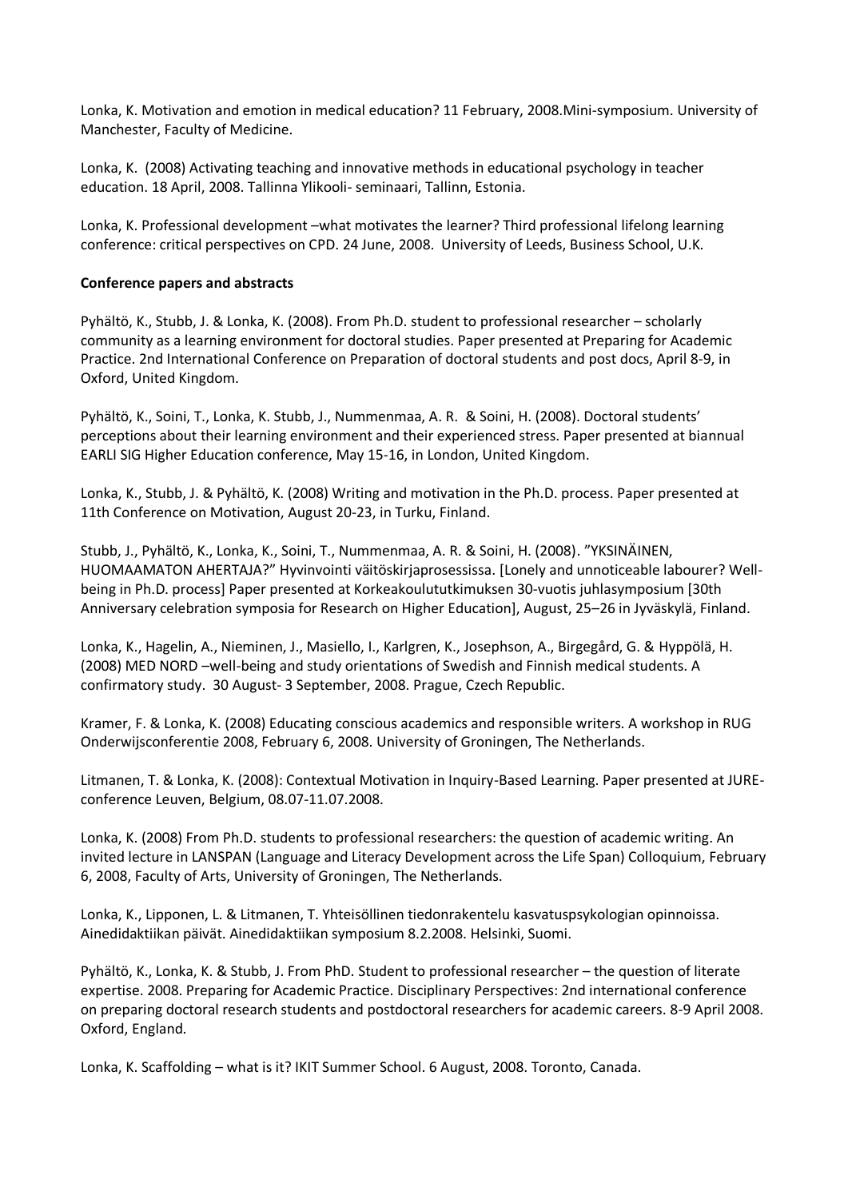Lonka, K. Motivation and emotion in medical education? 11 February, 2008.Mini-symposium. University of Manchester, Faculty of Medicine.

Lonka, K. (2008) Activating teaching and innovative methods in educational psychology in teacher education. 18 April, 2008. Tallinna Ylikooli- seminaari, Tallinn, Estonia.

Lonka, K. Professional development –what motivates the learner? Third professional lifelong learning conference: critical perspectives on CPD. 24 June, 2008. University of Leeds, Business School, U.K.

**Conference papers and abstracts**

Pyhältö, K., Stubb, J. & Lonka, K. (2008). From Ph.D. student to professional researcher – scholarly community as a learning environment for doctoral studies. Paper presented at Preparing for Academic Practice. 2nd International Conference on Preparation of doctoral students and post docs, April 8-9, in Oxford, United Kingdom.

Pyhältö, K., Soini, T., Lonka, K. Stubb, J., Nummenmaa, A. R. & Soini, H. (2008). Doctoral students' perceptions about their learning environment and their experienced stress. Paper presented at biannual EARLI SIG Higher Education conference, May 15-16, in London, United Kingdom.

Lonka, K., Stubb, J. & Pyhältö, K. (2008) Writing and motivation in the Ph.D. process. Paper presented at 11th Conference on Motivation, August 20-23, in Turku, Finland.

Stubb, J., Pyhältö, K., Lonka, K., Soini, T., Nummenmaa, A. R. & Soini, H. (2008). "YKSINÄINEN, HUOMAAMATON AHERTAJA?" Hyvinvointi väitöskirjaprosessissa. [Lonely and unnoticeable labourer? Well-being in Ph.D. process] Paper presented at Korkeakoulututkimuksen 30-vuotis juhlasymposium [30th Anniversary celebration symposia for Research on Higher Education], August, 25–26 in Jyväskylä, Finland.

Lonka, K., Hagelin, A., Nieminen, J., Masiello, I., Karlgren, K., Josephson, A., Birgegård, G. & Hyppölä, H. (2008) MED NORD –well-being and study orientations of Swedish and Finnish medical students. A confirmatory study. 30 August- 3 September, 2008. Prague, Czech Republic.

Kramer, F. & Lonka, K. (2008) Educating conscious academics and responsible writers. A workshop in RUG Onderwijsconferentie 2008, February 6, 2008. University of Groningen, The Netherlands.

Litmanen, T. & Lonka, K. (2008): Contextual Motivation in Inquiry-Based Learning. Paper presented at JURE-conference Leuven, Belgium, 08.07-11.07.2008.

Lonka, K. (2008) From Ph.D. students to professional researchers: the question of academic writing. An invited lecture in LANSPAN (Language and Literacy Development across the Life Span) Colloquium, February 6, 2008, Faculty of Arts, University of Groningen, The Netherlands.

Lonka, K., Lipponen, L. & Litmanen, T. Yhteisöllinen tiedonrakentelu kasvatuspsykologian opinnoissa. Ainedidaktiikan päivät. Ainedidaktiikan symposium 8.2.2008. Helsinki, Suomi.

Pyhältö, K., Lonka, K. & Stubb, J. From PhD. Student to professional researcher – the question of literate expertise. 2008. Preparing for Academic Practice. Disciplinary Perspectives: 2nd international conference on preparing doctoral research students and postdoctoral researchers for academic careers. 8-9 April 2008. Oxford, England.

Lonka, K. Scaffolding – what is it? IKIT Summer School. 6 August, 2008. Toronto, Canada.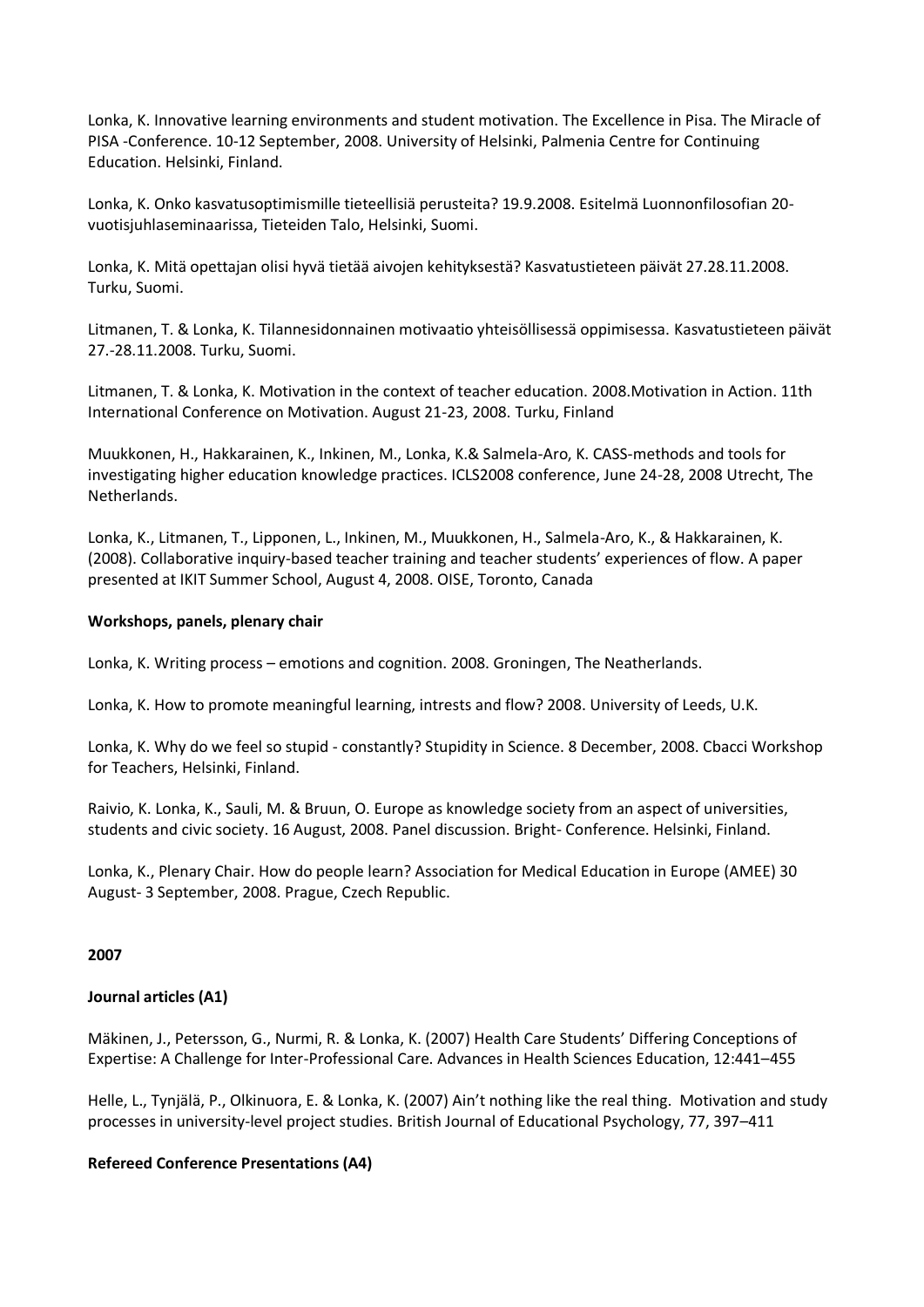Lonka, K. Innovative learning environments and student motivation. The Excellence in Pisa. The Miracle of PISA -Conference. 10-12 September, 2008. University of Helsinki, Palmenia Centre for Continuing Education. Helsinki, Finland.

Lonka, K. Onko kasvatusoptimismille tieteellisiä perusteita? 19.9.2008. Esitelmä Luonnonfilosofian 20-vuotisjuhlaseminaarissa, Tieteiden Talo, Helsinki, Suomi.

Lonka, K. Mitä opettajan olisi hyvä tietää aivojen kehityksestä? Kasvatustieteen päivät 27.28.11.2008. Turku, Suomi.

Litmanen, T. & Lonka, K. Tilannesidonnainen motivaatio yhteisöllisessä oppimisessa. Kasvatustieteen päivät 27.-28.11.2008. Turku, Suomi.

Litmanen, T. & Lonka, K. Motivation in the context of teacher education. 2008.Motivation in Action. 11th International Conference on Motivation. August 21-23, 2008. Turku, Finland

Muukkonen, H., Hakkarainen, K., Inkinen, M., Lonka, K.& Salmela-Aro, K. CASS-methods and tools for investigating higher education knowledge practices. ICLS2008 conference, June 24-28, 2008 Utrecht, The Netherlands.

Lonka, K., Litmanen, T., Lipponen, L., Inkinen, M., Muukkonen, H., Salmela-Aro, K., & Hakkarainen, K. (2008). Collaborative inquiry-based teacher training and teacher students' experiences of flow. A paper presented at IKIT Summer School, August 4, 2008. OISE, Toronto, Canada

**Workshops, panels, plenary chair**

Lonka, K. Writing process – emotions and cognition. 2008. Groningen, The Neatherlands.

Lonka, K. How to promote meaningful learning, intrests and flow? 2008. University of Leeds, U.K.

Lonka, K. Why do we feel so stupid - constantly? Stupidity in Science. 8 December, 2008. Cbacci Workshop for Teachers, Helsinki, Finland.

Raivio, K. Lonka, K., Sauli, M. & Bruun, O. Europe as knowledge society from an aspect of universities, students and civic society. 16 August, 2008. Panel discussion. Bright- Conference. Helsinki, Finland.

Lonka, K., Plenary Chair. How do people learn? Association for Medical Education in Europe (AMEE) 30 August- 3 September, 2008. Prague, Czech Republic.

**2007**

**Journal articles (A1)**

Mäkinen, J., Petersson, G., Nurmi, R. & Lonka, K. (2007) Health Care Students' Differing Conceptions of Expertise: A Challenge for Inter-Professional Care. Advances in Health Sciences Education, 12:441–455

Helle, L., Tynjälä, P., Olkinuora, E. & Lonka, K. (2007) Ain't nothing like the real thing. Motivation and study processes in university-level project studies. British Journal of Educational Psychology, 77, 397–411

**Refereed Conference Presentations (A4)**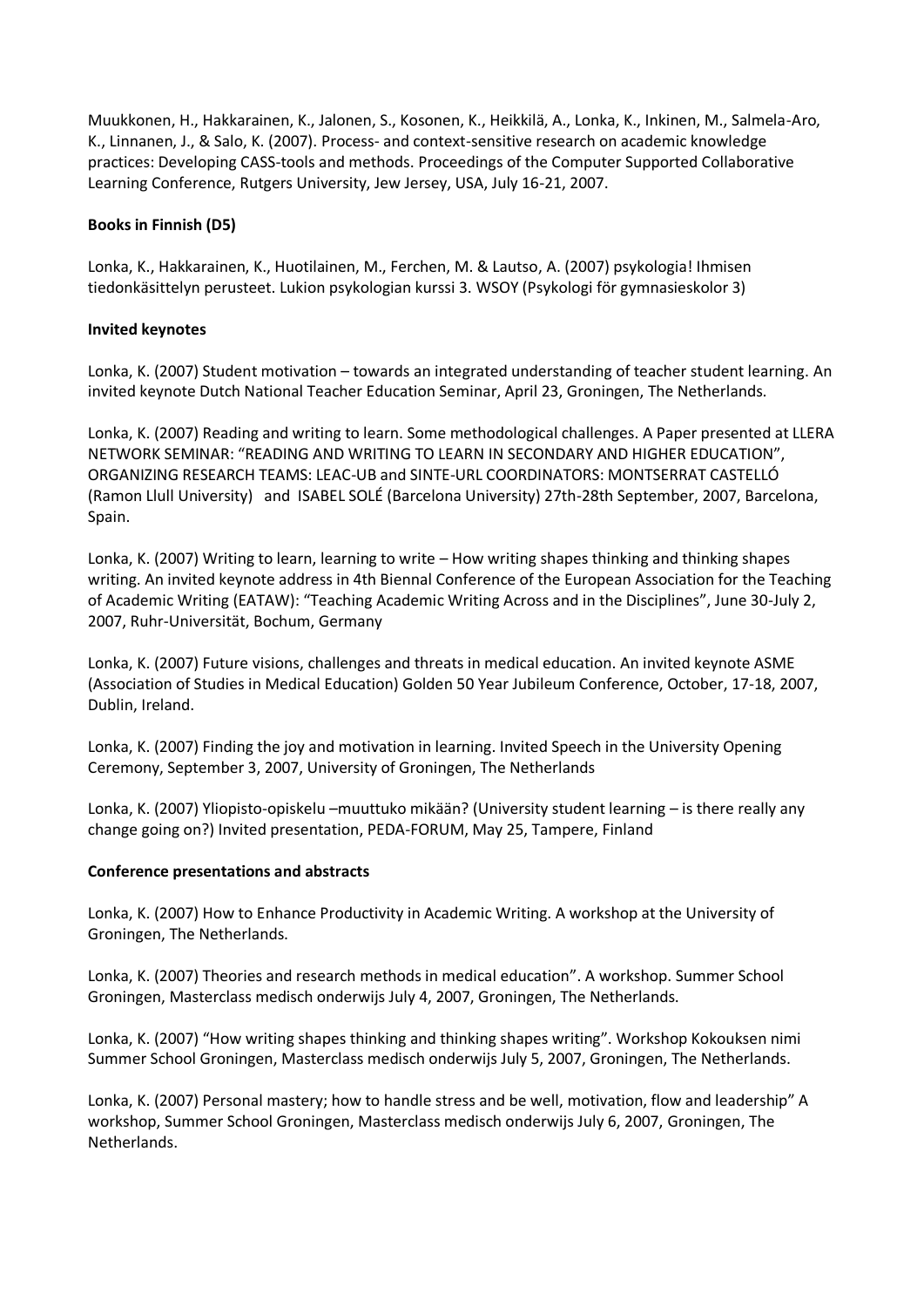Muukkonen, H., Hakkarainen, K., Jalonen, S., Kosonen, K., Heikkilä, A., Lonka, K., Inkinen, M., Salmela-Aro, K., Linnanen, J., & Salo, K. (2007). Process- and context-sensitive research on academic knowledge practices: Developing CASS-tools and methods. Proceedings of the Computer Supported Collaborative Learning Conference, Rutgers University, Jew Jersey, USA, July 16-21, 2007.

**Books in Finnish (D5)**

Lonka, K., Hakkarainen, K., Huotilainen, M., Ferchen, M. & Lautso, A. (2007) psykologia! Ihmisen tiedonkäsittelyn perusteet. Lukion psykologian kurssi 3. WSOY (Psykologi för gymnasieskolor 3)

**Invited keynotes**

Lonka, K. (2007) Student motivation – towards an integrated understanding of teacher student learning. An invited keynote Dutch National Teacher Education Seminar, April 23, Groningen, The Netherlands.

Lonka, K. (2007) Reading and writing to learn. Some methodological challenges. A Paper presented at LLERA NETWORK SEMINAR: "READING AND WRITING TO LEARN IN SECONDARY AND HIGHER EDUCATION", ORGANIZING RESEARCH TEAMS: LEAC-UB and SINTE-URL COORDINATORS: MONTSERRAT CASTELLÓ (Ramon Llull University) and ISABEL SOLÉ (Barcelona University) 27th-28th September, 2007, Barcelona, Spain.

Lonka, K. (2007) Writing to learn, learning to write – How writing shapes thinking and thinking shapes writing. An invited keynote address in 4th Biennal Conference of the European Association for the Teaching of Academic Writing (EATAW): "Teaching Academic Writing Across and in the Disciplines", June 30-July 2, 2007, Ruhr-Universität, Bochum, Germany

Lonka, K. (2007) Future visions, challenges and threats in medical education. An invited keynote ASME (Association of Studies in Medical Education) Golden 50 Year Jubileum Conference, October, 17-18, 2007, Dublin, Ireland.

Lonka, K. (2007) Finding the joy and motivation in learning. Invited Speech in the University Opening Ceremony, September 3, 2007, University of Groningen, The Netherlands

Lonka, K. (2007) Yliopisto-opiskelu –muuttuko mikään? (University student learning – is there really any change going on?) Invited presentation, PEDA-FORUM, May 25, Tampere, Finland

**Conference presentations and abstracts**

Lonka, K. (2007) How to Enhance Productivity in Academic Writing. A workshop at the University of Groningen, The Netherlands.

Lonka, K. (2007) Theories and research methods in medical education". A workshop. Summer School Groningen, Masterclass medisch onderwijs July 4, 2007, Groningen, The Netherlands.

Lonka, K. (2007) "How writing shapes thinking and thinking shapes writing". Workshop Kokouksen nimi Summer School Groningen, Masterclass medisch onderwijs July 5, 2007, Groningen, The Netherlands.

Lonka, K. (2007) Personal mastery; how to handle stress and be well, motivation, flow and leadership" A workshop, Summer School Groningen, Masterclass medisch onderwijs July 6, 2007, Groningen, The Netherlands.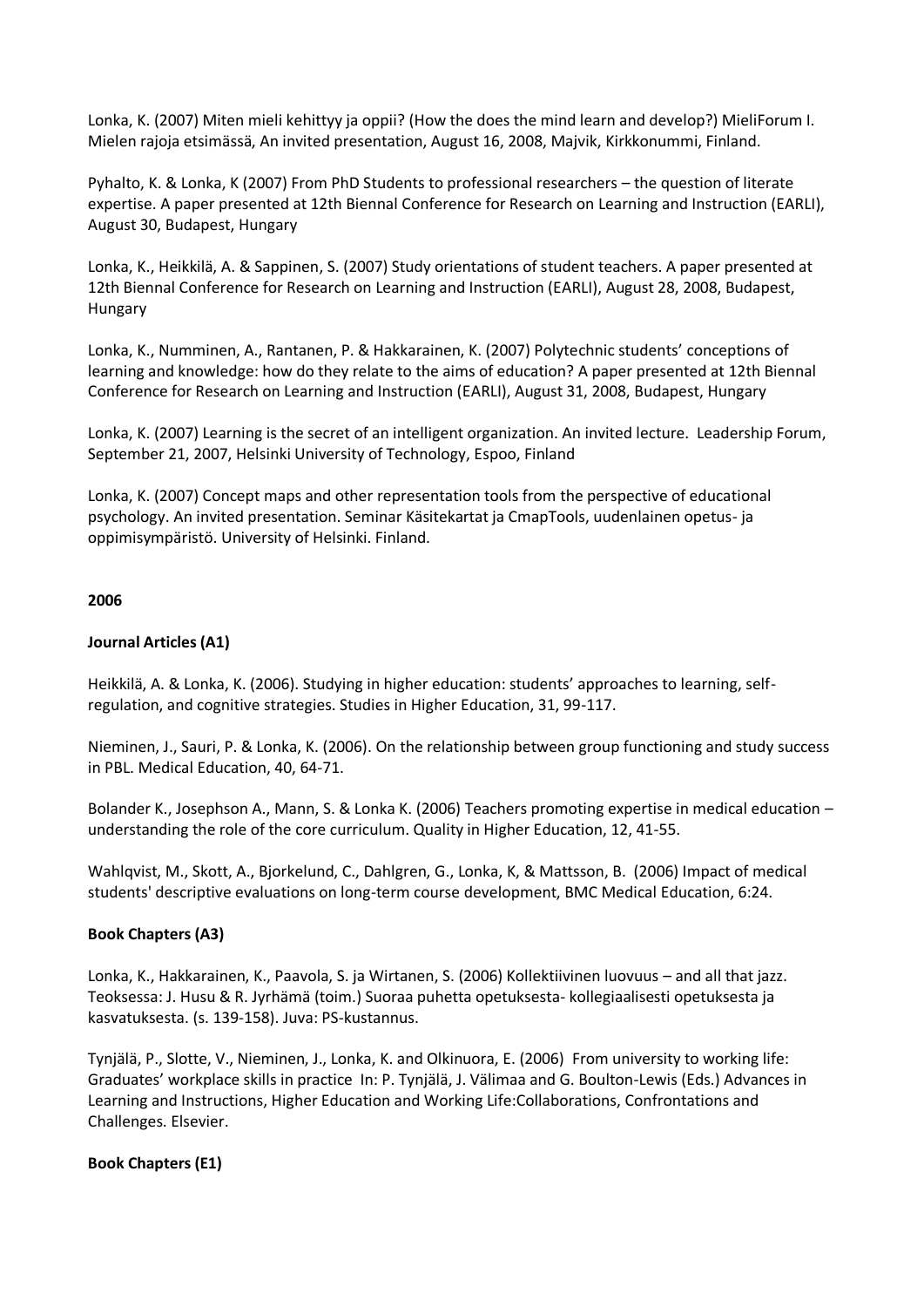Lonka, K. (2007) Miten mieli kehittyy ja oppii? (How the does the mind learn and develop?) MieliForum I. Mielen rajoja etsimässä, An invited presentation, August 16, 2008, Majvik, Kirkkonummi, Finland.

Pyhalto, K. & Lonka, K (2007) From PhD Students to professional researchers – the question of literate expertise. A paper presented at 12th Biennal Conference for Research on Learning and Instruction (EARLI), August 30, Budapest, Hungary

Lonka, K., Heikkilä, A. & Sappinen, S. (2007) Study orientations of student teachers. A paper presented at 12th Biennal Conference for Research on Learning and Instruction (EARLI), August 28, 2008, Budapest, Hungary

Lonka, K., Numminen, A., Rantanen, P. & Hakkarainen, K. (2007) Polytechnic students' conceptions of learning and knowledge: how do they relate to the aims of education? A paper presented at 12th Biennal Conference for Research on Learning and Instruction (EARLI), August 31, 2008, Budapest, Hungary

Lonka, K. (2007) Learning is the secret of an intelligent organization. An invited lecture. Leadership Forum, September 21, 2007, Helsinki University of Technology, Espoo, Finland

Lonka, K. (2007) Concept maps and other representation tools from the perspective of educational psychology. An invited presentation. Seminar Käsitekartat ja CmapTools, uudenlainen opetus- ja oppimisympäristö. University of Helsinki. Finland.

**2006**

**Journal Articles (A1)**

Heikkilä, A. & Lonka, K. (2006). Studying in higher education: students' approaches to learning, self-regulation, and cognitive strategies. Studies in Higher Education, 31, 99-117.

Nieminen, J., Sauri, P. & Lonka, K. (2006). On the relationship between group functioning and study success in PBL. Medical Education, 40, 64-71.

Bolander K., Josephson A., Mann, S. & Lonka K. (2006) Teachers promoting expertise in medical education – understanding the role of the core curriculum. Quality in Higher Education, 12, 41-55.

Wahlqvist, M., Skott, A., Bjorkelund, C., Dahlgren, G., Lonka, K, & Mattsson, B. (2006) Impact of medical students' descriptive evaluations on long-term course development, BMC Medical Education, 6:24.

**Book Chapters (A3)**

Lonka, K., Hakkarainen, K., Paavola, S. ja Wirtanen, S. (2006) Kollektiivinen luovuus – and all that jazz. Teoksessa: J. Husu & R. Jyrhämä (toim.) Suoraa puhetta opetuksesta- kollegiaalisesti opetuksesta ja kasvatuksesta. (s. 139-158). Juva: PS-kustannus.

Tynjälä, P., Slotte, V., Nieminen, J., Lonka, K. and Olkinuora, E. (2006) From university to working life: Graduates' workplace skills in practice In: P. Tynjälä, J. Välimaa and G. Boulton-Lewis (Eds.) Advances in Learning and Instructions, Higher Education and Working Life:Collaborations, Confrontations and Challenges. Elsevier.

**Book Chapters (E1)**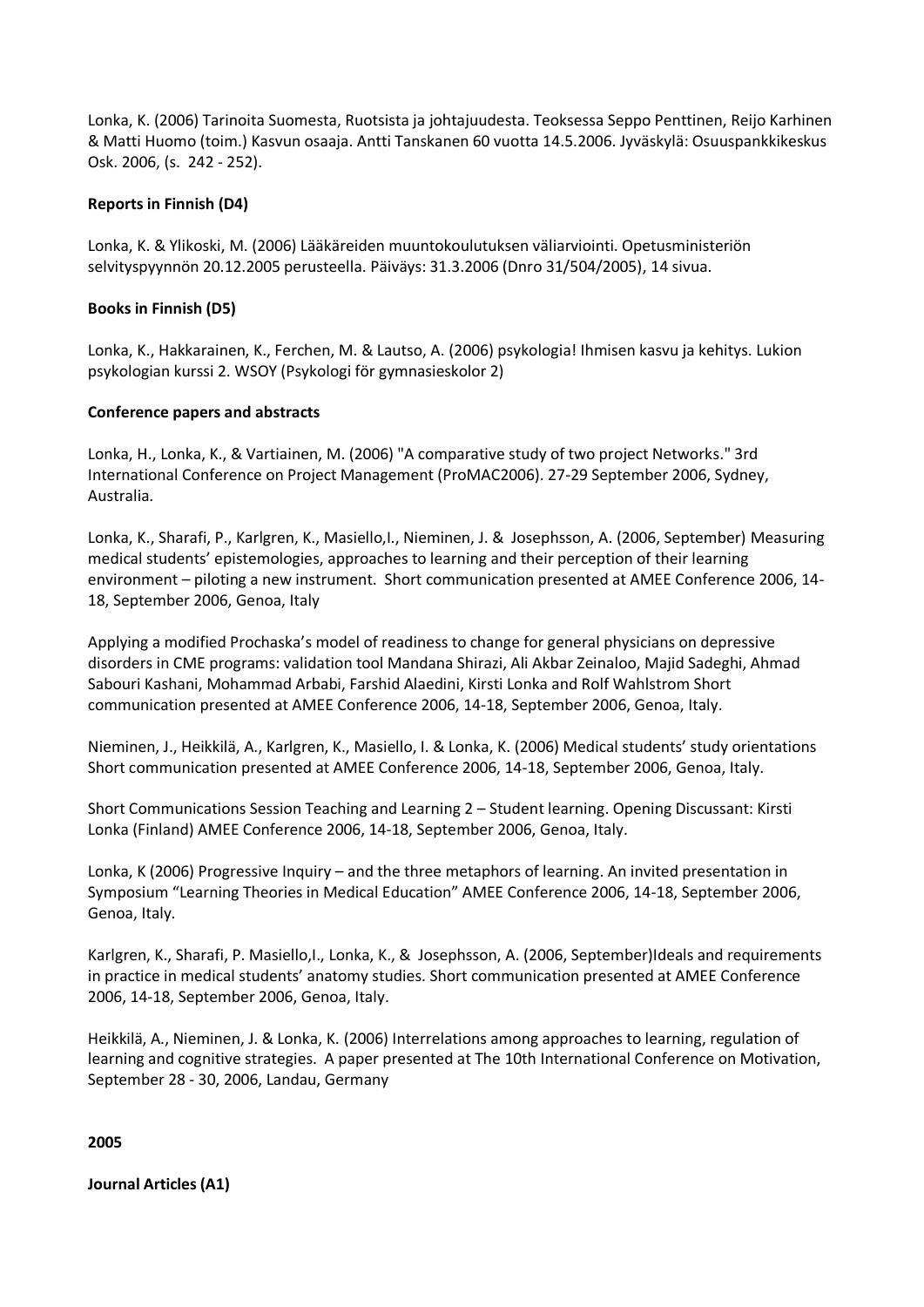Lonka, K. (2006) Tarinoita Suomesta, Ruotsista ja johtajuudesta. Teoksessa Seppo Penttinen, Reijo Karhinen & Matti Huomo (toim.) Kasvun osaaja. Antti Tanskanen 60 vuotta 14.5.2006. Jyväskylä: Osuuspankkikeskus Osk. 2006, (s. 242 - 252).

**Reports in Finnish (D4)**

Lonka, K. & Ylikoski, M. (2006) Lääkäreiden muuntokoulutuksen väliarviointi. Opetusministeriön selvityspyynnön 20.12.2005 perusteella. Päiväys: 31.3.2006 (Dnro 31/504/2005), 14 sivua.

**Books in Finnish (D5)**

Lonka, K., Hakkarainen, K., Ferchen, M. & Lautso, A. (2006) psykologia! Ihmisen kasvu ja kehitys. Lukion psykologian kurssi 2. WSOY (Psykologi för gymnasieskolor 2)

**Conference papers and abstracts**

Lonka, H., Lonka, K., & Vartiainen, M. (2006) "A comparative study of two project Networks." 3rd International Conference on Project Management (ProMAC2006). 27-29 September 2006, Sydney, Australia.

Lonka, K., Sharafi, P., Karlgren, K., Masiello,I., Nieminen, J. & Josephsson, A. (2006, September) Measuring medical students' epistemologies, approaches to learning and their perception of their learning environment – piloting a new instrument. Short communication presented at AMEE Conference 2006, 14-18, September 2006, Genoa, Italy

Applying a modified Prochaska's model of readiness to change for general physicians on depressive disorders in CME programs: validation tool Mandana Shirazi, Ali Akbar Zeinaloo, Majid Sadeghi, Ahmad Sabouri Kashani, Mohammad Arbabi, Farshid Alaedini, Kirsti Lonka and Rolf Wahlstrom Short communication presented at AMEE Conference 2006, 14-18, September 2006, Genoa, Italy.

Nieminen, J., Heikkilä, A., Karlgren, K., Masiello, I. & Lonka, K. (2006) Medical students' study orientations Short communication presented at AMEE Conference 2006, 14-18, September 2006, Genoa, Italy.

Short Communications Session Teaching and Learning 2 – Student learning. Opening Discussant: Kirsti Lonka (Finland) AMEE Conference 2006, 14-18, September 2006, Genoa, Italy.

Lonka, K (2006) Progressive Inquiry – and the three metaphors of learning. An invited presentation in Symposium "Learning Theories in Medical Education" AMEE Conference 2006, 14-18, September 2006, Genoa, Italy.

Karlgren, K., Sharafi, P. Masiello,I., Lonka, K., & Josephsson, A. (2006, September)Ideals and requirements in practice in medical students' anatomy studies. Short communication presented at AMEE Conference 2006, 14-18, September 2006, Genoa, Italy.

Heikkilä, A., Nieminen, J. & Lonka, K. (2006) Interrelations among approaches to learning, regulation of learning and cognitive strategies. A paper presented at The 10th International Conference on Motivation, September 28 - 30, 2006, Landau, Germany

**2005**

**Journal Articles (A1)**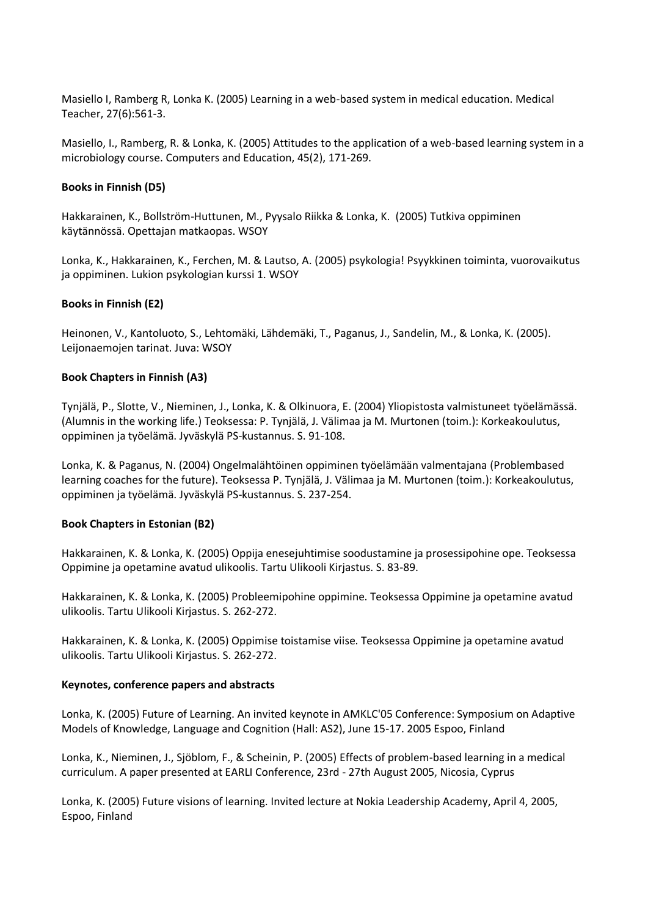Masiello I, Ramberg R, Lonka K. (2005) Learning in a web-based system in medical education. Medical Teacher, 27(6):561-3.

Masiello, I., Ramberg, R. & Lonka, K. (2005) Attitudes to the application of a web-based learning system in a microbiology course. Computers and Education, 45(2), 171-269.

**Books in Finnish (D5)**

Hakkarainen, K., Bollström-Huttunen, M., Pyysalo Riikka & Lonka, K. (2005) Tutkiva oppiminen käytännössä. Opettajan matkaopas. WSOY

Lonka, K., Hakkarainen, K., Ferchen, M. & Lautso, A. (2005) psykologia! Psyykkinen toiminta, vuorovaikutus ja oppiminen. Lukion psykologian kurssi 1. WSOY

**Books in Finnish (E2)**

Heinonen, V., Kantoluoto, S., Lehtomäki, Lähdemäki, T., Paganus, J., Sandelin, M., & Lonka, K. (2005). Leijonaemojen tarinat. Juva: WSOY

**Book Chapters in Finnish (A3)**

Tynjälä, P., Slotte, V., Nieminen, J., Lonka, K. & Olkinuora, E. (2004) Yliopistosta valmistuneet työelämässä. (Alumnis in the working life.) Teoksessa: P. Tynjälä, J. Välimaa ja M. Murtonen (toim.): Korkeakoulutus, oppiminen ja työelämä. Jyväskylä PS-kustannus. S. 91-108.

Lonka, K. & Paganus, N. (2004) Ongelmalähtöinen oppiminen työelämään valmentajana (Problembased learning coaches for the future). Teoksessa P. Tynjälä, J. Välimaa ja M. Murtonen (toim.): Korkeakoulutus, oppiminen ja työelämä. Jyväskylä PS-kustannus. S. 237-254.

**Book Chapters in Estonian (B2)**

Hakkarainen, K. & Lonka, K. (2005) Oppija enesejuhtimise soodustamine ja prosessipohine ope. Teoksessa Oppimine ja opetamine avatud ulikoolis. Tartu Ulikooli Kirjastus. S. 83-89.

Hakkarainen, K. & Lonka, K. (2005) Probleemipohine oppimine. Teoksessa Oppimine ja opetamine avatud ulikoolis. Tartu Ulikooli Kirjastus. S. 262-272.

Hakkarainen, K. & Lonka, K. (2005) Oppimise toistamise viise. Teoksessa Oppimine ja opetamine avatud ulikoolis. Tartu Ulikooli Kirjastus. S. 262-272.

**Keynotes, conference papers and abstracts**

Lonka, K. (2005) Future of Learning. An invited keynote in AMKLC'05 Conference: Symposium on Adaptive Models of Knowledge, Language and Cognition (Hall: AS2), June 15-17. 2005 Espoo, Finland

Lonka, K., Nieminen, J., Sjöblom, F., & Scheinin, P. (2005) Effects of problem-based learning in a medical curriculum. A paper presented at EARLI Conference, 23rd - 27th August 2005, Nicosia, Cyprus

Lonka, K. (2005) Future visions of learning. Invited lecture at Nokia Leadership Academy, April 4, 2005, Espoo, Finland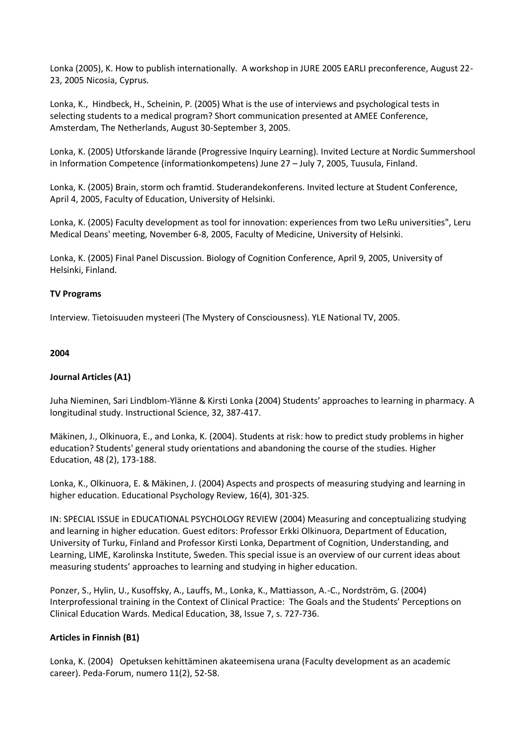Lonka (2005), K. How to publish internationally. A workshop in JURE 2005 EARLI preconference, August 22-23, 2005 Nicosia, Cyprus.

Lonka, K., Hindbeck, H., Scheinin, P. (2005) What is the use of interviews and psychological tests in selecting students to a medical program? Short communication presented at AMEE Conference, Amsterdam, The Netherlands, August 30-September 3, 2005.

Lonka, K. (2005) Utforskande lärande (Progressive Inquiry Learning). Invited Lecture at Nordic Summershool in Information Competence (informationkompetens) June 27 – July 7, 2005, Tuusula, Finland.

Lonka, K. (2005) Brain, storm och framtid. Studerandekonferens. Invited lecture at Student Conference, April 4, 2005, Faculty of Education, University of Helsinki.

Lonka, K. (2005) Faculty development as tool for innovation: experiences from two LeRu universities", Leru Medical Deans' meeting, November 6-8, 2005, Faculty of Medicine, University of Helsinki.

Lonka, K. (2005) Final Panel Discussion. Biology of Cognition Conference, April 9, 2005, University of Helsinki, Finland.

**TV Programs**

Interview. Tietoisuuden mysteeri (The Mystery of Consciousness). YLE National TV, 2005.

**2004**

**Journal Articles (A1)**

Juha Nieminen, Sari Lindblom-Ylänne & Kirsti Lonka (2004) Students' approaches to learning in pharmacy. A longitudinal study. Instructional Science, 32, 387-417.

Mäkinen, J., Olkinuora, E., and Lonka, K. (2004). Students at risk: how to predict study problems in higher education? Students' general study orientations and abandoning the course of the studies. Higher Education, 48 (2), 173-188.

Lonka, K., Olkinuora, E. & Mäkinen, J. (2004) Aspects and prospects of measuring studying and learning in higher education. Educational Psychology Review, 16(4), 301-325.

IN: SPECIAL ISSUE in EDUCATIONAL PSYCHOLOGY REVIEW (2004) Measuring and conceptualizing studying and learning in higher education. Guest editors: Professor Erkki Olkinuora, Department of Education, University of Turku, Finland and Professor Kirsti Lonka, Department of Cognition, Understanding, and Learning, LIME, Karolinska Institute, Sweden. This special issue is an overview of our current ideas about measuring students' approaches to learning and studying in higher education.

Ponzer, S., Hylin, U., Kusoffsky, A., Lauffs, M., Lonka, K., Mattiasson, A.-C., Nordström, G. (2004) Interprofessional training in the Context of Clinical Practice: The Goals and the Students' Perceptions on Clinical Education Wards. Medical Education, 38, Issue 7, s. 727-736.

**Articles in Finnish (B1)**

Lonka, K. (2004) Opetuksen kehittäminen akateemisena urana (Faculty development as an academic career). Peda-Forum, numero 11(2), 52-58.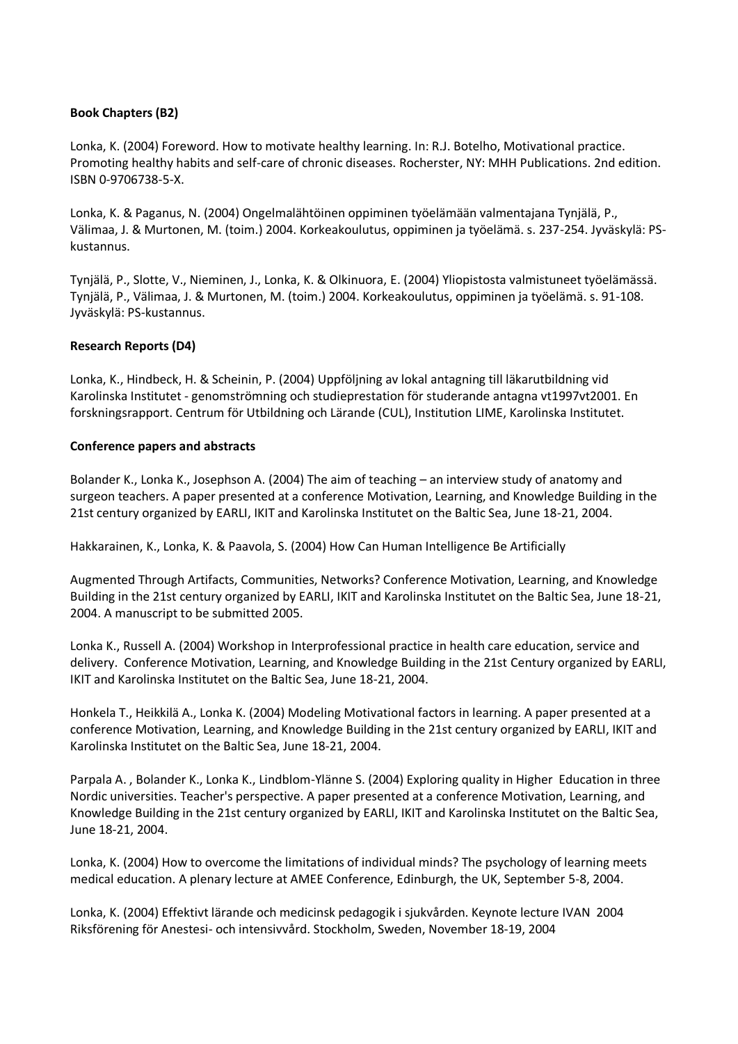**Book Chapters (B2)**

Lonka, K. (2004) Foreword. How to motivate healthy learning. In: R.J. Botelho, Motivational practice. Promoting healthy habits and self-care of chronic diseases. Rocherster, NY: MHH Publications. 2nd edition. ISBN 0-9706738-5-X.

Lonka, K. & Paganus, N. (2004) Ongelmalähtöinen oppiminen työelämään valmentajana Tynjälä, P., Välimaa, J. & Murtonen, M. (toim.) 2004. Korkeakoulutus, oppiminen ja työelämä. s. 237-254. Jyväskylä: PS-kustannus.

Tynjälä, P., Slotte, V., Nieminen, J., Lonka, K. & Olkinuora, E. (2004) Yliopistosta valmistuneet työelämässä. Tynjälä, P., Välimaa, J. & Murtonen, M. (toim.) 2004. Korkeakoulutus, oppiminen ja työelämä. s. 91-108. Jyväskylä: PS-kustannus.

**Research Reports (D4)**

Lonka, K., Hindbeck, H. & Scheinin, P. (2004) Uppföljning av lokal antagning till läkarutbildning vid Karolinska Institutet - genomströmning och studieprestation för studerande antagna vt1997vt2001. En forskningsrapport. Centrum för Utbildning och Lärande (CUL), Institution LIME, Karolinska Institutet.

**Conference papers and abstracts**

Bolander K., Lonka K., Josephson A. (2004) The aim of teaching – an interview study of anatomy and surgeon teachers. A paper presented at a conference Motivation, Learning, and Knowledge Building in the 21st century organized by EARLI, IKIT and Karolinska Institutet on the Baltic Sea, June 18-21, 2004.

Hakkarainen, K., Lonka, K. & Paavola, S. (2004) How Can Human Intelligence Be Artificially

Augmented Through Artifacts, Communities, Networks? Conference Motivation, Learning, and Knowledge Building in the 21st century organized by EARLI, IKIT and Karolinska Institutet on the Baltic Sea, June 18-21, 2004. A manuscript to be submitted 2005.

Lonka K., Russell A. (2004) Workshop in Interprofessional practice in health care education, service and delivery. Conference Motivation, Learning, and Knowledge Building in the 21st Century organized by EARLI, IKIT and Karolinska Institutet on the Baltic Sea, June 18-21, 2004.

Honkela T., Heikkilä A., Lonka K. (2004) Modeling Motivational factors in learning. A paper presented at a conference Motivation, Learning, and Knowledge Building in the 21st century organized by EARLI, IKIT and Karolinska Institutet on the Baltic Sea, June 18-21, 2004.

Parpala A. , Bolander K., Lonka K., Lindblom-Ylänne S. (2004) Exploring quality in Higher Education in three Nordic universities. Teacher's perspective. A paper presented at a conference Motivation, Learning, and Knowledge Building in the 21st century organized by EARLI, IKIT and Karolinska Institutet on the Baltic Sea, June 18-21, 2004.

Lonka, K. (2004) How to overcome the limitations of individual minds? The psychology of learning meets medical education. A plenary lecture at AMEE Conference, Edinburgh, the UK, September 5-8, 2004.

Lonka, K. (2004) Effektivt lärande och medicinsk pedagogik i sjukvården. Keynote lecture IVAN 2004 Riksförening för Anestesi- och intensivvård. Stockholm, Sweden, November 18-19, 2004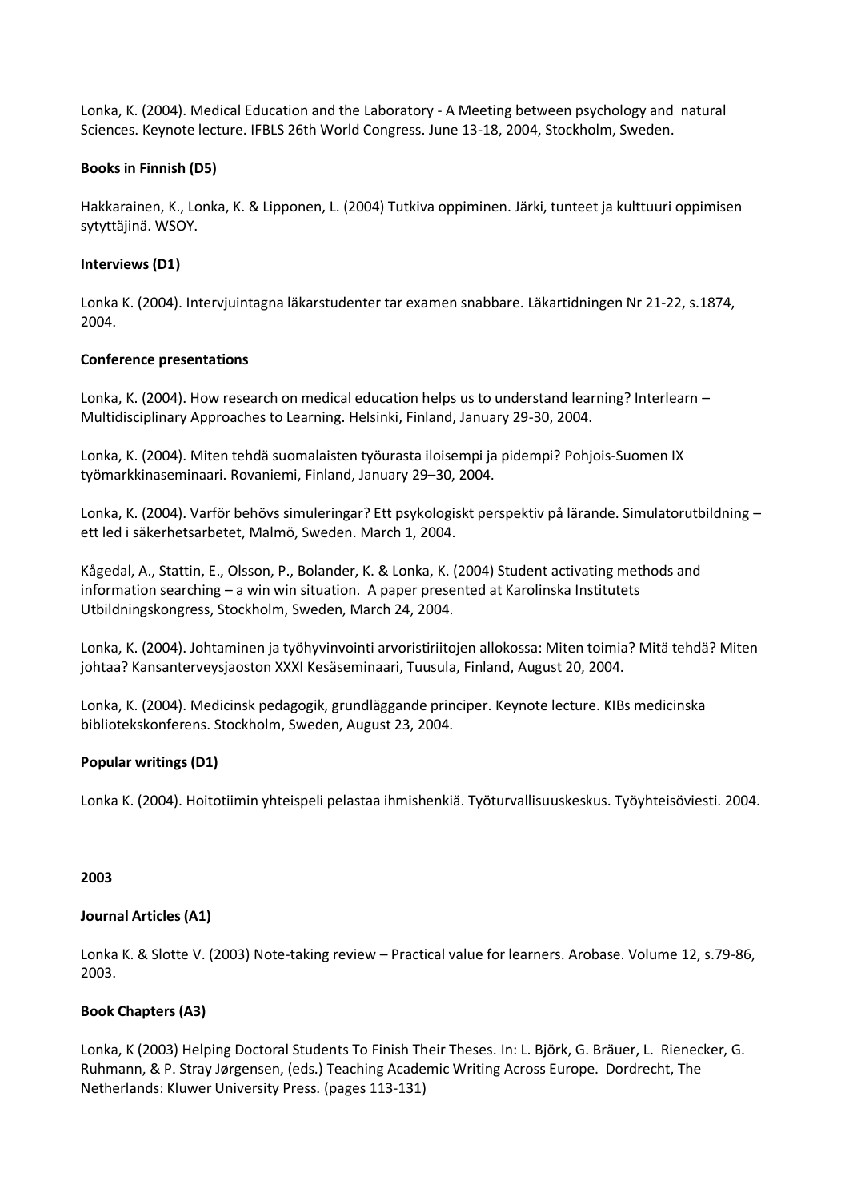Lonka, K. (2004). Medical Education and the Laboratory - A Meeting between psychology and natural Sciences. Keynote lecture. IFBLS 26th World Congress. June 13-18, 2004, Stockholm, Sweden.

**Books in Finnish (D5)**

Hakkarainen, K., Lonka, K. & Lipponen, L. (2004) Tutkiva oppiminen. Järki, tunteet ja kulttuuri oppimisen sytyttäjinä. WSOY.

**Interviews (D1)**

Lonka K. (2004). Intervjuintagna läkarstudenter tar examen snabbare. Läkartidningen Nr 21-22, s.1874, 2004.

**Conference presentations**

Lonka, K. (2004). How research on medical education helps us to understand learning? Interlearn – Multidisciplinary Approaches to Learning. Helsinki, Finland, January 29-30, 2004.

Lonka, K. (2004). Miten tehdä suomalaisten työurasta iloisempi ja pidempi? Pohjois-Suomen IX työmarkkinaseminaari. Rovaniemi, Finland, January 29–30, 2004.

Lonka, K. (2004). Varför behövs simuleringar? Ett psykologiskt perspektiv på lärande. Simulatorutbildning – ett led i säkerhetsarbetet, Malmö, Sweden. March 1, 2004.

Kågedal, A., Stattin, E., Olsson, P., Bolander, K. & Lonka, K. (2004) Student activating methods and information searching – a win win situation. A paper presented at Karolinska Institutets Utbildningskongress, Stockholm, Sweden, March 24, 2004.

Lonka, K. (2004). Johtaminen ja työhyvinvointi arvoristiriitojen allokossa: Miten toimia? Mitä tehdä? Miten johtaa? Kansanterveysjaoston XXXI Kesäseminaari, Tuusula, Finland, August 20, 2004.

Lonka, K. (2004). Medicinsk pedagogik, grundläggande principer. Keynote lecture. KIBs medicinska bibliotekskonferens. Stockholm, Sweden, August 23, 2004.

**Popular writings (D1)**

Lonka K. (2004). Hoitotiimin yhteispeli pelastaa ihmishenkiä. Työturvallisuuskeskus. Työyhteisöviesti. 2004.

**2003**

**Journal Articles (A1)**

Lonka K. & Slotte V. (2003) Note-taking review – Practical value for learners. Arobase. Volume 12, s.79-86, 2003.

**Book Chapters (A3)**

Lonka, K (2003) Helping Doctoral Students To Finish Their Theses. In: L. Björk, G. Bräuer, L. Rienecker, G. Ruhmann, & P. Stray Jørgensen, (eds.) Teaching Academic Writing Across Europe. Dordrecht, The Netherlands: Kluwer University Press. (pages 113-131)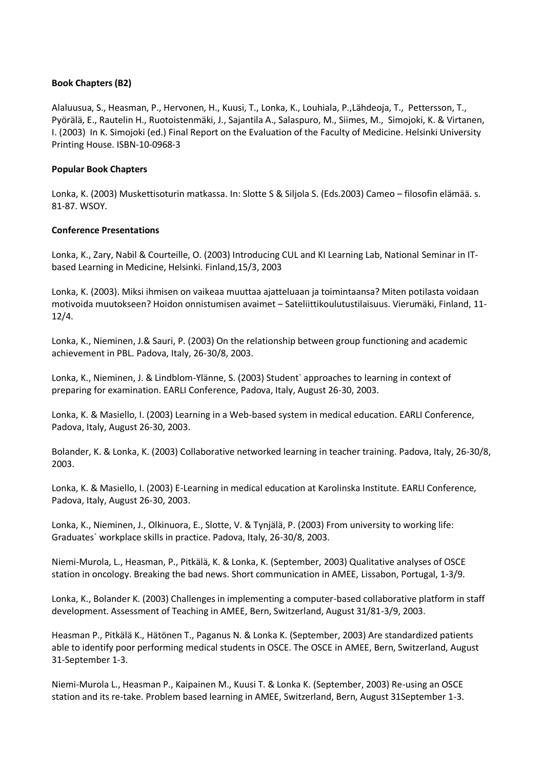**Book Chapters (B2)**

Alaluusua, S., Heasman, P., Hervonen, H., Kuusi, T., Lonka, K., Louhiala, P.,Lähdeoja, T., Pettersson, T., Pyörälä, E., Rautelin H., Ruotoistenmäki, J., Sajantila A., Salaspuro, M., Siimes, M., Simojoki, K. & Virtanen, I. (2003) In K. Simojoki (ed.) Final Report on the Evaluation of the Faculty of Medicine. Helsinki University Printing House. ISBN-10-0968-3

**Popular Book Chapters**

Lonka, K. (2003) Muskettisoturin matkassa. In: Slotte S & Siljola S. (Eds.2003) Cameo – filosofin elämää. s. 81-87. WSOY.

**Conference Presentations**

Lonka, K., Zary, Nabil & Courteille, O. (2003) Introducing CUL and KI Learning Lab, National Seminar in IT-based Learning in Medicine, Helsinki. Finland,15/3, 2003

Lonka, K. (2003). Miksi ihmisen on vaikeaa muuttaa ajatteluaan ja toimintaansa? Miten potilasta voidaan motivoida muutokseen? Hoidon onnistumisen avaimet – Sateliittikoulutustilaisuus. Vierumäki, Finland, 11-12/4.

Lonka, K., Nieminen, J.& Sauri, P. (2003) On the relationship between group functioning and academic achievement in PBL. Padova, Italy, 26-30/8, 2003.

Lonka, K., Nieminen, J. & Lindblom-Ylänne, S. (2003) Student` approaches to learning in context of preparing for examination. EARLI Conference, Padova, Italy, August 26-30, 2003.

Lonka, K. & Masiello, I. (2003) Learning in a Web-based system in medical education. EARLI Conference, Padova, Italy, August 26-30, 2003.

Bolander, K. & Lonka, K. (2003) Collaborative networked learning in teacher training. Padova, Italy, 26-30/8, 2003.

Lonka, K. & Masiello, I. (2003) E-Learning in medical education at Karolinska Institute. EARLI Conference, Padova, Italy, August 26-30, 2003.

Lonka, K., Nieminen, J., Olkinuora, E., Slotte, V. & Tynjälä, P. (2003) From university to working life: Graduates` workplace skills in practice. Padova, Italy, 26-30/8, 2003.

Niemi-Murola, L., Heasman, P., Pitkälä, K. & Lonka, K. (September, 2003) Qualitative analyses of OSCE station in oncology. Breaking the bad news. Short communication in AMEE, Lissabon, Portugal, 1-3/9.

Lonka, K., Bolander K. (2003) Challenges in implementing a computer-based collaborative platform in staff development. Assessment of Teaching in AMEE, Bern, Switzerland, August 31/81-3/9, 2003.

Heasman P., Pitkälä K., Hätönen T., Paganus N. & Lonka K. (September, 2003) Are standardized patients able to identify poor performing medical students in OSCE. The OSCE in AMEE, Bern, Switzerland, August 31-September 1-3.

Niemi-Murola L., Heasman P., Kaipainen M., Kuusi T. & Lonka K. (September, 2003) Re-using an OSCE station and its re-take. Problem based learning in AMEE, Switzerland, Bern, August 31September 1-3.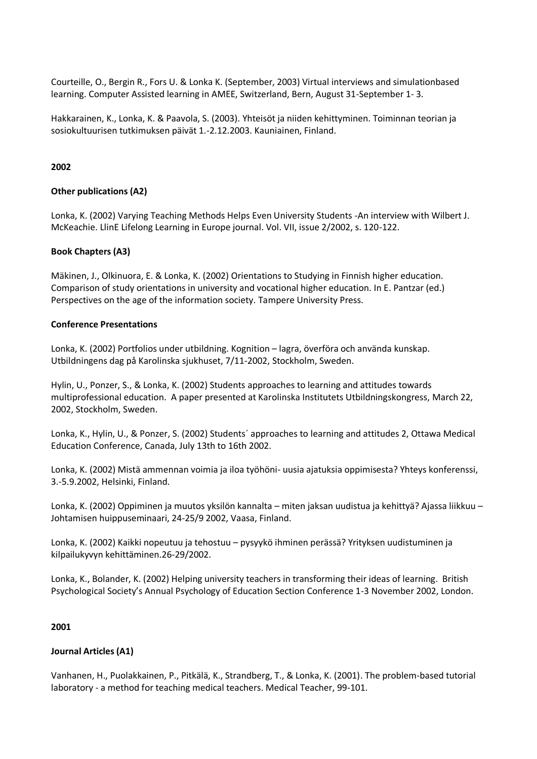Courteille, O., Bergin R., Fors U. & Lonka K. (September, 2003) Virtual interviews and simulationbased learning. Computer Assisted learning in AMEE, Switzerland, Bern, August 31-September 1- 3.

Hakkarainen, K., Lonka, K. & Paavola, S. (2003). Yhteisöt ja niiden kehittyminen. Toiminnan teorian ja sosiokultuurisen tutkimuksen päivät 1.-2.12.2003. Kauniainen, Finland.

**2002**

**Other publications (A2)**

Lonka, K. (2002) Varying Teaching Methods Helps Even University Students -An interview with Wilbert J. McKeachie. LlinE Lifelong Learning in Europe journal. Vol. VII, issue 2/2002, s. 120-122.

**Book Chapters (A3)**

Mäkinen, J., Olkinuora, E. & Lonka, K. (2002) Orientations to Studying in Finnish higher education. Comparison of study orientations in university and vocational higher education. In E. Pantzar (ed.) Perspectives on the age of the information society. Tampere University Press.

**Conference Presentations**

Lonka, K. (2002) Portfolios under utbildning. Kognition – lagra, överföra och använda kunskap. Utbildningens dag på Karolinska sjukhuset, 7/11-2002, Stockholm, Sweden.

Hylin, U., Ponzer, S., & Lonka, K. (2002) Students approaches to learning and attitudes towards multiprofessional education. A paper presented at Karolinska Institutets Utbildningskongress, March 22, 2002, Stockholm, Sweden.

Lonka, K., Hylin, U., & Ponzer, S. (2002) Students´ approaches to learning and attitudes 2, Ottawa Medical Education Conference, Canada, July 13th to 16th 2002.

Lonka, K. (2002) Mistä ammennan voimia ja iloa työhöni- uusia ajatuksia oppimisesta? Yhteys konferenssi, 3.-5.9.2002, Helsinki, Finland.

Lonka, K. (2002) Oppiminen ja muutos yksilön kannalta – miten jaksan uudistua ja kehittyä? Ajassa liikkuu – Johtamisen huippuseminaari, 24-25/9 2002, Vaasa, Finland.

Lonka, K. (2002) Kaikki nopeutuu ja tehostuu – pysyykö ihminen perässä? Yrityksen uudistuminen ja kilpailukyvyn kehittäminen.26-29/2002.

Lonka, K., Bolander, K. (2002) Helping university teachers in transforming their ideas of learning. British Psychological Society's Annual Psychology of Education Section Conference 1-3 November 2002, London.

**2001**

**Journal Articles (A1)**

Vanhanen, H., Puolakkainen, P., Pitkälä, K., Strandberg, T., & Lonka, K. (2001). The problem-based tutorial laboratory - a method for teaching medical teachers. Medical Teacher, 99-101.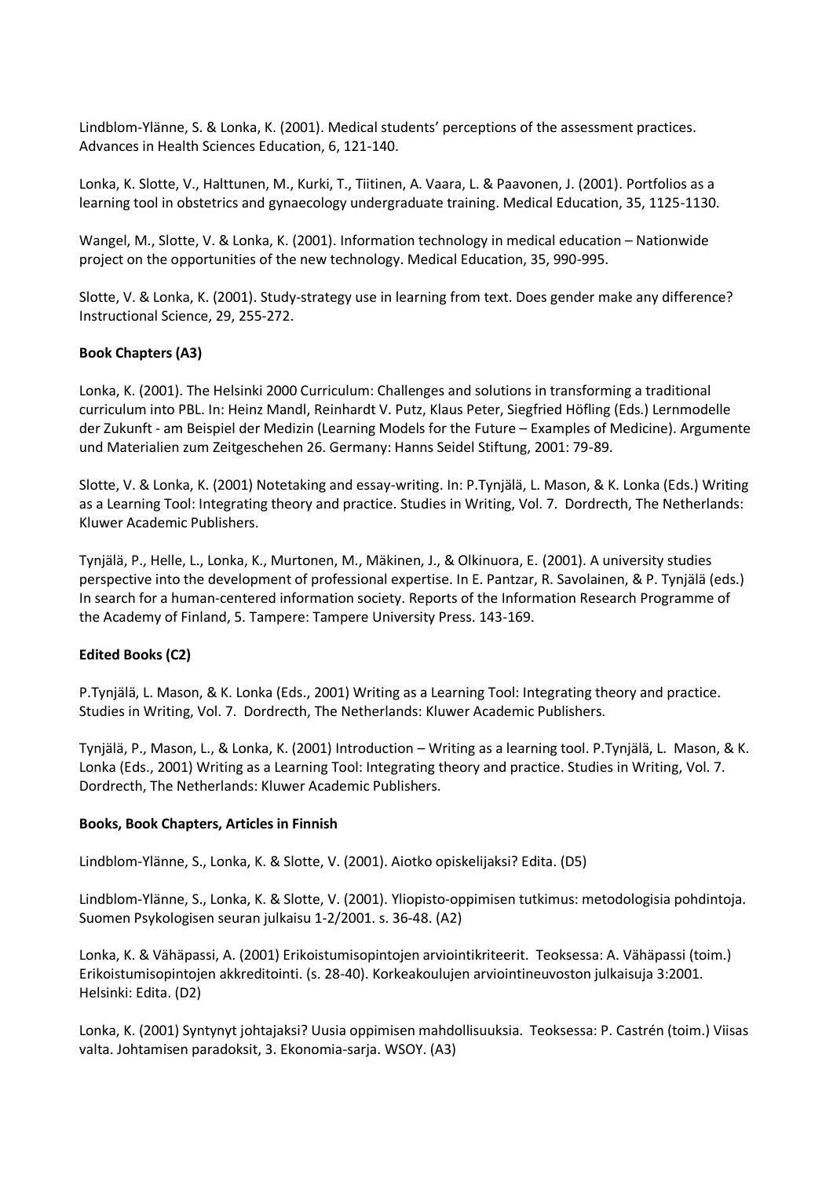Lindblom-Ylänne, S. & Lonka, K. (2001). Medical students' perceptions of the assessment practices. Advances in Health Sciences Education, 6, 121-140.

Lonka, K. Slotte, V., Halttunen, M., Kurki, T., Tiitinen, A. Vaara, L. & Paavonen, J. (2001). Portfolios as a learning tool in obstetrics and gynaecology undergraduate training. Medical Education, 35, 1125-1130.

Wangel, M., Slotte, V. & Lonka, K. (2001). Information technology in medical education – Nationwide project on the opportunities of the new technology. Medical Education, 35, 990-995.

Slotte, V. & Lonka, K. (2001). Study-strategy use in learning from text. Does gender make any difference? Instructional Science, 29, 255-272.

**Book Chapters (A3)**

Lonka, K. (2001). The Helsinki 2000 Curriculum: Challenges and solutions in transforming a traditional curriculum into PBL. In: Heinz Mandl, Reinhardt V. Putz, Klaus Peter, Siegfried Höfling (Eds.) Lernmodelle der Zukunft - am Beispiel der Medizin (Learning Models for the Future – Examples of Medicine). Argumente und Materialien zum Zeitgeschehen 26. Germany: Hanns Seidel Stiftung, 2001: 79-89.

Slotte, V. & Lonka, K. (2001) Notetaking and essay-writing. In: P.Tynjälä, L. Mason, & K. Lonka (Eds.) Writing as a Learning Tool: Integrating theory and practice. Studies in Writing, Vol. 7. Dordrecth, The Netherlands: Kluwer Academic Publishers.

Tynjälä, P., Helle, L., Lonka, K., Murtonen, M., Mäkinen, J., & Olkinuora, E. (2001). A university studies perspective into the development of professional expertise. In E. Pantzar, R. Savolainen, & P. Tynjälä (eds.) In search for a human-centered information society. Reports of the Information Research Programme of the Academy of Finland, 5. Tampere: Tampere University Press. 143-169.

**Edited Books (C2)**

P.Tynjälä, L. Mason, & K. Lonka (Eds., 2001) Writing as a Learning Tool: Integrating theory and practice. Studies in Writing, Vol. 7. Dordrecth, The Netherlands: Kluwer Academic Publishers.

Tynjälä, P., Mason, L., & Lonka, K. (2001) Introduction – Writing as a learning tool. P.Tynjälä, L. Mason, & K. Lonka (Eds., 2001) Writing as a Learning Tool: Integrating theory and practice. Studies in Writing, Vol. 7. Dordrecth, The Netherlands: Kluwer Academic Publishers.

**Books, Book Chapters, Articles in Finnish**

Lindblom-Ylänne, S., Lonka, K. & Slotte, V. (2001). Aiotko opiskelijaksi? Edita. (D5)

Lindblom-Ylänne, S., Lonka, K. & Slotte, V. (2001). Yliopisto-oppimisen tutkimus: metodologisia pohdintoja. Suomen Psykologisen seuran julkaisu 1-2/2001. s. 36-48. (A2)

Lonka, K. & Vähäpassi, A. (2001) Erikoistumisopintojen arviointikriteerit. Teoksessa: A. Vähäpassi (toim.) Erikoistumisopintojen akkreditointi. (s. 28-40). Korkeakoulujen arviointineuvoston julkaisuja 3:2001. Helsinki: Edita. (D2)

Lonka, K. (2001) Syntynyt johtajaksi? Uusia oppimisen mahdollisuuksia. Teoksessa: P. Castrén (toim.) Viisas valta. Johtamisen paradoksit, 3. Ekonomia-sarja. WSOY. (A3)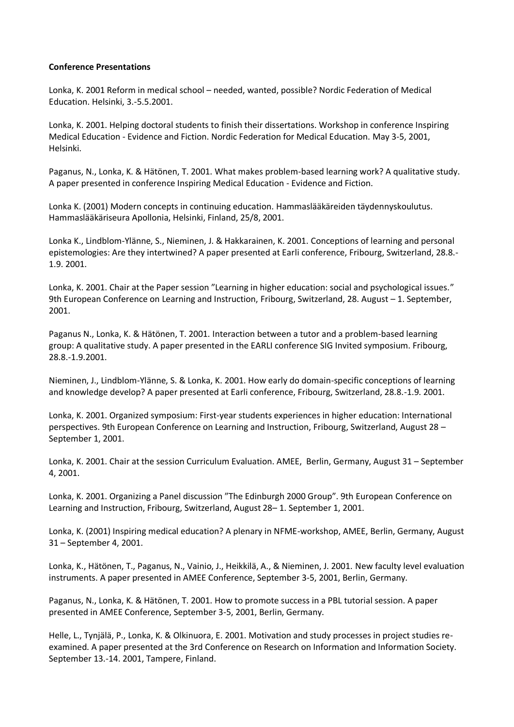**Conference Presentations**

Lonka, K. 2001 Reform in medical school – needed, wanted, possible? Nordic Federation of Medical Education. Helsinki, 3.-5.5.2001.

Lonka, K. 2001. Helping doctoral students to finish their dissertations. Workshop in conference Inspiring Medical Education - Evidence and Fiction. Nordic Federation for Medical Education. May 3-5, 2001, Helsinki.

Paganus, N., Lonka, K. & Hätönen, T. 2001. What makes problem-based learning work? A qualitative study. A paper presented in conference Inspiring Medical Education - Evidence and Fiction.

Lonka K. (2001) Modern concepts in continuing education. Hammaslääkäreiden täydennyskoulutus. Hammaslääkäriseura Apollonia, Helsinki, Finland, 25/8, 2001.

Lonka K., Lindblom-Ylänne, S., Nieminen, J. & Hakkarainen, K. 2001. Conceptions of learning and personal epistemologies: Are they intertwined? A paper presented at Earli conference, Fribourg, Switzerland, 28.8.-1.9. 2001.

Lonka, K. 2001. Chair at the Paper session "Learning in higher education: social and psychological issues." 9th European Conference on Learning and Instruction, Fribourg, Switzerland, 28. August – 1. September, 2001.

Paganus N., Lonka, K. & Hätönen, T. 2001. Interaction between a tutor and a problem-based learning group: A qualitative study. A paper presented in the EARLI conference SIG Invited symposium. Fribourg, 28.8.-1.9.2001.

Nieminen, J., Lindblom-Ylänne, S. & Lonka, K. 2001. How early do domain-specific conceptions of learning and knowledge develop? A paper presented at Earli conference, Fribourg, Switzerland, 28.8.-1.9. 2001.

Lonka, K. 2001. Organized symposium: First-year students experiences in higher education: International perspectives. 9th European Conference on Learning and Instruction, Fribourg, Switzerland, August 28 – September 1, 2001.

Lonka, K. 2001. Chair at the session Curriculum Evaluation. AMEE, Berlin, Germany, August 31 – September 4, 2001.

Lonka, K. 2001. Organizing a Panel discussion "The Edinburgh 2000 Group". 9th European Conference on Learning and Instruction, Fribourg, Switzerland, August 28– 1. September 1, 2001.

Lonka, K. (2001) Inspiring medical education? A plenary in NFME-workshop, AMEE, Berlin, Germany, August 31 – September 4, 2001.

Lonka, K., Hätönen, T., Paganus, N., Vainio, J., Heikkilä, A., & Nieminen, J. 2001. New faculty level evaluation instruments. A paper presented in AMEE Conference, September 3-5, 2001, Berlin, Germany.

Paganus, N., Lonka, K. & Hätönen, T. 2001. How to promote success in a PBL tutorial session. A paper presented in AMEE Conference, September 3-5, 2001, Berlin, Germany.

Helle, L., Tynjälä, P., Lonka, K. & Olkinuora, E. 2001. Motivation and study processes in project studies re-examined. A paper presented at the 3rd Conference on Research on Information and Information Society. September 13.-14. 2001, Tampere, Finland.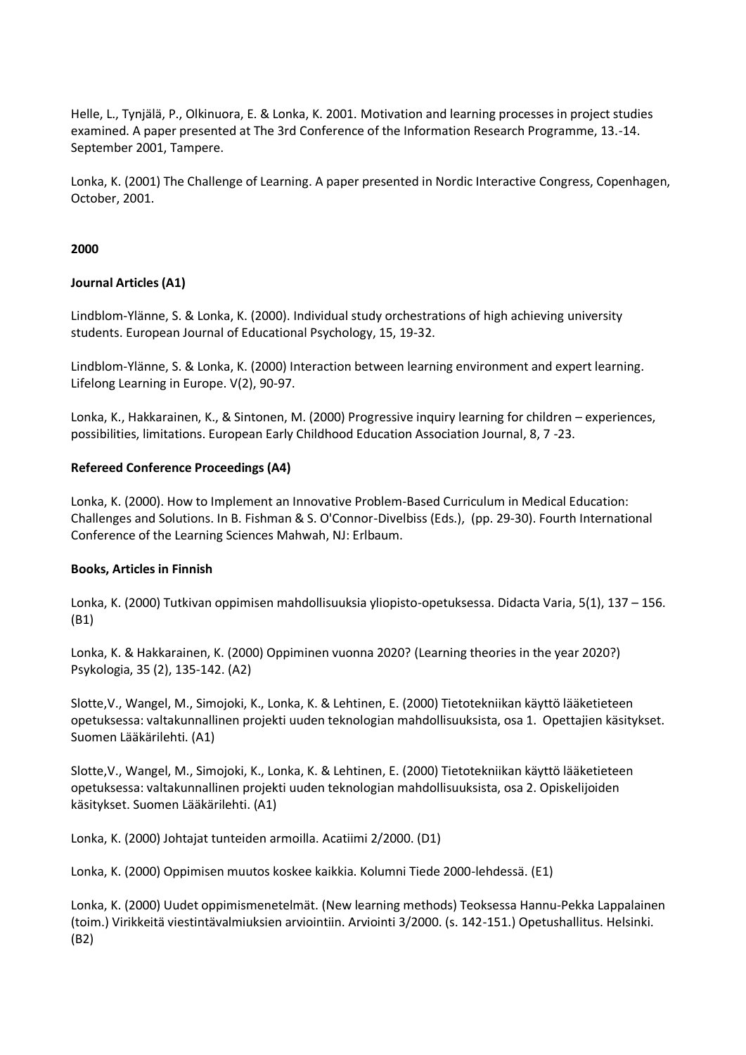Helle, L., Tynjälä, P., Olkinuora, E. & Lonka, K. 2001. Motivation and learning processes in project studies examined. A paper presented at The 3rd Conference of the Information Research Programme, 13.-14. September 2001, Tampere.

Lonka, K. (2001) The Challenge of Learning. A paper presented in Nordic Interactive Congress, Copenhagen, October, 2001.

**2000**

**Journal Articles (A1)**

Lindblom-Ylänne, S. & Lonka, K. (2000). Individual study orchestrations of high achieving university students. European Journal of Educational Psychology, 15, 19-32.

Lindblom-Ylänne, S. & Lonka, K. (2000) Interaction between learning environment and expert learning. Lifelong Learning in Europe. V(2), 90-97.

Lonka, K., Hakkarainen, K., & Sintonen, M. (2000) Progressive inquiry learning for children – experiences, possibilities, limitations. European Early Childhood Education Association Journal, 8, 7 -23.

**Refereed Conference Proceedings (A4)**

Lonka, K. (2000). How to Implement an Innovative Problem-Based Curriculum in Medical Education: Challenges and Solutions. In B. Fishman & S. O'Connor-Divelbiss (Eds.), (pp. 29-30). Fourth International Conference of the Learning Sciences Mahwah, NJ: Erlbaum.

**Books, Articles in Finnish**

Lonka, K. (2000) Tutkivan oppimisen mahdollisuuksia yliopisto-opetuksessa. Didacta Varia, 5(1), 137 – 156. (B1)

Lonka, K. & Hakkarainen, K. (2000) Oppiminen vuonna 2020? (Learning theories in the year 2020?) Psykologia, 35 (2), 135-142. (A2)

Slotte,V., Wangel, M., Simojoki, K., Lonka, K. & Lehtinen, E. (2000) Tietotekniikan käyttö lääketieteen opetuksessa: valtakunnallinen projekti uuden teknologian mahdollisuuksista, osa 1. Opettajien käsitykset. Suomen Lääkärilehti. (A1)

Slotte,V., Wangel, M., Simojoki, K., Lonka, K. & Lehtinen, E. (2000) Tietotekniikan käyttö lääketieteen opetuksessa: valtakunnallinen projekti uuden teknologian mahdollisuuksista, osa 2. Opiskelijoiden käsitykset. Suomen Lääkärilehti. (A1)

Lonka, K. (2000) Johtajat tunteiden armoilla. Acatiimi 2/2000. (D1)

Lonka, K. (2000) Oppimisen muutos koskee kaikkia. Kolumni Tiede 2000-lehdessä. (E1)

Lonka, K. (2000) Uudet oppimismenetelmät. (New learning methods) Teoksessa Hannu-Pekka Lappalainen (toim.) Virikkeitä viestintävalmiuksien arviointiin. Arviointi 3/2000. (s. 142-151.) Opetushallitus. Helsinki. (B2)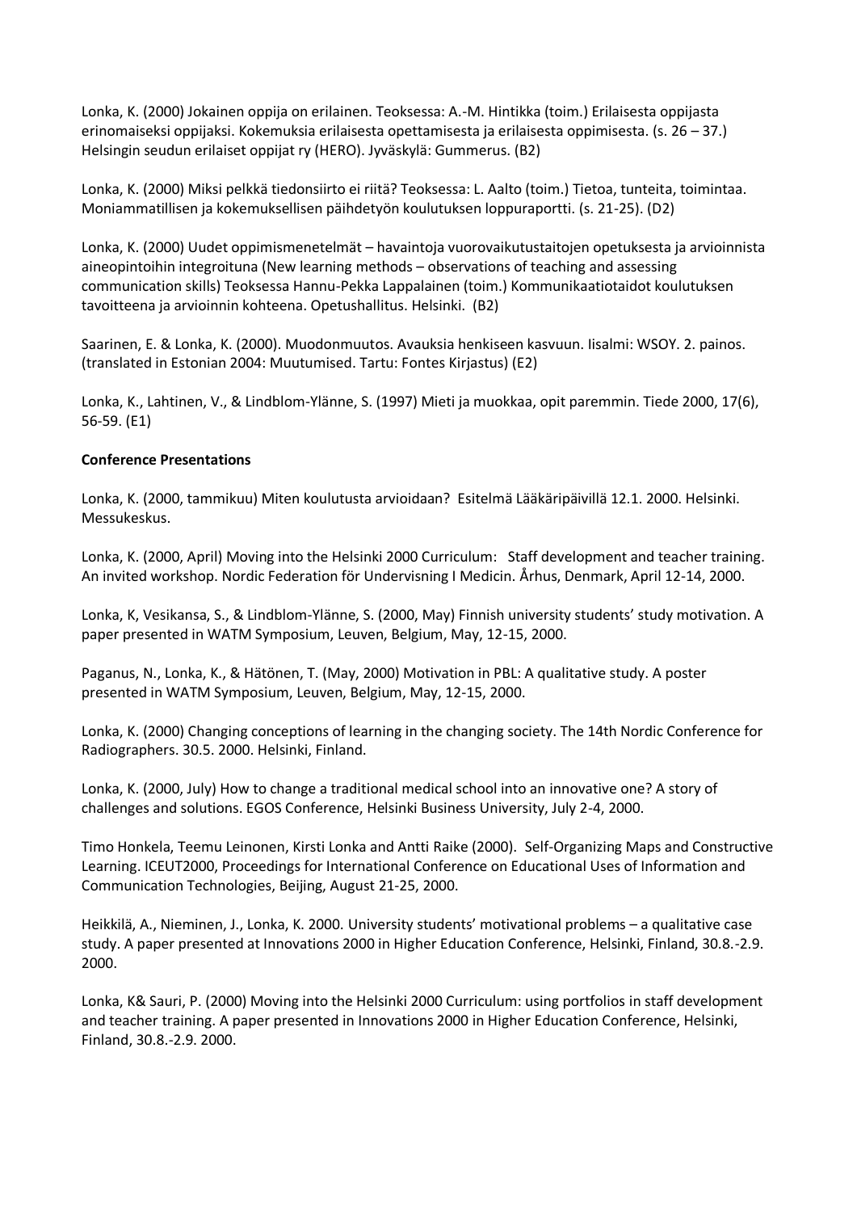Lonka, K. (2000) Jokainen oppija on erilainen. Teoksessa: A.-M. Hintikka (toim.) Erilaisesta oppijasta erinomaiseksi oppijaksi. Kokemuksia erilaisesta opettamisesta ja erilaisesta oppimisesta. (s. 26 – 37.) Helsingin seudun erilaiset oppijat ry (HERO). Jyväskylä: Gummerus. (B2)

Lonka, K. (2000) Miksi pelkkä tiedonsiirto ei riitä? Teoksessa: L. Aalto (toim.) Tietoa, tunteita, toimintaa. Moniammatillisen ja kokemuksellisen päihdetyön koulutuksen loppuraportti. (s. 21-25). (D2)

Lonka, K. (2000) Uudet oppimismenetelmät – havaintoja vuorovaikutustaitojen opetuksesta ja arvioinnista aineopintoihin integroituna (New learning methods – observations of teaching and assessing communication skills) Teoksessa Hannu-Pekka Lappalainen (toim.) Kommunikaatiotaidot koulutuksen tavoitteena ja arvioinnin kohteena. Opetushallitus. Helsinki. (B2)

Saarinen, E. & Lonka, K. (2000). Muodonmuutos. Avauksia henkiseen kasvuun. Iisalmi: WSOY. 2. painos. (translated in Estonian 2004: Muutumised. Tartu: Fontes Kirjastus) (E2)

Lonka, K., Lahtinen, V., & Lindblom-Ylänne, S. (1997) Mieti ja muokkaa, opit paremmin. Tiede 2000, 17(6), 56-59. (E1)

**Conference Presentations**

Lonka, K. (2000, tammikuu) Miten koulutusta arvioidaan? Esitelmä Lääkäripäivillä 12.1. 2000. Helsinki. Messukeskus.

Lonka, K. (2000, April) Moving into the Helsinki 2000 Curriculum: Staff development and teacher training. An invited workshop. Nordic Federation för Undervisning I Medicin. Århus, Denmark, April 12-14, 2000.

Lonka, K, Vesikansa, S., & Lindblom-Ylänne, S. (2000, May) Finnish university students' study motivation. A paper presented in WATM Symposium, Leuven, Belgium, May, 12-15, 2000.

Paganus, N., Lonka, K., & Hätönen, T. (May, 2000) Motivation in PBL: A qualitative study. A poster presented in WATM Symposium, Leuven, Belgium, May, 12-15, 2000.

Lonka, K. (2000) Changing conceptions of learning in the changing society. The 14th Nordic Conference for Radiographers. 30.5. 2000. Helsinki, Finland.

Lonka, K. (2000, July) How to change a traditional medical school into an innovative one? A story of challenges and solutions. EGOS Conference, Helsinki Business University, July 2-4, 2000.

Timo Honkela, Teemu Leinonen, Kirsti Lonka and Antti Raike (2000). Self-Organizing Maps and Constructive Learning. ICEUT2000, Proceedings for International Conference on Educational Uses of Information and Communication Technologies, Beijing, August 21-25, 2000.

Heikkilä, A., Nieminen, J., Lonka, K. 2000. University students' motivational problems – a qualitative case study. A paper presented at Innovations 2000 in Higher Education Conference, Helsinki, Finland, 30.8.-2.9. 2000.

Lonka, K& Sauri, P. (2000) Moving into the Helsinki 2000 Curriculum: using portfolios in staff development and teacher training. A paper presented in Innovations 2000 in Higher Education Conference, Helsinki, Finland, 30.8.-2.9. 2000.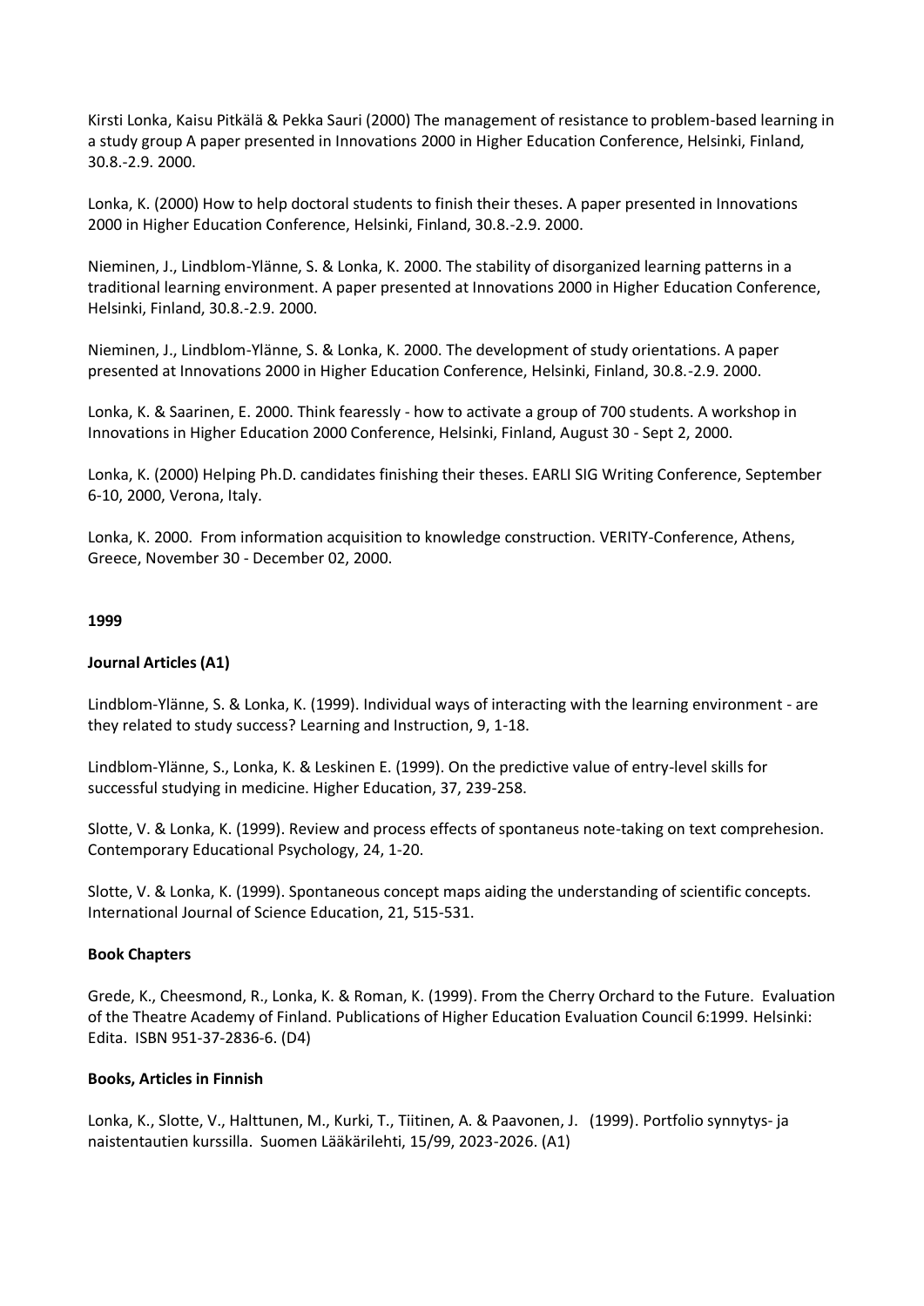Kirsti Lonka, Kaisu Pitkälä & Pekka Sauri (2000) The management of resistance to problem-based learning in a study group A paper presented in Innovations 2000 in Higher Education Conference, Helsinki, Finland, 30.8.-2.9. 2000.

Lonka, K. (2000) How to help doctoral students to finish their theses. A paper presented in Innovations 2000 in Higher Education Conference, Helsinki, Finland, 30.8.-2.9. 2000.

Nieminen, J., Lindblom-Ylänne, S. & Lonka, K. 2000. The stability of disorganized learning patterns in a traditional learning environment. A paper presented at Innovations 2000 in Higher Education Conference, Helsinki, Finland, 30.8.-2.9. 2000.

Nieminen, J., Lindblom-Ylänne, S. & Lonka, K. 2000. The development of study orientations. A paper presented at Innovations 2000 in Higher Education Conference, Helsinki, Finland, 30.8.-2.9. 2000.

Lonka, K. & Saarinen, E. 2000. Think fearessly - how to activate a group of 700 students. A workshop in Innovations in Higher Education 2000 Conference, Helsinki, Finland, August 30 - Sept 2, 2000.

Lonka, K. (2000) Helping Ph.D. candidates finishing their theses. EARLI SIG Writing Conference, September 6-10, 2000, Verona, Italy.

Lonka, K. 2000. From information acquisition to knowledge construction. VERITY-Conference, Athens, Greece, November 30 - December 02, 2000.

**1999**

**Journal Articles (A1)**

Lindblom-Ylänne, S. & Lonka, K. (1999). Individual ways of interacting with the learning environment - are they related to study success? Learning and Instruction, 9, 1-18.

Lindblom-Ylänne, S., Lonka, K. & Leskinen E. (1999). On the predictive value of entry-level skills for successful studying in medicine. Higher Education, 37, 239-258.

Slotte, V. & Lonka, K. (1999). Review and process effects of spontaneus note-taking on text comprehesion. Contemporary Educational Psychology, 24, 1-20.

Slotte, V. & Lonka, K. (1999). Spontaneous concept maps aiding the understanding of scientific concepts. International Journal of Science Education, 21, 515-531.

**Book Chapters**

Grede, K., Cheesmond, R., Lonka, K. & Roman, K. (1999). From the Cherry Orchard to the Future. Evaluation of the Theatre Academy of Finland. Publications of Higher Education Evaluation Council 6:1999. Helsinki: Edita. ISBN 951-37-2836-6. (D4)

**Books, Articles in Finnish**

Lonka, K., Slotte, V., Halttunen, M., Kurki, T., Tiitinen, A. & Paavonen, J. (1999). Portfolio synnytys- ja naistentautien kurssilla. Suomen Lääkärilehti, 15/99, 2023-2026. (A1)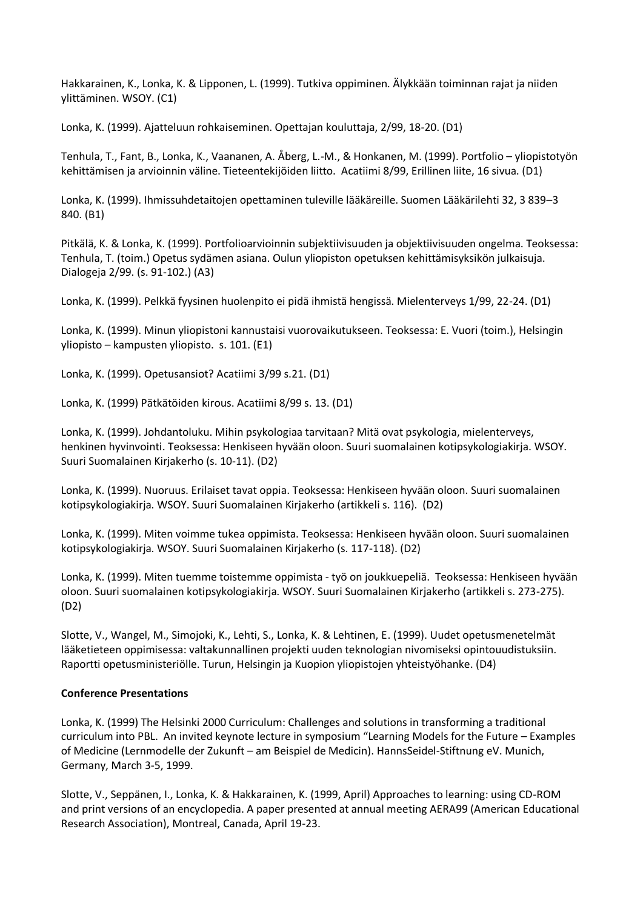Hakkarainen, K., Lonka, K. & Lipponen, L. (1999). Tutkiva oppiminen. Älykkään toiminnan rajat ja niiden ylittäminen. WSOY. (C1)

Lonka, K. (1999). Ajatteluun rohkaiseminen. Opettajan kouluttaja, 2/99, 18-20. (D1)

Tenhula, T., Fant, B., Lonka, K., Vaananen, A. Åberg, L.-M., & Honkanen, M. (1999). Portfolio – yliopistotyön kehittämisen ja arvioinnin väline. Tieteentekijöiden liitto. Acatiimi 8/99, Erillinen liite, 16 sivua. (D1)

Lonka, K. (1999). Ihmissuhdetaitojen opettaminen tuleville lääkäreille. Suomen Lääkärilehti 32, 3 839–3 840. (B1)

Pitkälä, K. & Lonka, K. (1999). Portfolioarvioinnin subjektiivisuuden ja objektiivisuuden ongelma. Teoksessa: Tenhula, T. (toim.) Opetus sydämen asiana. Oulun yliopiston opetuksen kehittämisyksikön julkaisuja. Dialogeja 2/99. (s. 91-102.) (A3)

Lonka, K. (1999). Pelkkä fyysinen huolenpito ei pidä ihmistä hengissä. Mielenterveys 1/99, 22-24. (D1)

Lonka, K. (1999). Minun yliopistoni kannustaisi vuorovaikutukseen. Teoksessa: E. Vuori (toim.), Helsingin yliopisto – kampusten yliopisto. s. 101. (E1)

Lonka, K. (1999). Opetusansiot? Acatiimi 3/99 s.21. (D1)

Lonka, K. (1999) Pätkätöiden kirous. Acatiimi 8/99 s. 13. (D1)

Lonka, K. (1999). Johdantoluku. Mihin psykologiaa tarvitaan? Mitä ovat psykologia, mielenterveys, henkinen hyvinvointi. Teoksessa: Henkiseen hyvään oloon. Suuri suomalainen kotipsykologiakirja. WSOY. Suuri Suomalainen Kirjakerho (s. 10-11). (D2)

Lonka, K. (1999). Nuoruus. Erilaiset tavat oppia. Teoksessa: Henkiseen hyvään oloon. Suuri suomalainen kotipsykologiakirja. WSOY. Suuri Suomalainen Kirjakerho (artikkeli s. 116). (D2)

Lonka, K. (1999). Miten voimme tukea oppimista. Teoksessa: Henkiseen hyvään oloon. Suuri suomalainen kotipsykologiakirja. WSOY. Suuri Suomalainen Kirjakerho (s. 117-118). (D2)

Lonka, K. (1999). Miten tuemme toistemme oppimista - työ on joukkuepeliä. Teoksessa: Henkiseen hyvään oloon. Suuri suomalainen kotipsykologiakirja. WSOY. Suuri Suomalainen Kirjakerho (artikkeli s. 273-275). (D2)

Slotte, V., Wangel, M., Simojoki, K., Lehti, S., Lonka, K. & Lehtinen, E. (1999). Uudet opetusmenetelmät lääketieteen oppimisessa: valtakunnallinen projekti uuden teknologian nivomiseksi opintouudistuksiin. Raportti opetusministeriölle. Turun, Helsingin ja Kuopion yliopistojen yhteistyöhanke. (D4)

**Conference Presentations**

Lonka, K. (1999) The Helsinki 2000 Curriculum: Challenges and solutions in transforming a traditional curriculum into PBL. An invited keynote lecture in symposium "Learning Models for the Future – Examples of Medicine (Lernmodelle der Zukunft – am Beispiel de Medicin). HannsSeidel-Stiftnung eV. Munich, Germany, March 3-5, 1999.

Slotte, V., Seppänen, I., Lonka, K. & Hakkarainen, K. (1999, April) Approaches to learning: using CD-ROM and print versions of an encyclopedia. A paper presented at annual meeting AERA99 (American Educational Research Association), Montreal, Canada, April 19-23.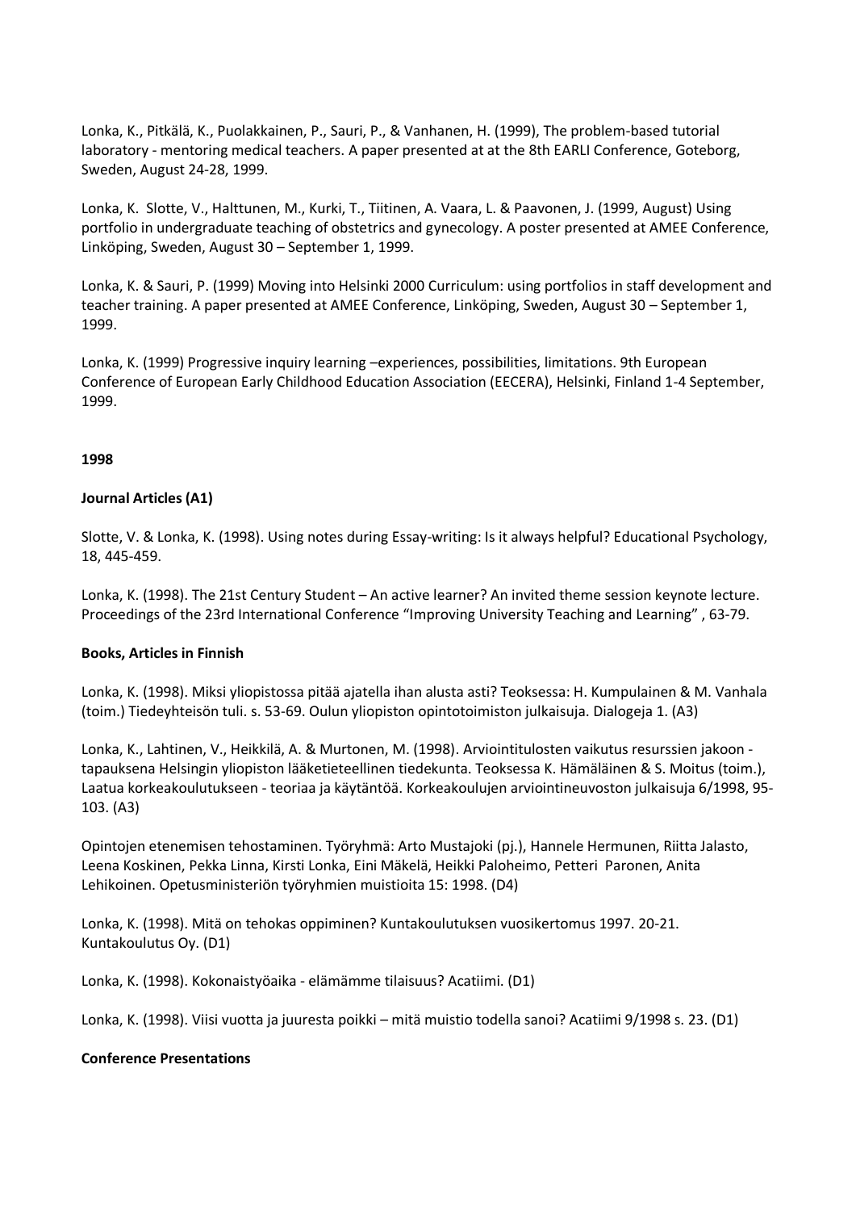Lonka, K., Pitkälä, K., Puolakkainen, P., Sauri, P., & Vanhanen, H. (1999), The problem-based tutorial laboratory - mentoring medical teachers. A paper presented at at the 8th EARLI Conference, Goteborg, Sweden, August 24-28, 1999.

Lonka, K. Slotte, V., Halttunen, M., Kurki, T., Tiitinen, A. Vaara, L. & Paavonen, J. (1999, August) Using portfolio in undergraduate teaching of obstetrics and gynecology. A poster presented at AMEE Conference, Linköping, Sweden, August 30 – September 1, 1999.

Lonka, K. & Sauri, P. (1999) Moving into Helsinki 2000 Curriculum: using portfolios in staff development and teacher training. A paper presented at AMEE Conference, Linköping, Sweden, August 30 – September 1, 1999.

Lonka, K. (1999) Progressive inquiry learning –experiences, possibilities, limitations. 9th European Conference of European Early Childhood Education Association (EECERA), Helsinki, Finland 1-4 September, 1999.

**1998**

**Journal Articles (A1)**

Slotte, V. & Lonka, K. (1998). Using notes during Essay-writing: Is it always helpful? Educational Psychology, 18, 445-459.

Lonka, K. (1998). The 21st Century Student – An active learner? An invited theme session keynote lecture. Proceedings of the 23rd International Conference "Improving University Teaching and Learning" , 63-79.

**Books, Articles in Finnish**

Lonka, K. (1998). Miksi yliopistossa pitää ajatella ihan alusta asti? Teoksessa: H. Kumpulainen & M. Vanhala (toim.) Tiedeyhteisön tuli. s. 53-69. Oulun yliopiston opintotoimiston julkaisuja. Dialogeja 1. (A3)

Lonka, K., Lahtinen, V., Heikkilä, A. & Murtonen, M. (1998). Arviointitulosten vaikutus resurssien jakoon - tapauksena Helsingin yliopiston lääketieteellinen tiedekunta. Teoksessa K. Hämäläinen & S. Moitus (toim.), Laatua korkeakoulutukseen - teoriaa ja käytäntöä. Korkeakoulujen arviointineuvoston julkaisuja 6/1998, 95-103. (A3)

Opintojen etenemisen tehostaminen. Työryhmä: Arto Mustajoki (pj.), Hannele Hermunen, Riitta Jalasto, Leena Koskinen, Pekka Linna, Kirsti Lonka, Eini Mäkelä, Heikki Paloheimo, Petteri Paronen, Anita Lehikoinen. Opetusministeriön työryhmien muistioita 15: 1998. (D4)

Lonka, K. (1998). Mitä on tehokas oppiminen? Kuntakoulutuksen vuosikertomus 1997. 20-21. Kuntakoulutus Oy. (D1)

Lonka, K. (1998). Kokonaistyöaika - elämämme tilaisuus? Acatiimi. (D1)

Lonka, K. (1998). Viisi vuotta ja juuresta poikki – mitä muistio todella sanoi? Acatiimi 9/1998 s. 23. (D1)

**Conference Presentations**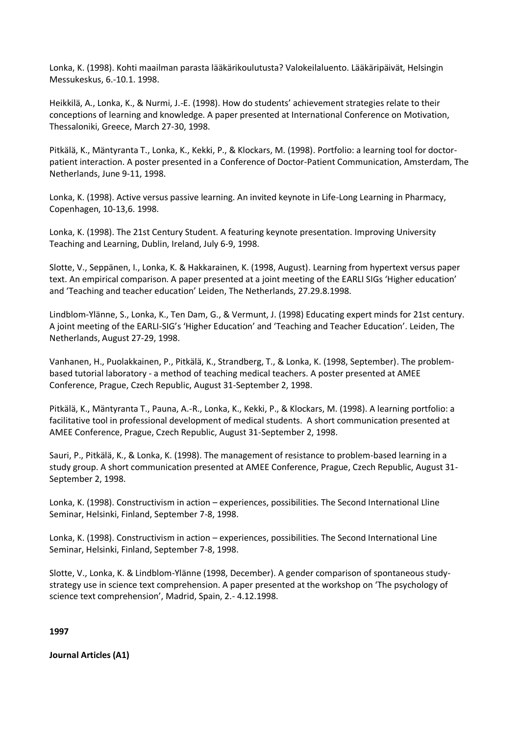Lonka, K. (1998). Kohti maailman parasta lääkärikoulutusta? Valokeilaluento. Lääkäripäivät, Helsingin Messukeskus, 6.-10.1. 1998.

Heikkilä, A., Lonka, K., & Nurmi, J.-E. (1998). How do students' achievement strategies relate to their conceptions of learning and knowledge. A paper presented at International Conference on Motivation, Thessaloniki, Greece, March 27-30, 1998.

Pitkälä, K., Mäntyranta T., Lonka, K., Kekki, P., & Klockars, M. (1998). Portfolio: a learning tool for doctor-patient interaction. A poster presented in a Conference of Doctor-Patient Communication, Amsterdam, The Netherlands, June 9-11, 1998.

Lonka, K. (1998). Active versus passive learning. An invited keynote in Life-Long Learning in Pharmacy, Copenhagen, 10-13,6. 1998.

Lonka, K. (1998). The 21st Century Student. A featuring keynote presentation. Improving University Teaching and Learning, Dublin, Ireland, July 6-9, 1998.

Slotte, V., Seppänen, I., Lonka, K. & Hakkarainen, K. (1998, August). Learning from hypertext versus paper text. An empirical comparison. A paper presented at a joint meeting of the EARLI SIGs 'Higher education' and 'Teaching and teacher education' Leiden, The Netherlands, 27.29.8.1998.

Lindblom-Ylänne, S., Lonka, K., Ten Dam, G., & Vermunt, J. (1998) Educating expert minds for 21st century. A joint meeting of the EARLI-SIG's 'Higher Education' and 'Teaching and Teacher Education'. Leiden, The Netherlands, August 27-29, 1998.

Vanhanen, H., Puolakkainen, P., Pitkälä, K., Strandberg, T., & Lonka, K. (1998, September). The problem-based tutorial laboratory - a method of teaching medical teachers. A poster presented at AMEE Conference, Prague, Czech Republic, August 31-September 2, 1998.

Pitkälä, K., Mäntyranta T., Pauna, A.-R., Lonka, K., Kekki, P., & Klockars, M. (1998). A learning portfolio: a facilitative tool in professional development of medical students. A short communication presented at AMEE Conference, Prague, Czech Republic, August 31-September 2, 1998.

Sauri, P., Pitkälä, K., & Lonka, K. (1998). The management of resistance to problem-based learning in a study group. A short communication presented at AMEE Conference, Prague, Czech Republic, August 31-September 2, 1998.

Lonka, K. (1998). Constructivism in action – experiences, possibilities. The Second International Lline Seminar, Helsinki, Finland, September 7-8, 1998.

Lonka, K. (1998). Constructivism in action – experiences, possibilities. The Second International Line Seminar, Helsinki, Finland, September 7-8, 1998.

Slotte, V., Lonka, K. & Lindblom-Ylänne (1998, December). A gender comparison of spontaneous study-strategy use in science text comprehension. A paper presented at the workshop on 'The psychology of science text comprehension', Madrid, Spain, 2.- 4.12.1998.

**1997**

**Journal Articles (A1)**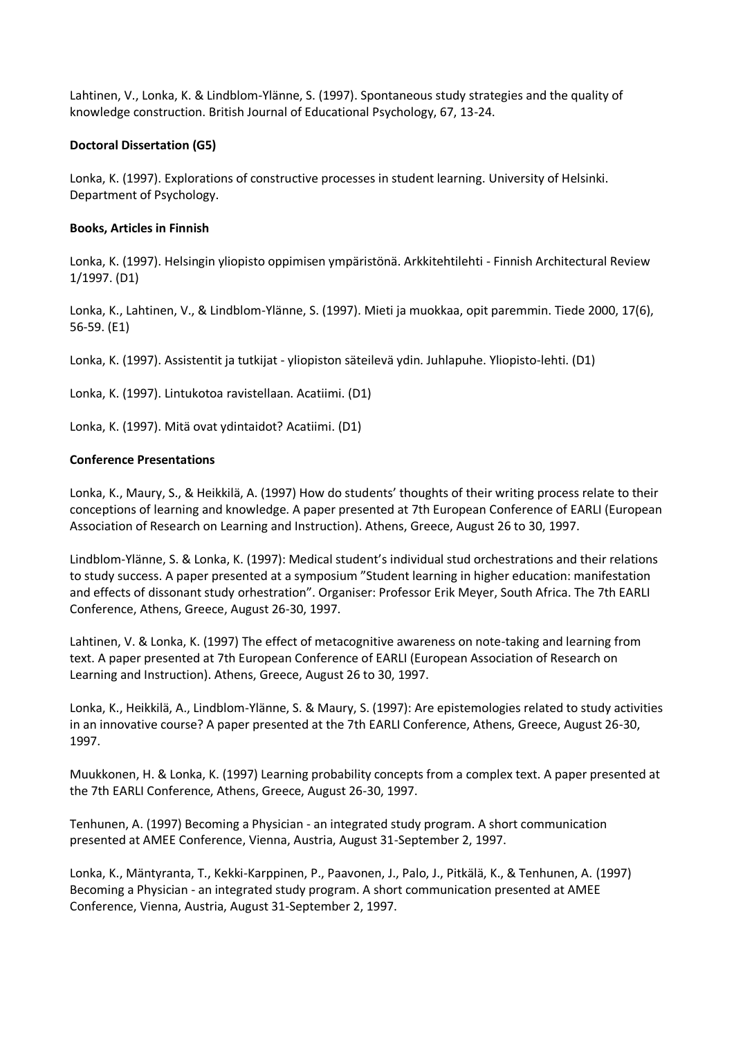Lahtinen, V., Lonka, K. & Lindblom-Ylänne, S. (1997). Spontaneous study strategies and the quality of knowledge construction. British Journal of Educational Psychology, 67, 13-24.

**Doctoral Dissertation (G5)**

Lonka, K. (1997). Explorations of constructive processes in student learning. University of Helsinki. Department of Psychology.

**Books, Articles in Finnish**

Lonka, K. (1997). Helsingin yliopisto oppimisen ympäristönä. Arkkitehtilehti - Finnish Architectural Review 1/1997. (D1)

Lonka, K., Lahtinen, V., & Lindblom-Ylänne, S. (1997). Mieti ja muokkaa, opit paremmin. Tiede 2000, 17(6), 56-59. (E1)

Lonka, K. (1997). Assistentit ja tutkijat - yliopiston säteilevä ydin. Juhlapuhe. Yliopisto-lehti. (D1)

Lonka, K. (1997). Lintukotoa ravistellaan. Acatiimi. (D1)

Lonka, K. (1997). Mitä ovat ydintaidot? Acatiimi. (D1)

**Conference Presentations**

Lonka, K., Maury, S., & Heikkilä, A. (1997) How do students' thoughts of their writing process relate to their conceptions of learning and knowledge. A paper presented at 7th European Conference of EARLI (European Association of Research on Learning and Instruction). Athens, Greece, August 26 to 30, 1997.

Lindblom-Ylänne, S. & Lonka, K. (1997): Medical student's individual stud orchestrations and their relations to study success. A paper presented at a symposium "Student learning in higher education: manifestation and effects of dissonant study orhestration". Organiser: Professor Erik Meyer, South Africa. The 7th EARLI Conference, Athens, Greece, August 26-30, 1997.

Lahtinen, V. & Lonka, K. (1997) The effect of metacognitive awareness on note-taking and learning from text. A paper presented at 7th European Conference of EARLI (European Association of Research on Learning and Instruction). Athens, Greece, August 26 to 30, 1997.

Lonka, K., Heikkilä, A., Lindblom-Ylänne, S. & Maury, S. (1997): Are epistemologies related to study activities in an innovative course? A paper presented at the 7th EARLI Conference, Athens, Greece, August 26-30, 1997.

Muukkonen, H. & Lonka, K. (1997) Learning probability concepts from a complex text. A paper presented at the 7th EARLI Conference, Athens, Greece, August 26-30, 1997.

Tenhunen, A. (1997) Becoming a Physician - an integrated study program. A short communication presented at AMEE Conference, Vienna, Austria, August 31-September 2, 1997.

Lonka, K., Mäntyranta, T., Kekki-Karppinen, P., Paavonen, J., Palo, J., Pitkälä, K., & Tenhunen, A. (1997) Becoming a Physician - an integrated study program. A short communication presented at AMEE Conference, Vienna, Austria, August 31-September 2, 1997.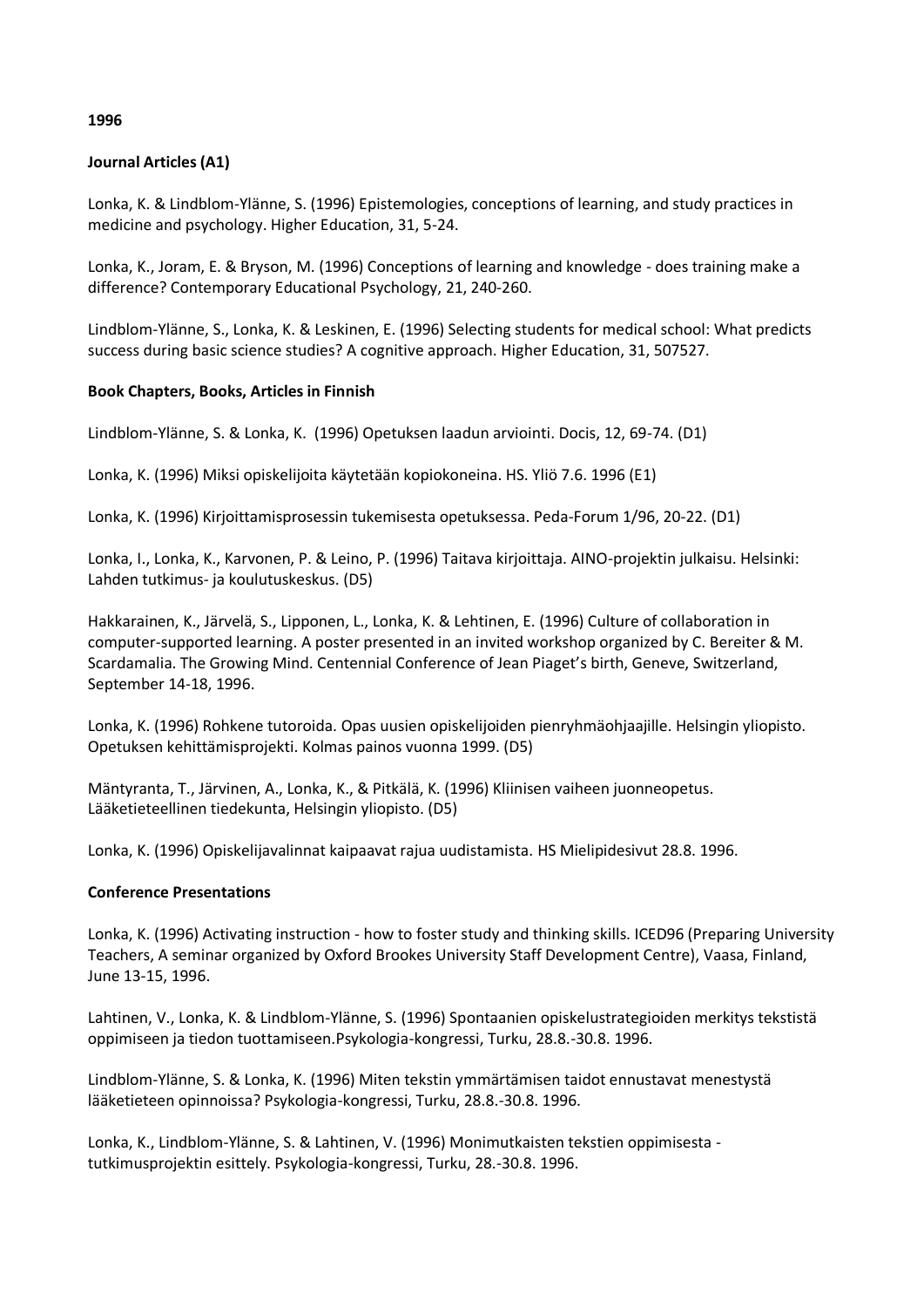**1996**

**Journal Articles (A1)**

Lonka, K. & Lindblom-Ylänne, S. (1996) Epistemologies, conceptions of learning, and study practices in medicine and psychology. Higher Education, 31, 5-24.

Lonka, K., Joram, E. & Bryson, M. (1996) Conceptions of learning and knowledge - does training make a difference? Contemporary Educational Psychology, 21, 240-260.

Lindblom-Ylänne, S., Lonka, K. & Leskinen, E. (1996) Selecting students for medical school: What predicts success during basic science studies? A cognitive approach. Higher Education, 31, 507527.

**Book Chapters, Books, Articles in Finnish**

Lindblom-Ylänne, S. & Lonka, K. (1996) Opetuksen laadun arviointi. Docis, 12, 69-74. (D1)

Lonka, K. (1996) Miksi opiskelijoita käytetään kopiokoneina. HS. Yliö 7.6. 1996 (E1)

Lonka, K. (1996) Kirjoittamisprosessin tukemisesta opetuksessa. Peda-Forum 1/96, 20-22. (D1)

Lonka, I., Lonka, K., Karvonen, P. & Leino, P. (1996) Taitava kirjoittaja. AINO-projektin julkaisu. Helsinki: Lahden tutkimus- ja koulutuskeskus. (D5)

Hakkarainen, K., Järvelä, S., Lipponen, L., Lonka, K. & Lehtinen, E. (1996) Culture of collaboration in computer-supported learning. A poster presented in an invited workshop organized by C. Bereiter & M. Scardamalia. The Growing Mind. Centennial Conference of Jean Piaget's birth, Geneve, Switzerland, September 14-18, 1996.

Lonka, K. (1996) Rohkene tutoroida. Opas uusien opiskelijoiden pienryhmäohjaajille. Helsingin yliopisto. Opetuksen kehittämisprojekti. Kolmas painos vuonna 1999. (D5)

Mäntyranta, T., Järvinen, A., Lonka, K., & Pitkälä, K. (1996) Kliinisen vaiheen juonneopetus. Lääketieteellinen tiedekunta, Helsingin yliopisto. (D5)

Lonka, K. (1996) Opiskelijavalinnat kaipaavat rajua uudistamista. HS Mielipidesivut 28.8. 1996.

**Conference Presentations**

Lonka, K. (1996) Activating instruction - how to foster study and thinking skills. ICED96 (Preparing University Teachers, A seminar organized by Oxford Brookes University Staff Development Centre), Vaasa, Finland, June 13-15, 1996.

Lahtinen, V., Lonka, K. & Lindblom-Ylänne, S. (1996) Spontaanien opiskelustrategioiden merkitys tekstistä oppimiseen ja tiedon tuottamiseen.Psykologia-kongressi, Turku, 28.8.-30.8. 1996.

Lindblom-Ylänne, S. & Lonka, K. (1996) Miten tekstin ymmärtämisen taidot ennustavat menestystä lääketieteen opinnoissa? Psykologia-kongressi, Turku, 28.8.-30.8. 1996.

Lonka, K., Lindblom-Ylänne, S. & Lahtinen, V. (1996) Monimutkaisten tekstien oppimisesta - tutkimusprojektin esittely. Psykologia-kongressi, Turku, 28.-30.8. 1996.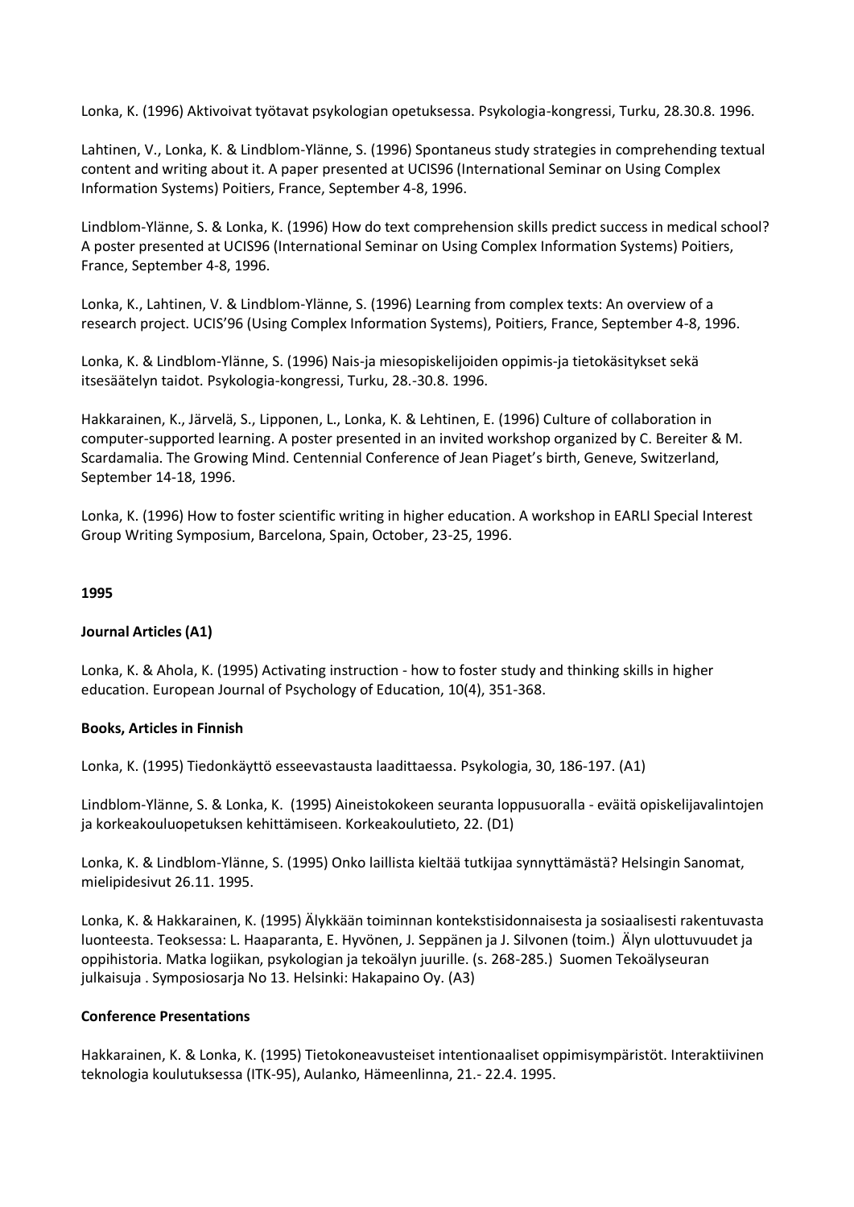Lonka, K. (1996) Aktivoivat työtavat psykologian opetuksessa. Psykologia-kongressi, Turku, 28.30.8. 1996.

Lahtinen, V., Lonka, K. & Lindblom-Ylänne, S. (1996) Spontaneus study strategies in comprehending textual content and writing about it. A paper presented at UCIS96 (International Seminar on Using Complex Information Systems) Poitiers, France, September 4-8, 1996.

Lindblom-Ylänne, S. & Lonka, K. (1996) How do text comprehension skills predict success in medical school? A poster presented at UCIS96 (International Seminar on Using Complex Information Systems) Poitiers, France, September 4-8, 1996.

Lonka, K., Lahtinen, V. & Lindblom-Ylänne, S. (1996) Learning from complex texts: An overview of a research project. UCIS'96 (Using Complex Information Systems), Poitiers, France, September 4-8, 1996.

Lonka, K. & Lindblom-Ylänne, S. (1996) Nais-ja miesopiskelijoiden oppimis-ja tietokäsitykset sekä itsesäätelyn taidot. Psykologia-kongressi, Turku, 28.-30.8. 1996.

Hakkarainen, K., Järvelä, S., Lipponen, L., Lonka, K. & Lehtinen, E. (1996) Culture of collaboration in computer-supported learning. A poster presented in an invited workshop organized by C. Bereiter & M. Scardamalia. The Growing Mind. Centennial Conference of Jean Piaget's birth, Geneve, Switzerland, September 14-18, 1996.

Lonka, K. (1996) How to foster scientific writing in higher education. A workshop in EARLI Special Interest Group Writing Symposium, Barcelona, Spain, October, 23-25, 1996.

**1995**

**Journal Articles (A1)**

Lonka, K. & Ahola, K. (1995) Activating instruction - how to foster study and thinking skills in higher education. European Journal of Psychology of Education, 10(4), 351-368.

**Books, Articles in Finnish**

Lonka, K. (1995) Tiedonkäyttö esseevastausta laadittaessa. Psykologia, 30, 186-197. (A1)

Lindblom-Ylänne, S. & Lonka, K. (1995) Aineistokokeen seuranta loppusuoralla - eväitä opiskelijavalintojen ja korkeakouluopetuksen kehittämiseen. Korkeakoulutieto, 22. (D1)

Lonka, K. & Lindblom-Ylänne, S. (1995) Onko laillista kieltää tutkijaa synnyttämästä? Helsingin Sanomat, mielipidesivut 26.11. 1995.

Lonka, K. & Hakkarainen, K. (1995) Älykkään toiminnan kontekstisidonnaisesta ja sosiaalisesti rakentuvasta luonteesta. Teoksessa: L. Haaparanta, E. Hyvönen, J. Seppänen ja J. Silvonen (toim.) Älyn ulottuvuudet ja oppihistoria. Matka logiikan, psykologian ja tekoälyn juurille. (s. 268-285.) Suomen Tekoälyseuran julkaisuja . Symposiosarja No 13. Helsinki: Hakapaino Oy. (A3)

**Conference Presentations**

Hakkarainen, K. & Lonka, K. (1995) Tietokoneavusteiset intentionaaliset oppimisympäristöt. Interaktiivinen teknologia koulutuksessa (ITK-95), Aulanko, Hämeenlinna, 21.- 22.4. 1995.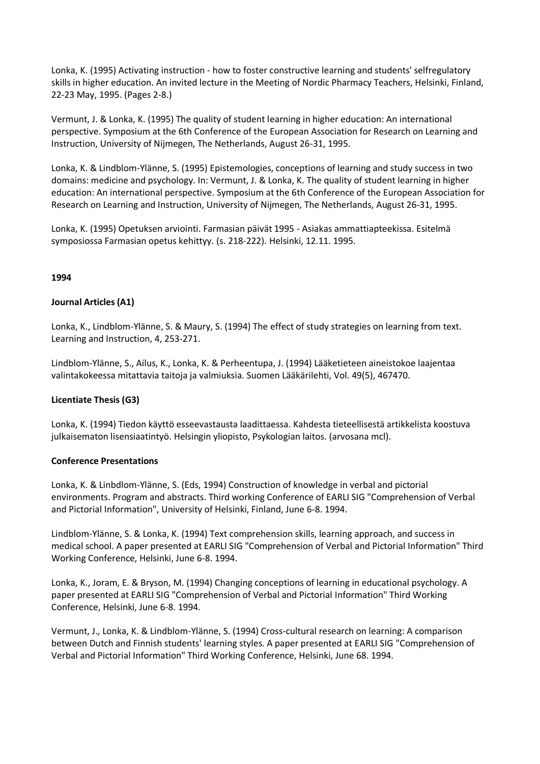Lonka, K. (1995) Activating instruction - how to foster constructive learning and students' selfregulatory skills in higher education. An invited lecture in the Meeting of Nordic Pharmacy Teachers, Helsinki, Finland, 22-23 May, 1995. (Pages 2-8.)

Vermunt, J. & Lonka, K. (1995) The quality of student learning in higher education: An international perspective. Symposium at the 6th Conference of the European Association for Research on Learning and Instruction, University of Nijmegen, The Netherlands, August 26-31, 1995.

Lonka, K. & Lindblom-Ylänne, S. (1995) Epistemologies, conceptions of learning and study success in two domains: medicine and psychology. In: Vermunt, J. & Lonka, K. The quality of student learning in higher education: An international perspective. Symposium at the 6th Conference of the European Association for Research on Learning and Instruction, University of Nijmegen, The Netherlands, August 26-31, 1995.

Lonka, K. (1995) Opetuksen arviointi. Farmasian päivät 1995 - Asiakas ammattiapteekissa. Esitelmä symposiossa Farmasian opetus kehittyy. (s. 218-222). Helsinki, 12.11. 1995.

**1994**

**Journal Articles (A1)**

Lonka, K., Lindblom-Ylänne, S. & Maury, S. (1994) The effect of study strategies on learning from text. Learning and Instruction, 4, 253-271.

Lindblom-Ylänne, S., Ailus, K., Lonka, K. & Perheentupa, J. (1994) Lääketieteen aineistokoe laajentaa valintakokeessa mitattavia taitoja ja valmiuksia. Suomen Lääkärilehti, Vol. 49(5), 467470.

**Licentiate Thesis (G3)**

Lonka, K. (1994) Tiedon käyttö esseevastausta laadittaessa. Kahdesta tieteellisestä artikkelista koostuva julkaisematon lisensiaatintyö. Helsingin yliopisto, Psykologian laitos. (arvosana mcl).

**Conference Presentations**

Lonka, K. & Linbdlom-Ylänne, S. (Eds, 1994) Construction of knowledge in verbal and pictorial environments. Program and abstracts. Third working Conference of EARLI SIG "Comprehension of Verbal and Pictorial Information", University of Helsinki, Finland, June 6-8. 1994.

Lindblom-Ylänne, S. & Lonka, K. (1994) Text comprehension skills, learning approach, and success in medical school. A paper presented at EARLI SIG "Comprehension of Verbal and Pictorial Information" Third Working Conference, Helsinki, June 6-8. 1994.

Lonka, K., Joram, E. & Bryson, M. (1994) Changing conceptions of learning in educational psychology. A paper presented at EARLI SIG "Comprehension of Verbal and Pictorial Information" Third Working Conference, Helsinki, June 6-8. 1994.

Vermunt, J., Lonka, K. & Lindblom-Ylänne, S. (1994) Cross-cultural research on learning: A comparison between Dutch and Finnish students' learning styles. A paper presented at EARLI SIG "Comprehension of Verbal and Pictorial Information" Third Working Conference, Helsinki, June 68. 1994.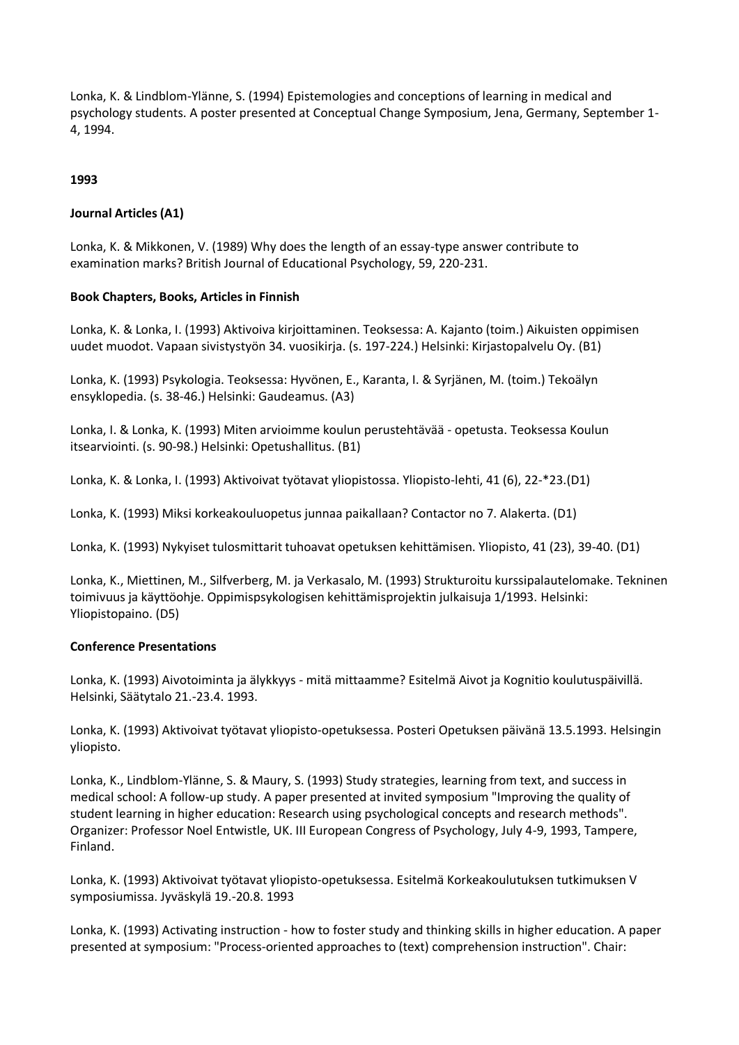Lonka, K. & Lindblom-Ylänne, S. (1994) Epistemologies and conceptions of learning in medical and psychology students. A poster presented at Conceptual Change Symposium, Jena, Germany, September 1-4, 1994.

**1993**

**Journal Articles (A1)**

Lonka, K. & Mikkonen, V. (1989) Why does the length of an essay-type answer contribute to examination marks? British Journal of Educational Psychology, 59, 220-231.

**Book Chapters, Books, Articles in Finnish**

Lonka, K. & Lonka, I. (1993) Aktivoiva kirjoittaminen. Teoksessa: A. Kajanto (toim.) Aikuisten oppimisen uudet muodot. Vapaan sivistystyön 34. vuosikirja. (s. 197-224.) Helsinki: Kirjastopalvelu Oy. (B1)

Lonka, K. (1993) Psykologia. Teoksessa: Hyvönen, E., Karanta, I. & Syrjänen, M. (toim.) Tekoälyn ensyklopedia. (s. 38-46.) Helsinki: Gaudeamus. (A3)

Lonka, I. & Lonka, K. (1993) Miten arvioimme koulun perustehtävää - opetusta. Teoksessa Koulun itsearviointi. (s. 90-98.) Helsinki: Opetushallitus. (B1)

Lonka, K. & Lonka, I. (1993) Aktivoivat työtavat yliopistossa. Yliopisto-lehti, 41 (6), 22-*23.(D1)

Lonka, K. (1993) Miksi korkeakouluopetus junnaa paikallaan? Contactor no 7. Alakerta. (D1)

Lonka, K. (1993) Nykyiset tulosmittarit tuhoavat opetuksen kehittämisen. Yliopisto, 41 (23), 39-40. (D1)

Lonka, K., Miettinen, M., Silfverberg, M. ja Verkasalo, M. (1993) Strukturoitu kurssipalautelomake. Tekninen toimivuus ja käyttöohje. Oppimispsykologisen kehittämisprojektin julkaisuja 1/1993. Helsinki: Yliopistopaino. (D5)

**Conference Presentations**

Lonka, K. (1993) Aivotoiminta ja älykkyys - mitä mittaamme? Esitelmä Aivot ja Kognitio koulutuspäivillä. Helsinki, Säätytalo 21.-23.4. 1993.

Lonka, K. (1993) Aktivoivat työtavat yliopisto-opetuksessa. Posteri Opetuksen päivänä 13.5.1993. Helsingin yliopisto.

Lonka, K., Lindblom-Ylänne, S. & Maury, S. (1993) Study strategies, learning from text, and success in medical school: A follow-up study. A paper presented at invited symposium "Improving the quality of student learning in higher education: Research using psychological concepts and research methods". Organizer: Professor Noel Entwistle, UK. III European Congress of Psychology, July 4-9, 1993, Tampere, Finland.

Lonka, K. (1993) Aktivoivat työtavat yliopisto-opetuksessa. Esitelmä Korkeakoulutuksen tutkimuksen V symposiumissa. Jyväskylä 19.-20.8. 1993

Lonka, K. (1993) Activating instruction - how to foster study and thinking skills in higher education. A paper presented at symposium: "Process-oriented approaches to (text) comprehension instruction". Chair: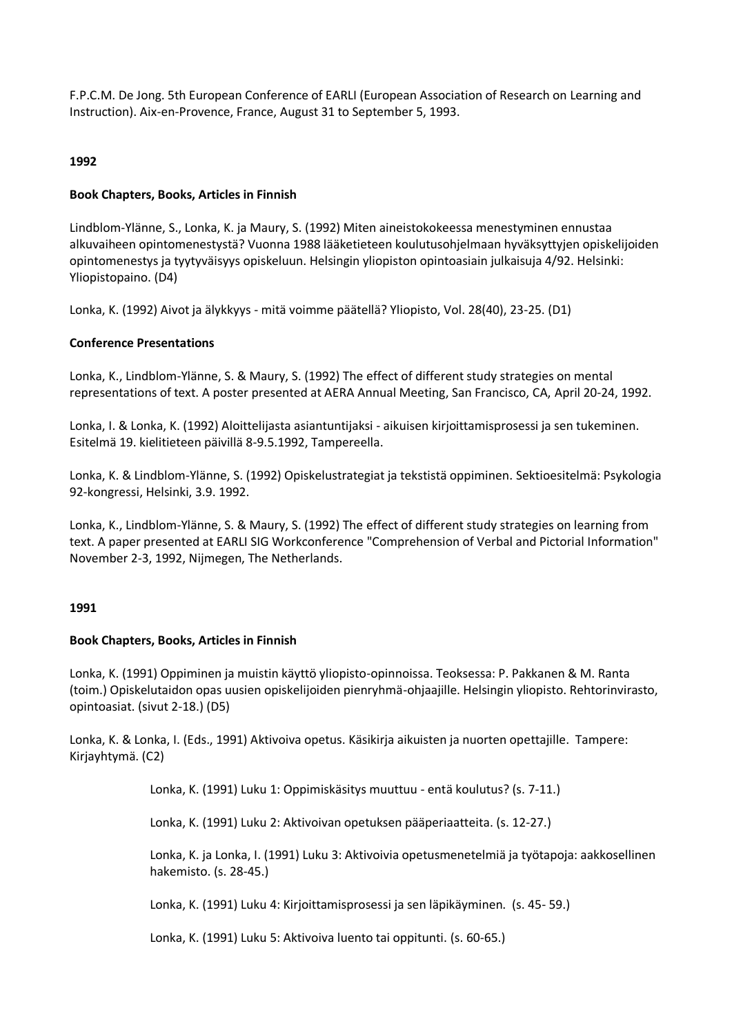F.P.C.M. De Jong. 5th European Conference of EARLI (European Association of Research on Learning and Instruction). Aix-en-Provence, France, August 31 to September 5, 1993.

**1992**

**Book Chapters, Books, Articles in Finnish**

Lindblom-Ylänne, S., Lonka, K. ja Maury, S. (1992) Miten aineistokokeessa menestyminen ennustaa alkuvaiheen opintomenestystä? Vuonna 1988 lääketieteen koulutusohjelmaan hyväksyttyjen opiskelijoiden opintomenestys ja tyytyväisyys opiskeluun. Helsingin yliopiston opintoasiain julkaisuja 4/92. Helsinki: Yliopistopaino. (D4)

Lonka, K. (1992) Aivot ja älykkyys - mitä voimme päätellä? Yliopisto, Vol. 28(40), 23-25. (D1)

**Conference Presentations**

Lonka, K., Lindblom-Ylänne, S. & Maury, S. (1992) The effect of different study strategies on mental representations of text. A poster presented at AERA Annual Meeting, San Francisco, CA, April 20-24, 1992.

Lonka, I. & Lonka, K. (1992) Aloittelijasta asiantuntijaksi - aikuisen kirjoittamisprosessi ja sen tukeminen. Esitelmä 19. kielitieteen päivillä 8-9.5.1992, Tampereella.

Lonka, K. & Lindblom-Ylänne, S. (1992) Opiskelustrategiat ja tekstistä oppiminen. Sektioesitelmä: Psykologia 92-kongressi, Helsinki, 3.9. 1992.

Lonka, K., Lindblom-Ylänne, S. & Maury, S. (1992) The effect of different study strategies on learning from text. A paper presented at EARLI SIG Workconference "Comprehension of Verbal and Pictorial Information" November 2-3, 1992, Nijmegen, The Netherlands.

**1991**

**Book Chapters, Books, Articles in Finnish**

Lonka, K. (1991) Oppiminen ja muistin käyttö yliopisto-opinnoissa. Teoksessa: P. Pakkanen & M. Ranta (toim.) Opiskelutaidon opas uusien opiskelijoiden pienryhmä-ohjaajille. Helsingin yliopisto. Rehtorinvirasto, opintoasiat. (sivut 2-18.) (D5)

Lonka, K. & Lonka, I. (Eds., 1991) Aktivoiva opetus. Käsikirja aikuisten ja nuorten opettajille. Tampere: Kirjayhtymä. (C2)

Lonka, K. (1991) Luku 1: Oppimiskäsitys muuttuu - entä koulutus? (s. 7-11.)

Lonka, K. (1991) Luku 2: Aktivoivan opetuksen pääperiaatteita. (s. 12-27.)

Lonka, K. ja Lonka, I. (1991) Luku 3: Aktivoivia opetusmenetelmiä ja työtapoja: aakkosellinen hakemisto. (s. 28-45.)

Lonka, K. (1991) Luku 4: Kirjoittamisprosessi ja sen läpikäyminen. (s. 45- 59.)

Lonka, K. (1991) Luku 5: Aktivoiva luento tai oppitunti. (s. 60-65.)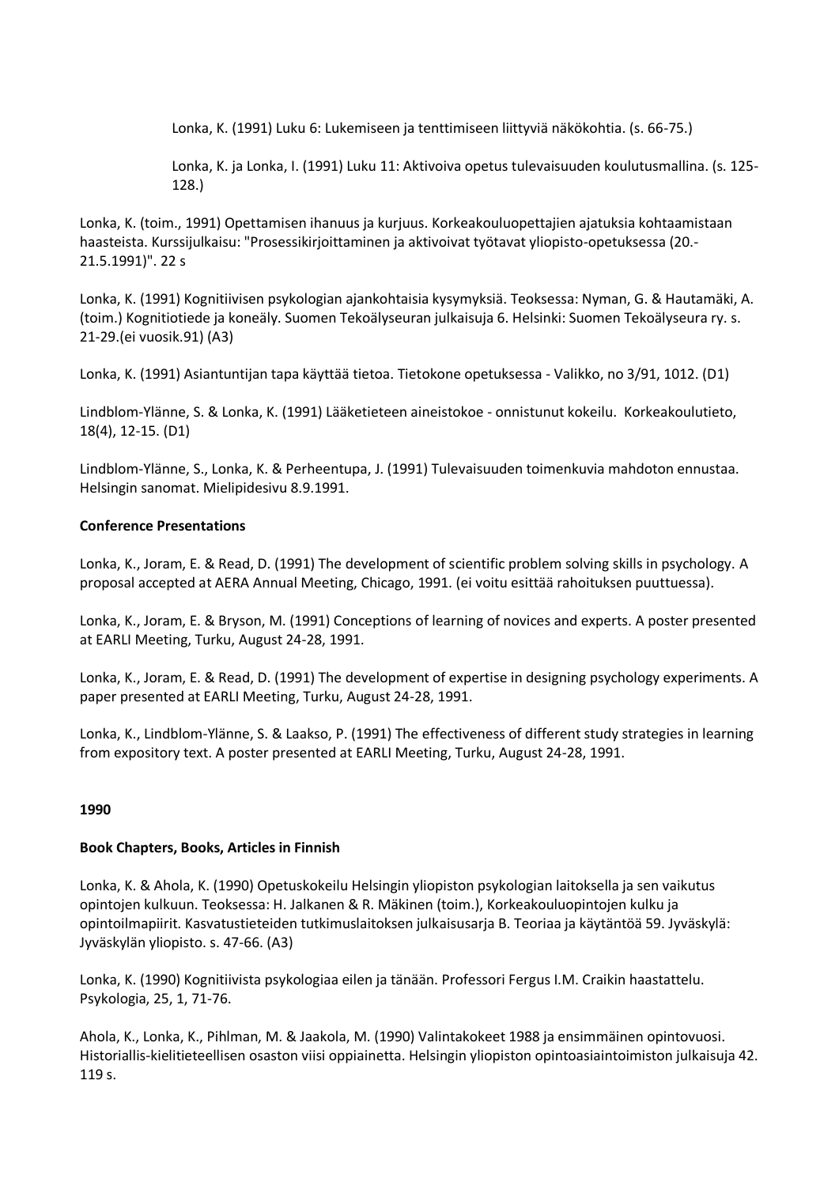Lonka, K. (1991) Luku 6: Lukemiseen ja tenttimiseen liittyviä näkökohtia. (s. 66-75.)

Lonka, K. ja Lonka, I. (1991) Luku 11: Aktivoiva opetus tulevaisuuden koulutusmallina. (s. 125-128.)

Lonka, K. (toim., 1991) Opettamisen ihanuus ja kurjuus. Korkeakouluopettajien ajatuksia kohtaamistaan haasteista. Kurssijulkaisu: "Prosessikirjoittaminen ja aktivoivat työtavat yliopisto-opetuksessa (20.-21.5.1991)". 22 s

Lonka, K. (1991) Kognitiivisen psykologian ajankohtaisia kysymyksiä. Teoksessa: Nyman, G. & Hautamäki, A. (toim.) Kognitiotiede ja koneäly. Suomen Tekoälyseuran julkaisuja 6. Helsinki: Suomen Tekoälyseura ry. s. 21-29.(ei vuosik.91) (A3)

Lonka, K. (1991) Asiantuntijan tapa käyttää tietoa. Tietokone opetuksessa - Valikko, no 3/91, 1012. (D1)

Lindblom-Ylänne, S. & Lonka, K. (1991) Lääketieteen aineistokoe - onnistunut kokeilu. Korkeakoulutieto, 18(4), 12-15. (D1)

Lindblom-Ylänne, S., Lonka, K. & Perheentupa, J. (1991) Tulevaisuuden toimenkuvia mahdoton ennustaa. Helsingin sanomat. Mielipidesivu 8.9.1991.

**Conference Presentations**

Lonka, K., Joram, E. & Read, D. (1991) The development of scientific problem solving skills in psychology. A proposal accepted at AERA Annual Meeting, Chicago, 1991. (ei voitu esittää rahoituksen puuttuessa).

Lonka, K., Joram, E. & Bryson, M. (1991) Conceptions of learning of novices and experts. A poster presented at EARLI Meeting, Turku, August 24-28, 1991.

Lonka, K., Joram, E. & Read, D. (1991) The development of expertise in designing psychology experiments. A paper presented at EARLI Meeting, Turku, August 24-28, 1991.

Lonka, K., Lindblom-Ylänne, S. & Laakso, P. (1991) The effectiveness of different study strategies in learning from expository text. A poster presented at EARLI Meeting, Turku, August 24-28, 1991.

**1990**

**Book Chapters, Books, Articles in Finnish**

Lonka, K. & Ahola, K. (1990) Opetuskokeilu Helsingin yliopiston psykologian laitoksella ja sen vaikutus opintojen kulkuun. Teoksessa: H. Jalkanen & R. Mäkinen (toim.), Korkeakouluopintojen kulku ja opintoilmapiirit. Kasvatustieteiden tutkimuslaitoksen julkaisusarja B. Teoriaa ja käytäntöä 59. Jyväskylä: Jyväskylän yliopisto. s. 47-66. (A3)

Lonka, K. (1990) Kognitiivista psykologiaa eilen ja tänään. Professori Fergus I.M. Craikin haastattelu. Psykologia, 25, 1, 71-76.

Ahola, K., Lonka, K., Pihlman, M. & Jaakola, M. (1990) Valintakokeet 1988 ja ensimmäinen opintovuosi. Historiallis-kielitieteellisen osaston viisi oppiainetta. Helsingin yliopiston opintoasiaintoimiston julkaisuja 42. 119 s.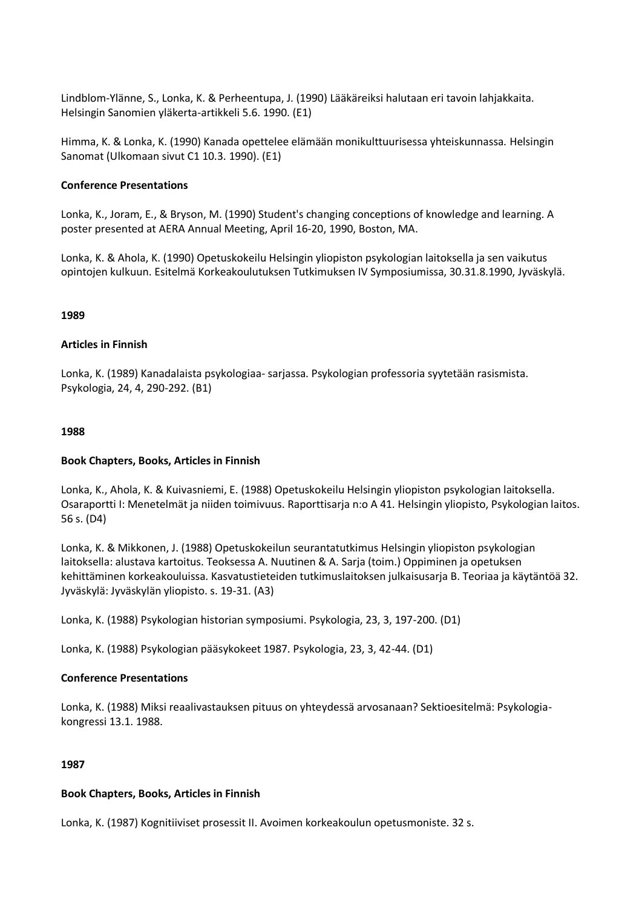Lindblom-Ylänne, S., Lonka, K. & Perheentupa, J. (1990) Lääkäreiksi halutaan eri tavoin lahjakkaita. Helsingin Sanomien yläkerta-artikkeli 5.6. 1990. (E1)

Himma, K. & Lonka, K. (1990) Kanada opettelee elämään monikulttuurisessa yhteiskunnassa. Helsingin Sanomat (Ulkomaan sivut C1 10.3. 1990). (E1)

**Conference Presentations**

Lonka, K., Joram, E., & Bryson, M. (1990) Student's changing conceptions of knowledge and learning. A poster presented at AERA Annual Meeting, April 16-20, 1990, Boston, MA.

Lonka, K. & Ahola, K. (1990) Opetuskokeilu Helsingin yliopiston psykologian laitoksella ja sen vaikutus opintojen kulkuun. Esitelmä Korkeakoulutuksen Tutkimuksen IV Symposiumissa, 30.31.8.1990, Jyväskylä.

**1989**

**Articles in Finnish**

Lonka, K. (1989) Kanadalaista psykologiaa- sarjassa. Psykologian professoria syytetään rasismista. Psykologia, 24, 4, 290-292. (B1)

**1988**

**Book Chapters, Books, Articles in Finnish**

Lonka, K., Ahola, K. & Kuivasniemi, E. (1988) Opetuskokeilu Helsingin yliopiston psykologian laitoksella. Osaraportti I: Menetelmät ja niiden toimivuus. Raporttisarja n:o A 41. Helsingin yliopisto, Psykologian laitos. 56 s. (D4)

Lonka, K. & Mikkonen, J. (1988) Opetuskokeilun seurantatutkimus Helsingin yliopiston psykologian laitoksella: alustava kartoitus. Teoksessa A. Nuutinen & A. Sarja (toim.) Oppiminen ja opetuksen kehittäminen korkeakouluissa. Kasvatustieteiden tutkimuslaitoksen julkaisusarja B. Teoriaa ja käytäntöä 32. Jyväskylä: Jyväskylän yliopisto. s. 19-31. (A3)

Lonka, K. (1988) Psykologian historian symposiumi. Psykologia, 23, 3, 197-200. (D1)

Lonka, K. (1988) Psykologian pääsykokeet 1987. Psykologia, 23, 3, 42-44. (D1)

**Conference Presentations**

Lonka, K. (1988) Miksi reaalivastauksen pituus on yhteydessä arvosanaan? Sektioesitelmä: Psykologia-kongressi 13.1. 1988.

**1987**

**Book Chapters, Books, Articles in Finnish**

Lonka, K. (1987) Kognitiiviset prosessit II. Avoimen korkeakoulun opetusmoniste. 32 s.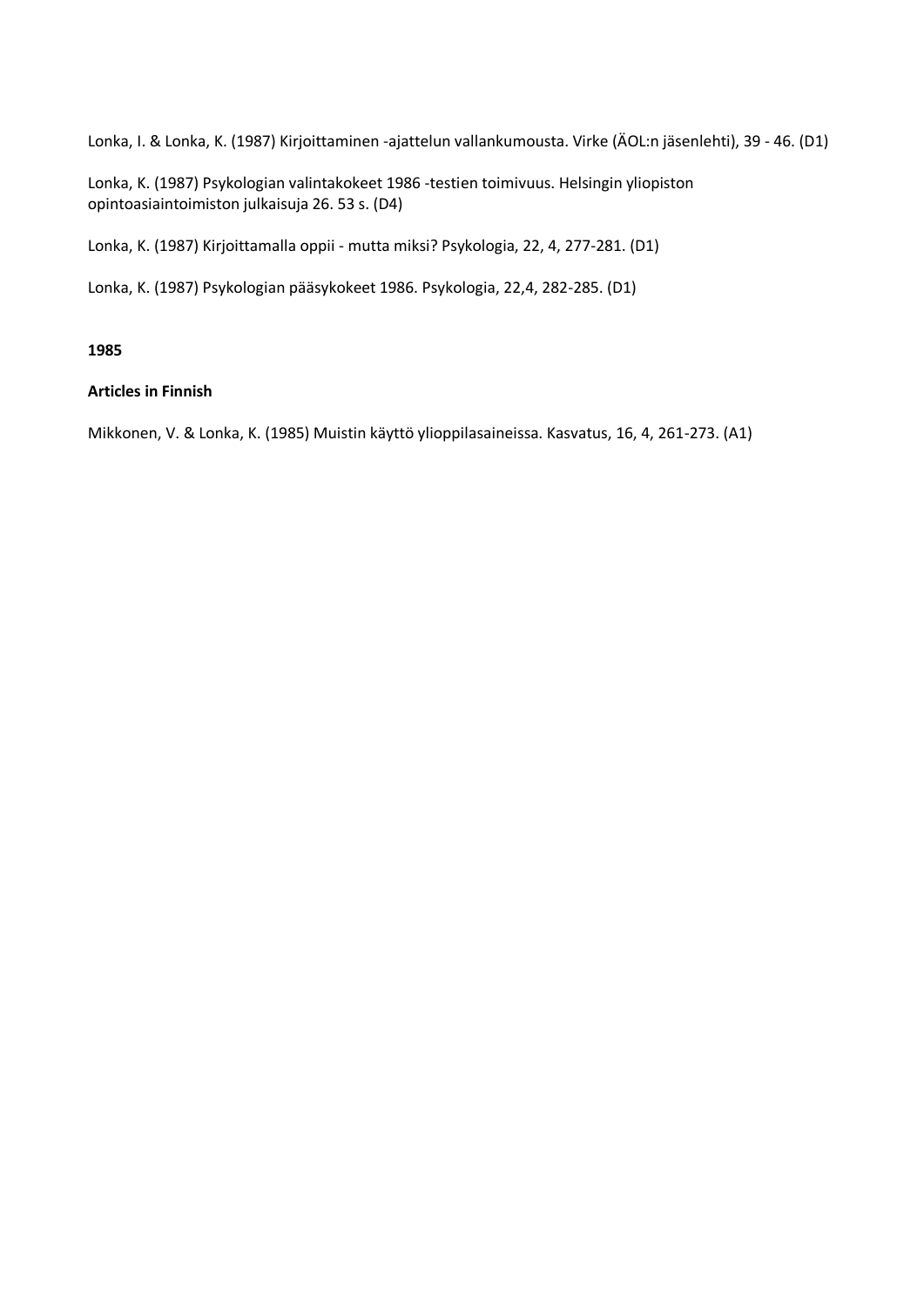Lonka, I. & Lonka, K. (1987) Kirjoittaminen -ajattelun vallankumousta. Virke (ÄOL:n jäsenlehti), 39 - 46. (D1)

Lonka, K. (1987) Psykologian valintakokeet 1986 -testien toimivuus. Helsingin yliopiston opintoasiaintoimiston julkaisuja 26. 53 s. (D4)

Lonka, K. (1987) Kirjoittamalla oppii - mutta miksi? Psykologia, 22, 4, 277-281. (D1)

Lonka, K. (1987) Psykologian pääsykokeet 1986. Psykologia, 22,4, 282-285. (D1)

**1985**

**Articles in Finnish**

Mikkonen, V. & Lonka, K. (1985) Muistin käyttö ylioppilasaineissa. Kasvatus, 16, 4, 261-273. (A1)